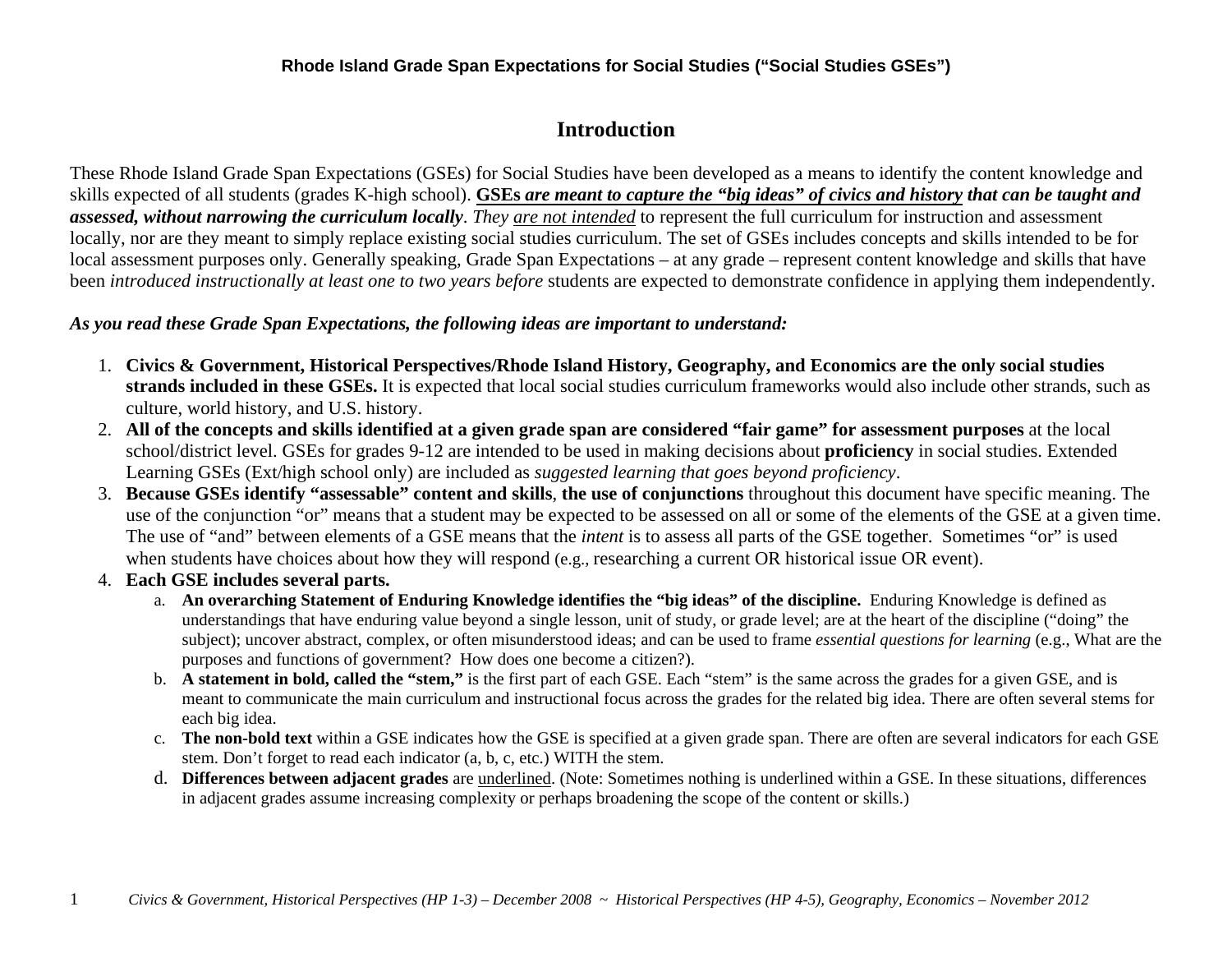**Rhode Island Grade Span Expectations for Social Studies ("Social Studies GSEs")**

# Introduction

These Rhode Island Grade Span Expectations (GSEs) for Social Studies have been developed as a means to identify the content knowledge and skills expected of all students (grades K-high school). ***GSEs are meant to capture the "big ideas" of civics and history that can be taught and assessed, without narrowing the curriculum locally***. *They are not intended* to represent the full curriculum for instruction and assessment locally, nor are they meant to simply replace existing social studies curriculum. The set of GSEs includes concepts and skills intended to be for local assessment purposes only. Generally speaking, Grade Span Expectations – at any grade – represent content knowledge and skills that have been *introduced instructionally at least one to two years before* students are expected to demonstrate confidence in applying them independently.

***As you read these Grade Span Expectations, the following ideas are important to understand:***

1. **Civics & Government, Historical Perspectives/Rhode Island History, Geography, and Economics are the only social studies strands included in these GSEs.** It is expected that local social studies curriculum frameworks would also include other strands, such as culture, world history, and U.S. history.
2. **All of the concepts and skills identified at a given grade span are considered "fair game" for assessment purposes** at the local school/district level. GSEs for grades 9-12 are intended to be used in making decisions about **proficiency** in social studies. Extended Learning GSEs (Ext/high school only) are included as *suggested learning that goes beyond proficiency*.
3. **Because GSEs identify "assessable" content and skills**, **the use of conjunctions** throughout this document have specific meaning. The use of the conjunction "or" means that a student may be expected to be assessed on all or some of the elements of the GSE at a given time. The use of "and" between elements of a GSE means that the *intent* is to assess all parts of the GSE together. Sometimes "or" is used when students have choices about how they will respond (e.g., researching a current OR historical issue OR event).
4. **Each GSE includes several parts.**
   a. **An overarching Statement of Enduring Knowledge identifies the "big ideas" of the discipline.** Enduring Knowledge is defined as understandings that have enduring value beyond a single lesson, unit of study, or grade level; are at the heart of the discipline ("doing" the subject); uncover abstract, complex, or often misunderstood ideas; and can be used to frame *essential questions for learning* (e.g., What are the purposes and functions of government? How does one become a citizen?).
   b. **A statement in bold, called the "stem,"** is the first part of each GSE. Each "stem" is the same across the grades for a given GSE, and is meant to communicate the main curriculum and instructional focus across the grades for the related big idea. There are often several stems for each big idea.
   c. **The non-bold text** within a GSE indicates how the GSE is specified at a given grade span. There are often are several indicators for each GSE stem. Don't forget to read each indicator (a, b, c, etc.) WITH the stem.
   d. **Differences between adjacent grades** are underlined. (Note: Sometimes nothing is underlined within a GSE. In these situations, differences in adjacent grades assume increasing complexity or perhaps broadening the scope of the content or skills.)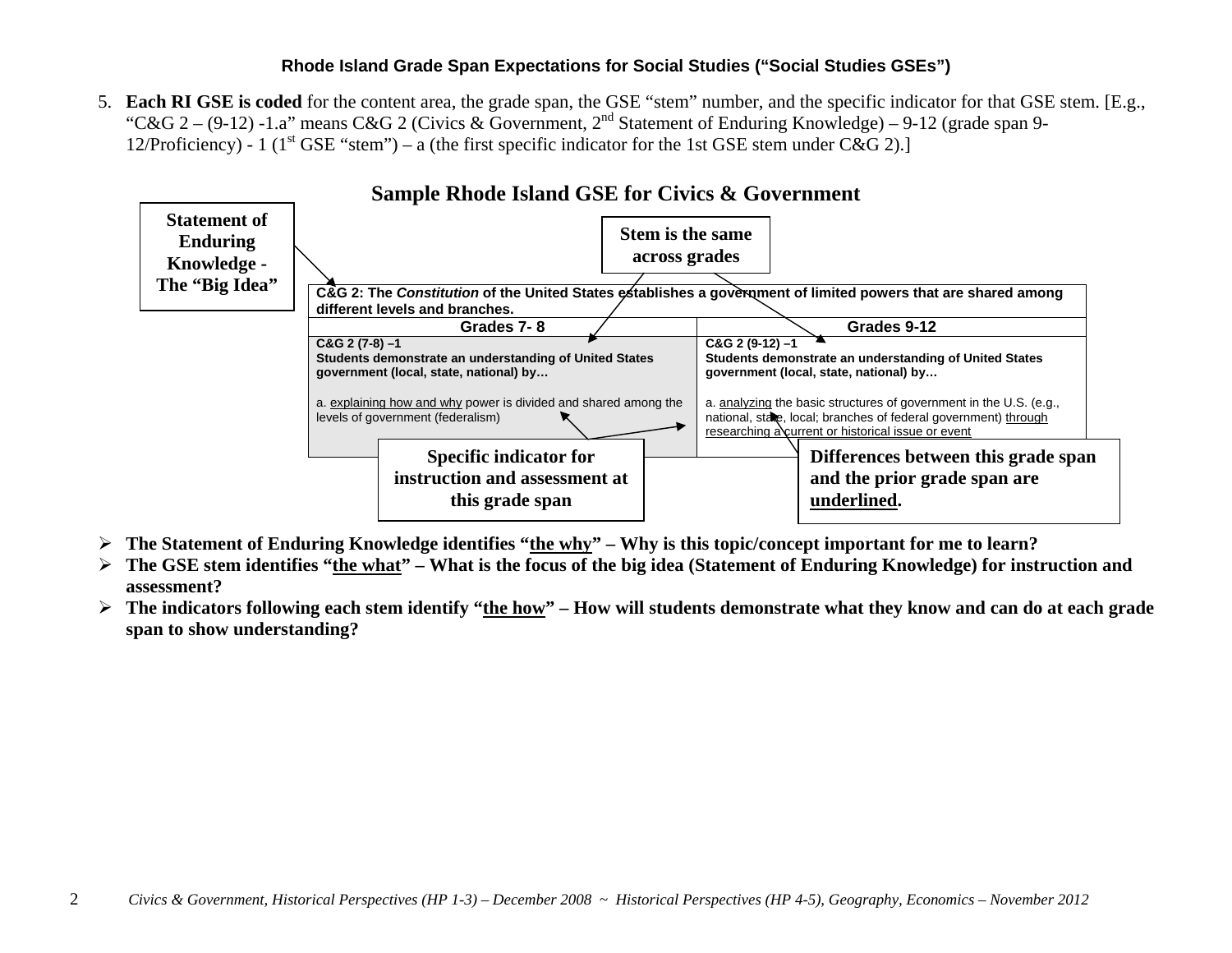5. **Each RI GSE is coded** for the content area, the grade span, the GSE "stem" number, and the specific indicator for that GSE stem. [E.g., "C&G 2 – (9-12) -1.a" means C&G 2 (Civics & Government, 2nd Statement of Enduring Knowledge) – 9-12 (grade span 9-12/Proficiency) - 1 (1st GSE "stem") – a (the first specific indicator for the 1st GSE stem under C&G 2).]

## Sample Rhode Island GSE for Civics & Government

**Statement of Enduring Knowledge - The "Big Idea"**

**Stem is the same across grades**

| **C&G 2: The *Constitution* of the United States establishes a government of limited powers that are shared among different levels and branches.** | |
|---|---|
| **Grades 7- 8** | **Grades 9-12** |
| **C&G 2 (7-8) –1**<br>**Students demonstrate an understanding of United States government (local, state, national) by…**<br><br>a. <u>explaining how and why</u> power is divided and shared among the levels of government (federalism) | **C&G 2 (9-12) –1**<br>**Students demonstrate an understanding of United States government (local, state, national) by…**<br><br>a. <u>analyzing</u> the basic structures of government in the U.S. (e.g., national, state, local; branches of federal government) <u>through researching a current or historical issue or event</u> |

**Specific indicator for instruction and assessment at this grade span**

**Differences between this grade span and the prior grade span are <u>underlined</u>.**

- **The Statement of Enduring Knowledge identifies "<u>the why</u>" – Why is this topic/concept important for me to learn?**
- **The GSE stem identifies "<u>the what</u>" – What is the focus of the big idea (Statement of Enduring Knowledge) for instruction and assessment?**
- **The indicators following each stem identify "<u>the how</u>" – How will students demonstrate what they know and can do at each grade span to show understanding?**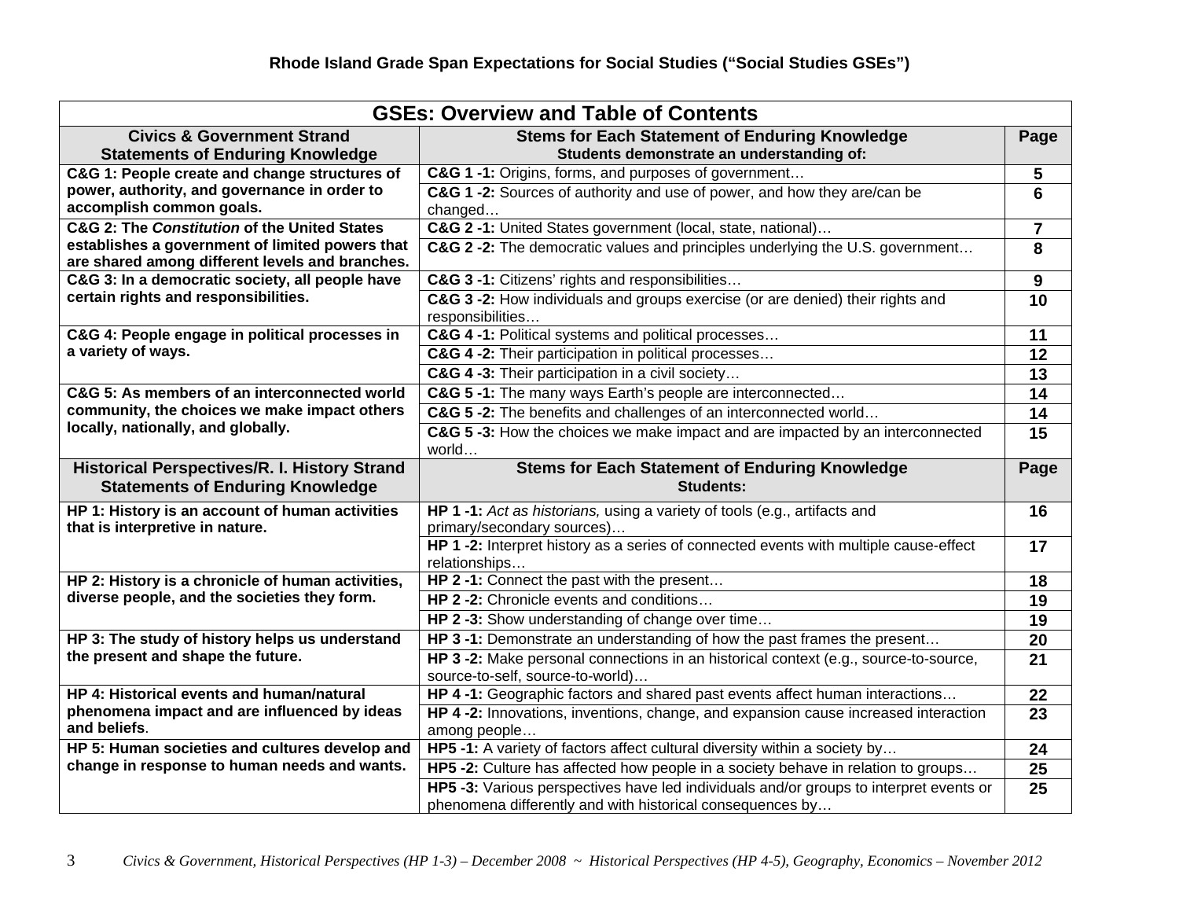### Rhode Island Grade Span Expectations for Social Studies ("Social Studies GSEs")

| GSEs: Overview and Table of Contents | | |
|---|---|---|
| **Civics & Government Strand Statements of Enduring Knowledge** | **Stems for Each Statement of Enduring Knowledge** **Students demonstrate an understanding of:** | **Page** |
| **C&G 1: People create and change structures of power, authority, and governance in order to accomplish common goals.** | **C&G 1 -1:** Origins, forms, and purposes of government… | **5** |
| | **C&G 1 -2:** Sources of authority and use of power, and how they are/can be changed… | **6** |
| **C&G 2: The *Constitution* of the United States establishes a government of limited powers that are shared among different levels and branches.** | **C&G 2 -1:** United States government (local, state, national)… | **7** |
| | **C&G 2 -2:** The democratic values and principles underlying the U.S. government… | **8** |
| **C&G 3: In a democratic society, all people have certain rights and responsibilities.** | **C&G 3 -1:** Citizens' rights and responsibilities… | **9** |
| | **C&G 3 -2:** How individuals and groups exercise (or are denied) their rights and responsibilities… | **10** |
| **C&G 4: People engage in political processes in a variety of ways.** | **C&G 4 -1:** Political systems and political processes… | **11** |
| | **C&G 4 -2:** Their participation in political processes… | **12** |
| | **C&G 4 -3:** Their participation in a civil society… | **13** |
| **C&G 5: As members of an interconnected world community, the choices we make impact others locally, nationally, and globally.** | **C&G 5 -1:** The many ways Earth's people are interconnected… | **14** |
| | **C&G 5 -2:** The benefits and challenges of an interconnected world… | **14** |
| | **C&G 5 -3:** How the choices we make impact and are impacted by an interconnected world… | **15** |
| **Historical Perspectives/R. I. History Strand Statements of Enduring Knowledge** | **Stems for Each Statement of Enduring Knowledge** **Students:** | **Page** |
| **HP 1: History is an account of human activities that is interpretive in nature.** | **HP 1 -1:** *Act as historians,* using a variety of tools (e.g., artifacts and primary/secondary sources)… | **16** |
| | **HP 1 -2:** Interpret history as a series of connected events with multiple cause-effect relationships… | **17** |
| **HP 2: History is a chronicle of human activities, diverse people, and the societies they form.** | **HP 2 -1:** Connect the past with the present… | **18** |
| | **HP 2 -2:** Chronicle events and conditions… | **19** |
| | **HP 2 -3:** Show understanding of change over time… | **19** |
| **HP 3: The study of history helps us understand the present and shape the future.** | **HP 3 -1:** Demonstrate an understanding of how the past frames the present… | **20** |
| | **HP 3 -2:** Make personal connections in an historical context (e.g., source-to-source, source-to-self, source-to-world)… | **21** |
| **HP 4: Historical events and human/natural phenomena impact and are influenced by ideas and beliefs**. | **HP 4 -1:** Geographic factors and shared past events affect human interactions… | **22** |
| | **HP 4 -2:** Innovations, inventions, change, and expansion cause increased interaction among people… | **23** |
| **HP 5: Human societies and cultures develop and change in response to human needs and wants.** | **HP5 -1:** A variety of factors affect cultural diversity within a society by… | **24** |
| | **HP5 -2:** Culture has affected how people in a society behave in relation to groups… | **25** |
| | **HP5 -3:** Various perspectives have led individuals and/or groups to interpret events or phenomena differently and with historical consequences by… | **25** |

*Civics & Government, Historical Perspectives (HP 1-3) – December 2008 ~ Historical Perspectives (HP 4-5), Geography, Economics – November 2012*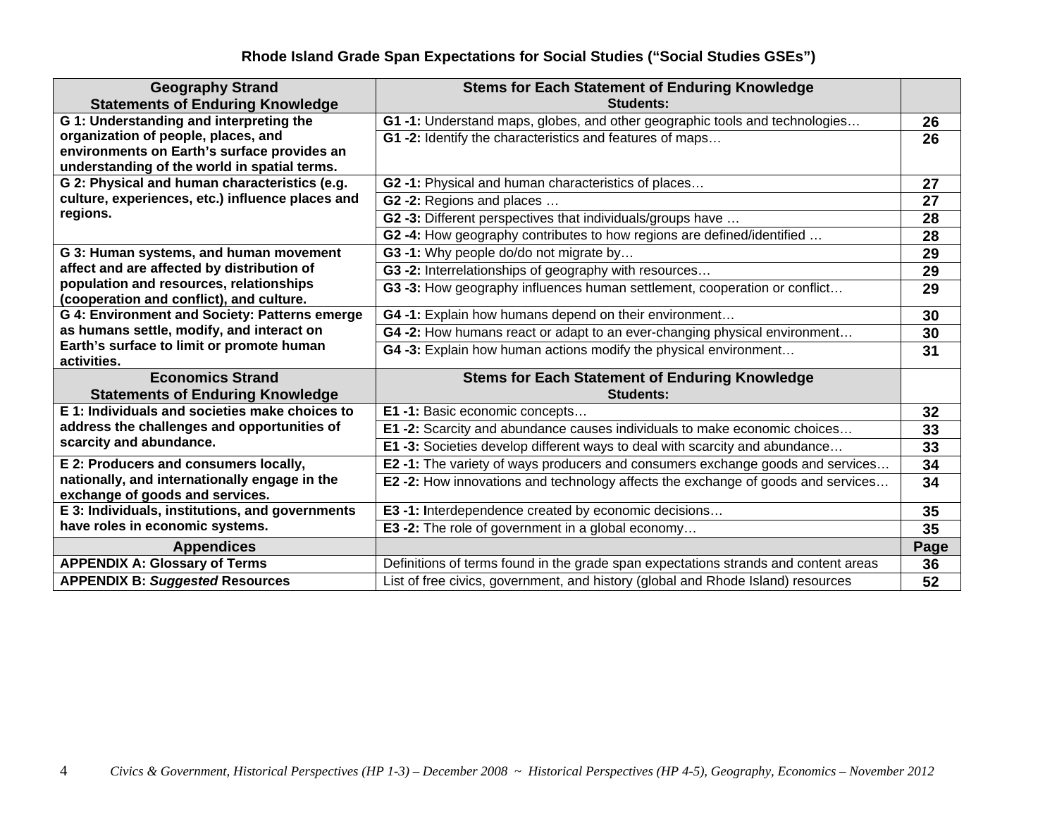**Rhode Island Grade Span Expectations for Social Studies ("Social Studies GSEs")**

| Geography Strand<br>Statements of Enduring Knowledge | Stems for Each Statement of Enduring Knowledge<br>Students: | |
|---|---|---|
| **G 1: Understanding and interpreting the organization of people, places, and environments on Earth's surface provides an understanding of the world in spatial terms.** | **G1 -1:** Understand maps, globes, and other geographic tools and technologies… | 26 |
| | **G1 -2:** Identify the characteristics and features of maps… | 26 |
| **G 2: Physical and human characteristics (e.g. culture, experiences, etc.) influence places and regions.** | **G2 -1:** Physical and human characteristics of places… | 27 |
| | **G2 -2:** Regions and places … | 27 |
| | **G2 -3:** Different perspectives that individuals/groups have … | 28 |
| | **G2 -4:** How geography contributes to how regions are defined/identified … | 28 |
| **G 3: Human systems, and human movement affect and are affected by distribution of population and resources, relationships (cooperation and conflict), and culture.** | **G3 -1:** Why people do/do not migrate by… | 29 |
| | **G3 -2:** Interrelationships of geography with resources… | 29 |
| | **G3 -3:** How geography influences human settlement, cooperation or conflict… | 29 |
| **G 4: Environment and Society: Patterns emerge as humans settle, modify, and interact on Earth's surface to limit or promote human activities.** | **G4 -1:** Explain how humans depend on their environment… | 30 |
| | **G4 -2:** How humans react or adapt to an ever-changing physical environment… | 30 |
| | **G4 -3:** Explain how human actions modify the physical environment… | 31 |
| **Economics Strand<br>Statements of Enduring Knowledge** | **Stems for Each Statement of Enduring Knowledge<br>Students:** | |
| **E 1: Individuals and societies make choices to address the challenges and opportunities of scarcity and abundance.** | **E1 -1:** Basic economic concepts… | 32 |
| | **E1 -2:** Scarcity and abundance causes individuals to make economic choices… | 33 |
| | **E1 -3:** Societies develop different ways to deal with scarcity and abundance… | 33 |
| **E 2: Producers and consumers locally, nationally, and internationally engage in the exchange of goods and services.** | **E2 -1:** The variety of ways producers and consumers exchange goods and services… | 34 |
| | **E2 -2:** How innovations and technology affects the exchange of goods and services… | 34 |
| **E 3: Individuals, institutions, and governments have roles in economic systems.** | **E3 -1: I**nterdependence created by economic decisions… | 35 |
| | **E3 -2:** The role of government in a global economy… | 35 |
| **Appendices** | | **Page** |
| **APPENDIX A: Glossary of Terms** | Definitions of terms found in the grade span expectations strands and content areas | 36 |
| **APPENDIX B: *Suggested* Resources** | List of free civics, government, and history (global and Rhode Island) resources | 52 |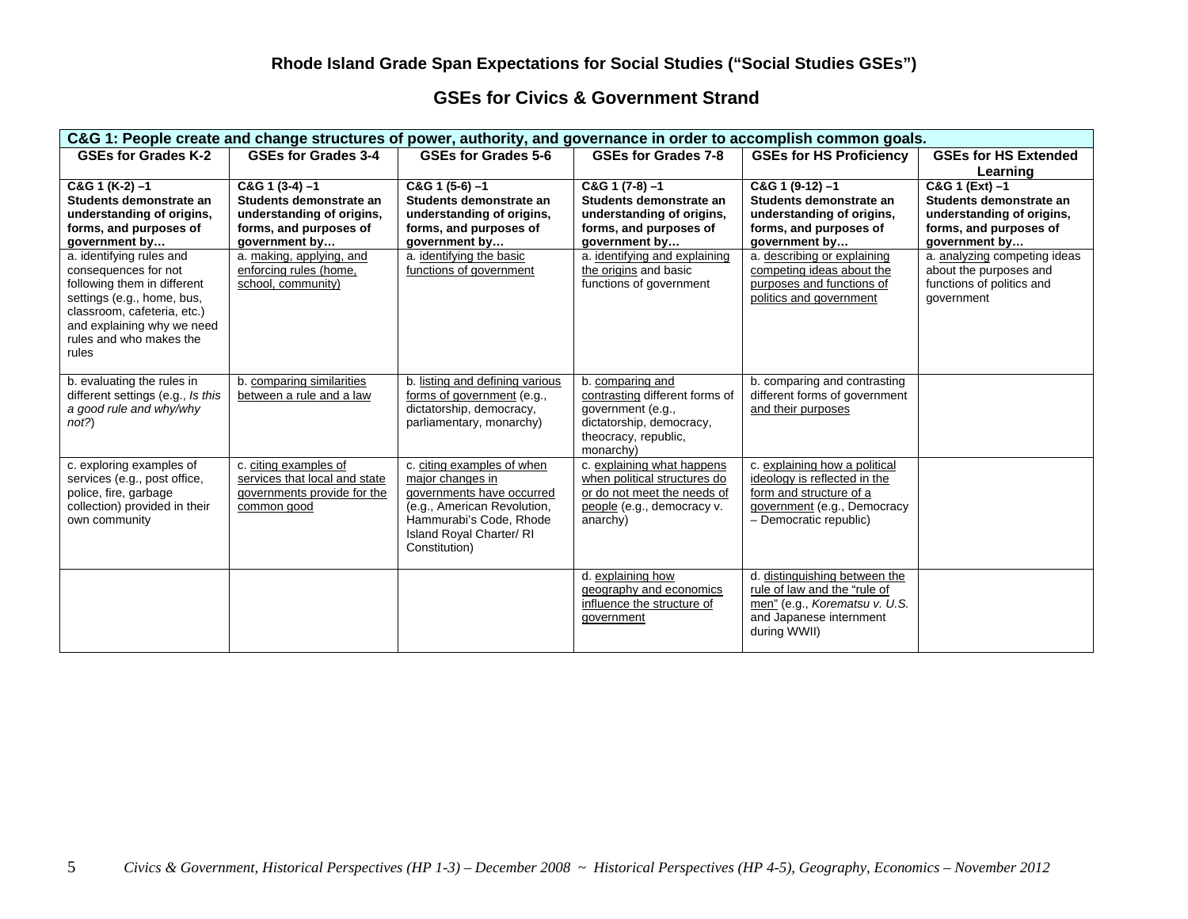# Rhode Island Grade Span Expectations for Social Studies ("Social Studies GSEs")

## GSEs for Civics & Government Strand

| C&G 1: People create and change structures of power, authority, and governance in order to accomplish common goals. | | | | | |
|---|---|---|---|---|---|
| **GSEs for Grades K-2** | **GSEs for Grades 3-4** | **GSEs for Grades 5-6** | **GSEs for Grades 7-8** | **GSEs for HS Proficiency** | **GSEs for HS Extended Learning** |
| **C&G 1 (K-2) –1 Students demonstrate an understanding of origins, forms, and purposes of government by…** | **C&G 1 (3-4) –1 Students demonstrate an understanding of origins, forms, and purposes of government by…** | **C&G 1 (5-6) –1 Students demonstrate an understanding of origins, forms, and purposes of government by…** | **C&G 1 (7-8) –1 Students demonstrate an understanding of origins, forms, and purposes of government by…** | **C&G 1 (9-12) –1 Students demonstrate an understanding of origins, forms, and purposes of government by…** | **C&G 1 (Ext) –1 Students demonstrate an understanding of origins, forms, and purposes of government by…** |
| a. identifying rules and consequences for not following them in different settings (e.g., home, bus, classroom, cafeteria, etc.) and explaining why we need rules and who makes the rules | a. making, applying, and enforcing rules (home, school, community) | a. identifying the basic functions of government | a. identifying and explaining the origins and basic functions of government | a. describing or explaining competing ideas about the purposes and functions of politics and government | a. analyzing competing ideas about the purposes and functions of politics and government |
| b. evaluating the rules in different settings (e.g., *Is this a good rule and why/why not?*) | b. comparing similarities between a rule and a law | b. listing and defining various forms of government (e.g., dictatorship, democracy, parliamentary, monarchy) | b. comparing and contrasting different forms of government (e.g., dictatorship, democracy, theocracy, republic, monarchy) | b. comparing and contrasting different forms of government and their purposes | |
| c. exploring examples of services (e.g., post office, police, fire, garbage collection) provided in their own community | c. citing examples of services that local and state governments provide for the common good | c. citing examples of when major changes in governments have occurred (e.g., American Revolution, Hammurabi's Code, Rhode Island Royal Charter/ RI Constitution) | c. explaining what happens when political structures do or do not meet the needs of people (e.g., democracy v. anarchy) | c. explaining how a political ideology is reflected in the form and structure of a government (e.g., Democracy – Democratic republic) | |
| | | | d. explaining how geography and economics influence the structure of government | d. distinguishing between the rule of law and the "rule of men" (e.g., *Korematsu v. U.S.* and Japanese internment during WWII) | |

*Civics & Government, Historical Perspectives (HP 1-3) – December 2008 ~ Historical Perspectives (HP 4-5), Geography, Economics – November 2012*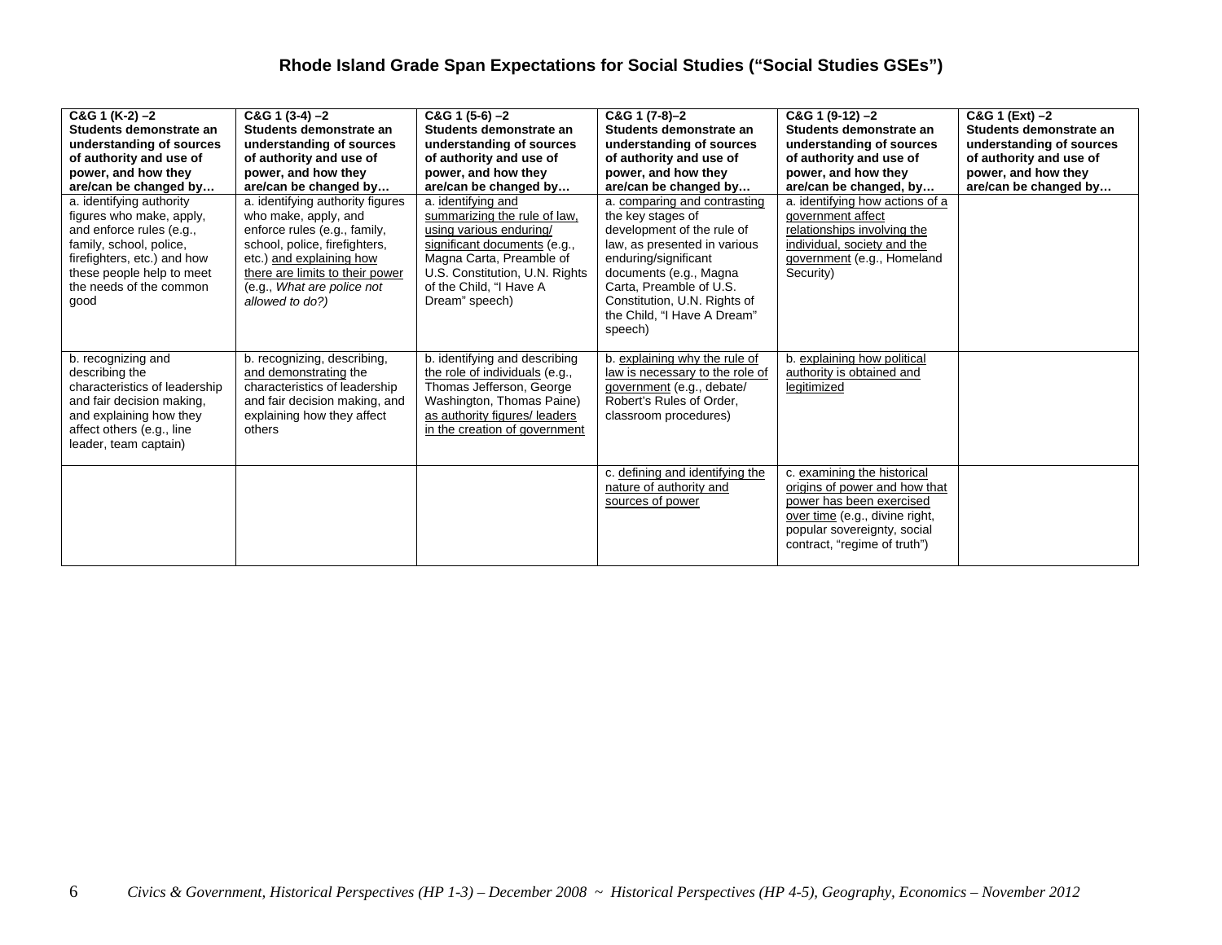# Rhode Island Grade Span Expectations for Social Studies ("Social Studies GSEs")

| C&G 1 (K-2) –2 **Students demonstrate an understanding of sources of authority and use of power, and how they are/can be changed by…** | C&G 1 (3-4) –2 **Students demonstrate an understanding of sources of authority and use of power, and how they are/can be changed by…** | C&G 1 (5-6) –2 **Students demonstrate an understanding of sources of authority and use of power, and how they are/can be changed by…** | C&G 1 (7-8)–2 **Students demonstrate an understanding of sources of authority and use of power, and how they are/can be changed by…** | C&G 1 (9-12) –2 **Students demonstrate an understanding of sources of authority and use of power, and how they are/can be changed, by…** | C&G 1 (Ext) –2 **Students demonstrate an understanding of sources of authority and use of power, and how they are/can be changed by…** |
|---|---|---|---|---|---|
| a. identifying authority figures who make, apply, and enforce rules (e.g., family, school, police, firefighters, etc.) and how these people help to meet the needs of the common good | a. identifying authority figures who make, apply, and enforce rules (e.g., family, school, police, firefighters, etc.) and explaining how there are limits to their power (e.g., *What are police not allowed to do?)* | a. identifying and summarizing the rule of law, using various enduring/ significant documents (e.g., Magna Carta, Preamble of U.S. Constitution, U.N. Rights of the Child, "I Have A Dream" speech) | a. comparing and contrasting the key stages of development of the rule of law, as presented in various enduring/significant documents (e.g., Magna Carta, Preamble of U.S. Constitution, U.N. Rights of the Child, "I Have A Dream" speech) | a. identifying how actions of a government affect relationships involving the individual, society and the government (e.g., Homeland Security) | |
| b. recognizing and describing the characteristics of leadership and fair decision making, and explaining how they affect others (e.g., line leader, team captain) | b. recognizing, describing, and demonstrating the characteristics of leadership and fair decision making, and explaining how they affect others | b. identifying and describing the role of individuals (e.g., Thomas Jefferson, George Washington, Thomas Paine) as authority figures/ leaders in the creation of government | b. explaining why the rule of law is necessary to the role of government (e.g., debate/ Robert's Rules of Order, classroom procedures) | b. explaining how political authority is obtained and legitimized | |
| | | | c. defining and identifying the nature of authority and sources of power | c. examining the historical origins of power and how that power has been exercised over time (e.g., divine right, popular sovereignty, social contract, "regime of truth") | |

*Civics & Government, Historical Perspectives (HP 1-3) – December 2008 ~ Historical Perspectives (HP 4-5), Geography, Economics – November 2012*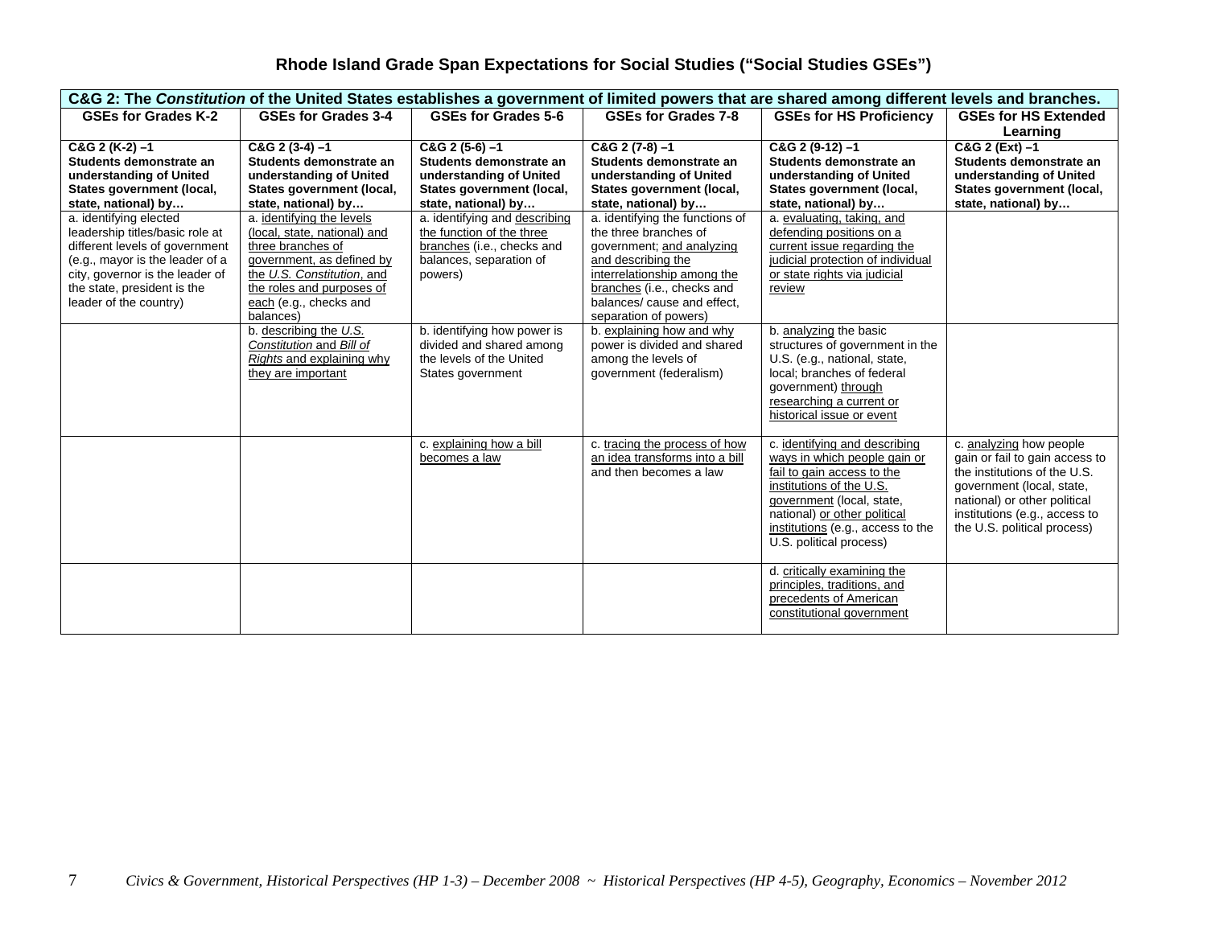# Rhode Island Grade Span Expectations for Social Studies ("Social Studies GSEs")

| C&G 2: The *Constitution* of the United States establishes a government of limited powers that are shared among different levels and branches. | | | | | |
|---|---|---|---|---|---|
| **GSEs for Grades K-2** | **GSEs for Grades 3-4** | **GSEs for Grades 5-6** | **GSEs for Grades 7-8** | **GSEs for HS Proficiency** | **GSEs for HS Extended Learning** |
| **C&G 2 (K-2) –1 Students demonstrate an understanding of United States government (local, state, national) by…** | **C&G 2 (3-4) –1 Students demonstrate an understanding of United States government (local, state, national) by…** | **C&G 2 (5-6) –1 Students demonstrate an understanding of United States government (local, state, national) by…** | **C&G 2 (7-8) –1 Students demonstrate an understanding of United States government (local, state, national) by…** | **C&G 2 (9-12) –1 Students demonstrate an understanding of United States government (local, state, national) by…** | **C&G 2 (Ext) –1 Students demonstrate an understanding of United States government (local, state, national) by…** |
| a. identifying elected leadership titles/basic role at different levels of government (e.g., mayor is the leader of a city, governor is the leader of the state, president is the leader of the country) | a. identifying the levels (local, state, national) and three branches of government, as defined by the *U.S. Constitution*, and the roles and purposes of each (e.g., checks and balances) | a. identifying and describing the function of the three branches (i.e., checks and balances, separation of powers) | a. identifying the functions of the three branches of government; and analyzing and describing the interrelationship among the branches (i.e., checks and balances/ cause and effect, separation of powers) | a. evaluating, taking, and defending positions on a current issue regarding the judicial protection of individual or state rights via judicial review | |
| | b. describing the *U.S. Constitution* and *Bill of Rights* and explaining why they are important | b. identifying how power is divided and shared among the levels of the United States government | b. explaining how and why power is divided and shared among the levels of government (federalism) | b. analyzing the basic structures of government in the U.S. (e.g., national, state, local; branches of federal government) through researching a current or historical issue or event | |
| | | c. explaining how a bill becomes a law | c. tracing the process of how an idea transforms into a bill and then becomes a law | c. identifying and describing ways in which people gain or fail to gain access to the institutions of the U.S. government (local, state, national) or other political institutions (e.g., access to the U.S. political process) | c. analyzing how people gain or fail to gain access to the institutions of the U.S. government (local, state, national) or other political institutions (e.g., access to the U.S. political process) |
| | | | | d. critically examining the principles, traditions, and precedents of American constitutional government | |

*Civics & Government, Historical Perspectives (HP 1-3) – December 2008 ~ Historical Perspectives (HP 4-5), Geography, Economics – November 2012*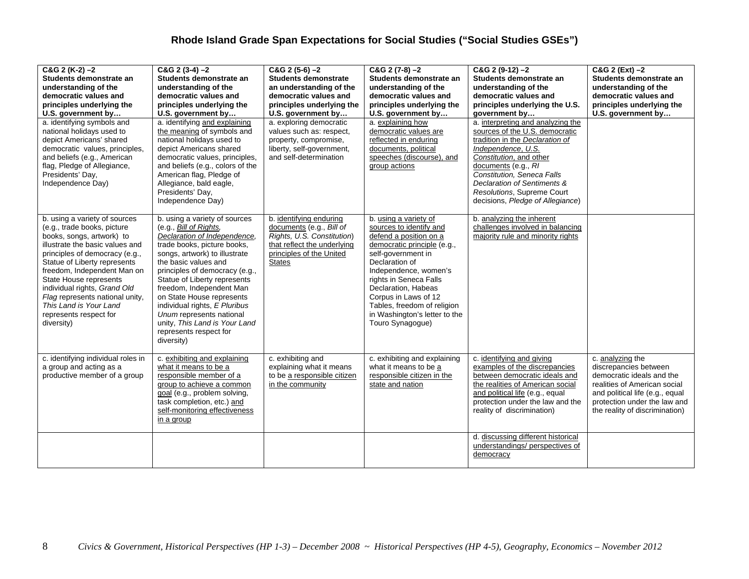# Rhode Island Grade Span Expectations for Social Studies ("Social Studies GSEs")

| **C&G 2 (K-2) –2 Students demonstrate an understanding of the democratic values and principles underlying the U.S. government by…** | **C&G 2 (3-4) –2 Students demonstrate an understanding of the democratic values and principles underlying the U.S. government by…** | **C&G 2 (5-6) –2 Students demonstrate an understanding of the democratic values and principles underlying the U.S. government by…** | **C&G 2 (7-8) –2 Students demonstrate an understanding of the democratic values and principles underlying the U.S. government by…** | **C&G 2 (9-12) –2 Students demonstrate an understanding of the democratic values and principles underlying the U.S. government by…** | **C&G 2 (Ext) –2 Students demonstrate an understanding of the democratic values and principles underlying the U.S. government by…** |
|---|---|---|---|---|---|
| a. identifying symbols and national holidays used to depict Americans' shared democratic values, principles, and beliefs (e.g., American flag, Pledge of Allegiance, Presidents' Day, Independence Day) | a. identifying and explaining the meaning of symbols and national holidays used to depict Americans shared democratic values, principles, and beliefs (e.g., colors of the American flag, Pledge of Allegiance, bald eagle, Presidents' Day, Independence Day) | a. exploring democratic values such as: respect, property, compromise, liberty, self-government, and self-determination | a. explaining how democratic values are reflected in enduring documents, political speeches (discourse), and group actions | a. interpreting and analyzing the sources of the U.S. democratic tradition in the *Declaration of Independence*, *U.S. Constitution*, and other documents (e.g., *RI Constitution, Seneca Falls Declaration of Sentiments & Resolutions*, Supreme Court decisions, *Pledge of Allegiance*) | |
| b. using a variety of sources (e.g., trade books, picture books, songs, artwork) to illustrate the basic values and principles of democracy (e.g., Statue of Liberty represents freedom, Independent Man on State House represents individual rights, *Grand Old Flag* represents national unity, *This Land is Your Land* represents respect for diversity) | b. using a variety of sources (e.g., *Bill of Rights, Declaration of Independence,* trade books, picture books, songs, artwork) to illustrate the basic values and principles of democracy (e.g., Statue of Liberty represents freedom, Independent Man on State House represents individual rights, *E Pluribus Unum* represents national unity, *This Land is Your Land* represents respect for diversity) | b. identifying enduring documents (e.g., *Bill of Rights, U.S. Constitution*) that reflect the underlying principles of the United States | b. using a variety of sources to identify and defend a position on a democratic principle (e.g., self-government in Declaration of Independence, women's rights in Seneca Falls Declaration, Habeas Corpus in Laws of 12 Tables, freedom of religion in Washington's letter to the Touro Synagogue) | b. analyzing the inherent challenges involved in balancing majority rule and minority rights | |
| c. identifying individual roles in a group and acting as a productive member of a group | c. exhibiting and explaining what it means to be a responsible member of a group to achieve a common goal (e.g., problem solving, task completion, etc.) and self-monitoring effectiveness in a group | c. exhibiting and explaining what it means to be a responsible citizen in the community | c. exhibiting and explaining what it means to be a responsible citizen in the state and nation | c. identifying and giving examples of the discrepancies between democratic ideals and the realities of American social and political life (e.g., equal protection under the law and the reality of discrimination) | c. analyzing the discrepancies between democratic ideals and the realities of American social and political life (e.g., equal protection under the law and the reality of discrimination) |
| | | | | d. discussing different historical understandings/ perspectives of democracy | |

*Civics & Government, Historical Perspectives (HP 1-3) – December 2008 ~ Historical Perspectives (HP 4-5), Geography, Economics – November 2012*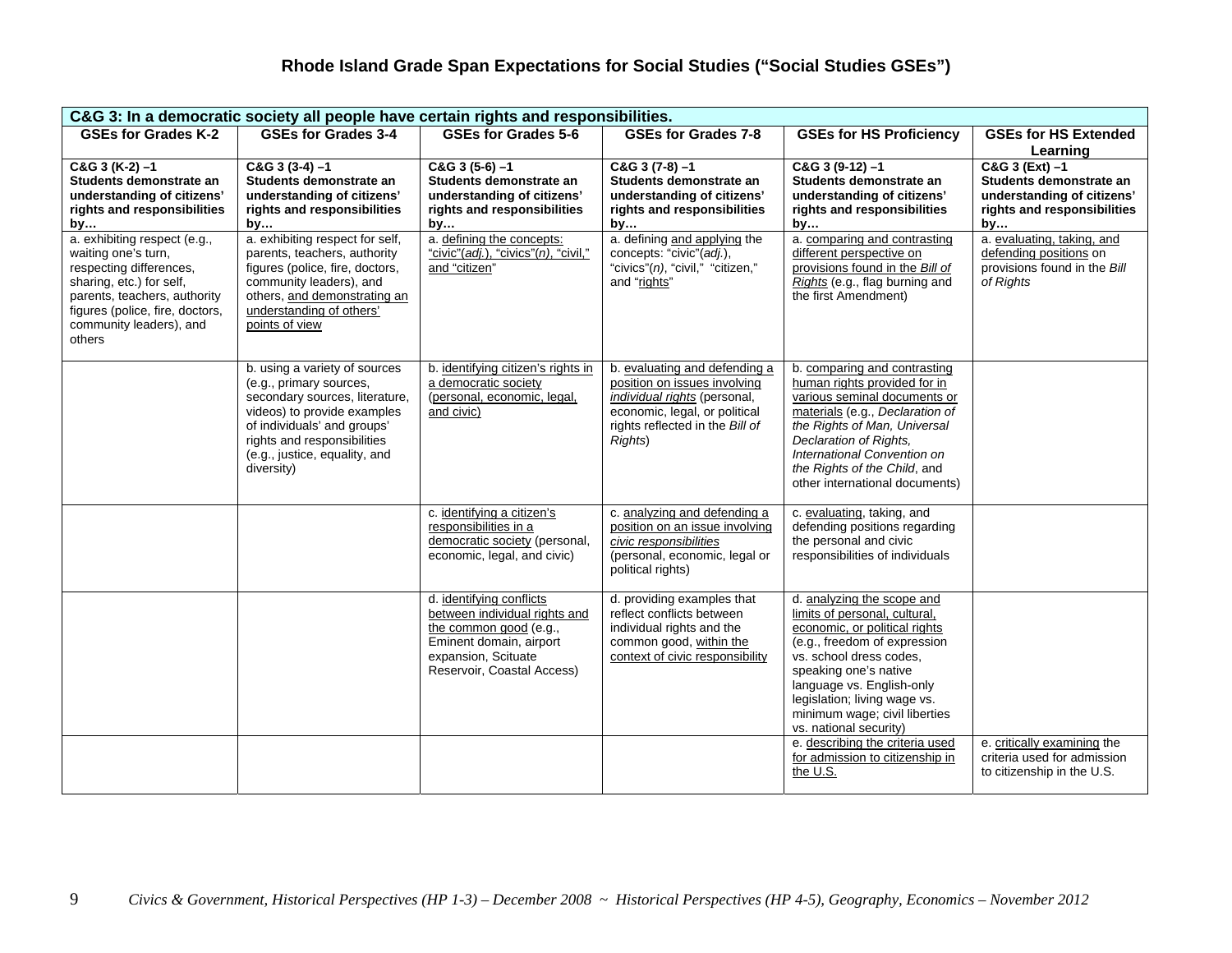## Rhode Island Grade Span Expectations for Social Studies ("Social Studies GSEs")

| C&G 3: In a democratic society all people have certain rights and responsibilities. | | | | | |
|---|---|---|---|---|---|
| **GSEs for Grades K-2** | **GSEs for Grades 3-4** | **GSEs for Grades 5-6** | **GSEs for Grades 7-8** | **GSEs for HS Proficiency** | **GSEs for HS Extended Learning** |
| **C&G 3 (K-2) –1 Students demonstrate an understanding of citizens' rights and responsibilities by…** | **C&G 3 (3-4) –1 Students demonstrate an understanding of citizens' rights and responsibilities by…** | **C&G 3 (5-6) –1 Students demonstrate an understanding of citizens' rights and responsibilities by…** | **C&G 3 (7-8) –1 Students demonstrate an understanding of citizens' rights and responsibilities by…** | **C&G 3 (9-12) –1 Students demonstrate an understanding of citizens' rights and responsibilities by…** | **C&G 3 (Ext) –1 Students demonstrate an understanding of citizens' rights and responsibilities by…** |
| a. exhibiting respect (e.g., waiting one's turn, respecting differences, sharing, etc.) for self, parents, teachers, authority figures (police, fire, doctors, community leaders), and others | a. exhibiting respect for self, parents, teachers, authority figures (police, fire, doctors, community leaders), and others, and demonstrating an understanding of others' points of view | a. defining the concepts: "civic"(*adj.*), "civics"(*n)*, "civil," and "citizen" | a. defining and applying the concepts: "civic"(*adj.*), "civics"(*n)*, "civil," "citizen," and "rights" | a. comparing and contrasting different perspective on provisions found in the *Bill of Rights* (e.g., flag burning and the first Amendment) | a. evaluating, taking, and defending positions on provisions found in the *Bill of Rights* |
| | b. using a variety of sources (e.g., primary sources, secondary sources, literature, videos) to provide examples of individuals' and groups' rights and responsibilities (e.g., justice, equality, and diversity) | b. identifying citizen's rights in a democratic society (personal, economic, legal, and civic) | b. evaluating and defending a position on issues involving *individual rights* (personal, economic, legal, or political rights reflected in the *Bill of Rights*) | b. comparing and contrasting human rights provided for in various seminal documents or materials (e.g., *Declaration of the Rights of Man, Universal Declaration of Rights, International Convention on the Rights of the Child*, and other international documents) | |
| | | c. identifying a citizen's responsibilities in a democratic society (personal, economic, legal, and civic) | c. analyzing and defending a position on an issue involving *civic responsibilities* (personal, economic, legal or political rights) | c. evaluating, taking, and defending positions regarding the personal and civic responsibilities of individuals | |
| | | d. identifying conflicts between individual rights and the common good (e.g., Eminent domain, airport expansion, Scituate Reservoir, Coastal Access) | d. providing examples that reflect conflicts between individual rights and the common good, within the context of civic responsibility | d. analyzing the scope and limits of personal, cultural, economic, or political rights (e.g., freedom of expression vs. school dress codes, speaking one's native language vs. English-only legislation; living wage vs. minimum wage; civil liberties vs. national security) | |
| | | | | e. describing the criteria used for admission to citizenship in the U.S. | e. critically examining the criteria used for admission to citizenship in the U.S. |

*Civics & Government, Historical Perspectives (HP 1-3) – December 2008 ~ Historical Perspectives (HP 4-5), Geography, Economics – November 2012*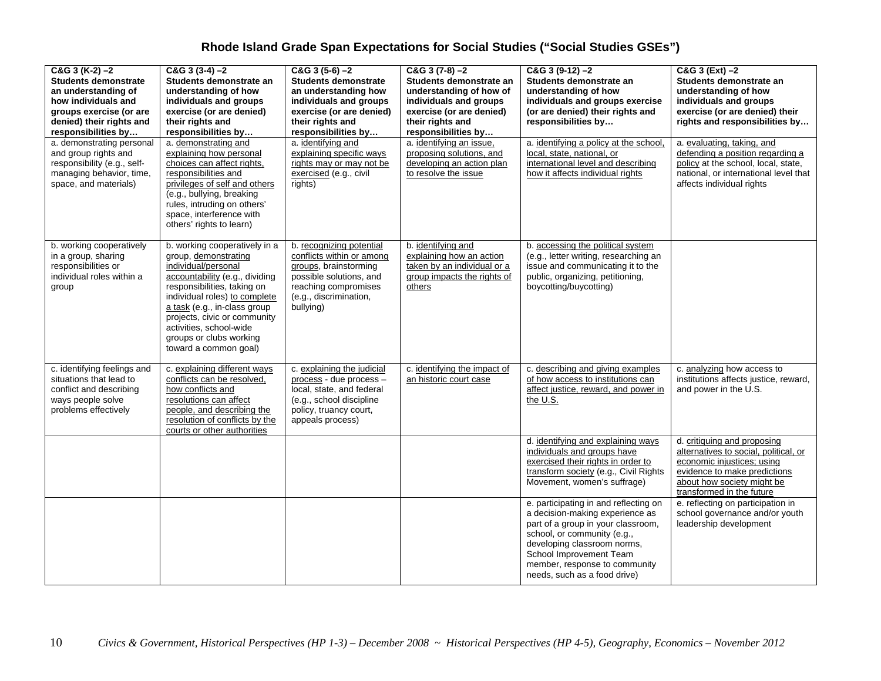# Rhode Island Grade Span Expectations for Social Studies ("Social Studies GSEs")

| **C&G 3 (K-2) –2 Students demonstrate an understanding of how individuals and groups exercise (or are denied) their rights and responsibilities by…** | **C&G 3 (3-4) –2 Students demonstrate an understanding of how individuals and groups exercise (or are denied) their rights and responsibilities by…** | **C&G 3 (5-6) –2 Students demonstrate an understanding how individuals and groups exercise (or are denied) their rights and responsibilities by…** | **C&G 3 (7-8) –2 Students demonstrate an understanding of how of individuals and groups exercise (or are denied) their rights and responsibilities by…** | **C&G 3 (9-12) –2 Students demonstrate an understanding of how individuals and groups exercise (or are denied) their rights and responsibilities by…** | **C&G 3 (Ext) –2 Students demonstrate an understanding of how individuals and groups exercise (or are denied) their rights and responsibilities by…** |
|---|---|---|---|---|---|
| a. demonstrating personal and group rights and responsibility (e.g., self-managing behavior, time, space, and materials) | a. demonstrating and explaining how personal choices can affect rights, responsibilities and privileges of self and others (e.g., bullying, breaking rules, intruding on others' space, interference with others' rights to learn) | a. identifying and explaining specific ways rights may or may not be exercised (e.g., civil rights) | a. identifying an issue, proposing solutions, and developing an action plan to resolve the issue | a. identifying a policy at the school, local, state, national, or international level and describing how it affects individual rights | a. evaluating, taking, and defending a position regarding a policy at the school, local, state, national, or international level that affects individual rights |
| b. working cooperatively in a group, sharing responsibilities or individual roles within a group | b. working cooperatively in a group, demonstrating individual/personal accountability (e.g., dividing responsibilities, taking on individual roles) to complete a task (e.g., in-class group projects, civic or community activities, school-wide groups or clubs working toward a common goal) | b. recognizing potential conflicts within or among groups, brainstorming possible solutions, and reaching compromises (e.g., discrimination, bullying) | b. identifying and explaining how an action taken by an individual or a group impacts the rights of others | b. accessing the political system (e.g., letter writing, researching an issue and communicating it to the public, organizing, petitioning, boycotting/buycotting) | |
| c. identifying feelings and situations that lead to conflict and describing ways people solve problems effectively | c. explaining different ways conflicts can be resolved, how conflicts and resolutions can affect people, and describing the resolution of conflicts by the courts or other authorities | c. explaining the judicial process - due process – local, state, and federal (e.g., school discipline policy, truancy court, appeals process) | c. identifying the impact of an historic court case | c. describing and giving examples of how access to institutions can affect justice, reward, and power in the U.S. | c. analyzing how access to institutions affects justice, reward, and power in the U.S. |
| | | | | d. identifying and explaining ways individuals and groups have exercised their rights in order to transform society (e.g., Civil Rights Movement, women's suffrage) | d. critiquing and proposing alternatives to social, political, or economic injustices; using evidence to make predictions about how society might be transformed in the future |
| | | | | e. participating in and reflecting on a decision-making experience as part of a group in your classroom, school, or community (e.g., developing classroom norms, School Improvement Team member, response to community needs, such as a food drive) | e. reflecting on participation in school governance and/or youth leadership development |

*Civics & Government, Historical Perspectives (HP 1-3) – December 2008 ~ Historical Perspectives (HP 4-5), Geography, Economics – November 2012*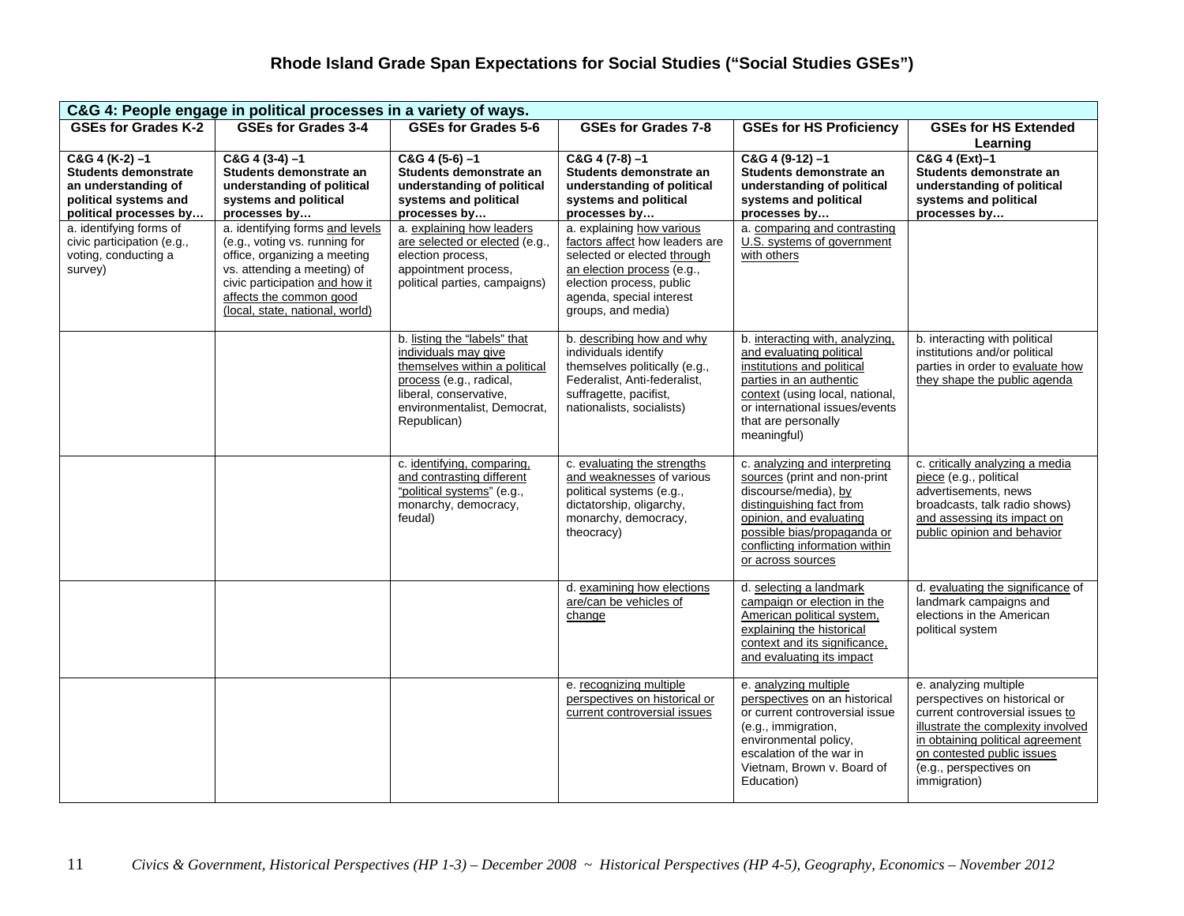# Rhode Island Grade Span Expectations for Social Studies ("Social Studies GSEs")

| C&G 4: People engage in political processes in a variety of ways. | | | | | |
|---|---|---|---|---|---|
| **GSEs for Grades K-2** | **GSEs for Grades 3-4** | **GSEs for Grades 5-6** | **GSEs for Grades 7-8** | **GSEs for HS Proficiency** | **GSEs for HS Extended Learning** |
| **C&G 4 (K-2) –1 Students demonstrate an understanding of political systems and political processes by…** | **C&G 4 (3-4) –1 Students demonstrate an understanding of political systems and political processes by…** | **C&G 4 (5-6) –1 Students demonstrate an understanding of political systems and political processes by…** | **C&G 4 (7-8) –1 Students demonstrate an understanding of political systems and political processes by…** | **C&G 4 (9-12) –1 Students demonstrate an understanding of political systems and political processes by…** | **C&G 4 (Ext)–1 Students demonstrate an understanding of political systems and political processes by…** |
| a. identifying forms of civic participation (e.g., voting, conducting a survey) | a. identifying forms and levels (e.g., voting vs. running for office, organizing a meeting vs. attending a meeting) of civic participation and how it affects the common good (local, state, national, world) | a. explaining how leaders are selected or elected (e.g., election process, appointment process, political parties, campaigns) | a. explaining how various factors affect how leaders are selected or elected through an election process (e.g., election process, public agenda, special interest groups, and media) | a. comparing and contrasting U.S. systems of government with others | |
| | | b. listing the "labels" that individuals may give themselves within a political process (e.g., radical, liberal, conservative, environmentalist, Democrat, Republican) | b. describing how and why individuals identify themselves politically (e.g., Federalist, Anti-federalist, suffragette, pacifist, nationalists, socialists) | b. interacting with, analyzing, and evaluating political institutions and political parties in an authentic context (using local, national, or international issues/events that are personally meaningful) | b. interacting with political institutions and/or political parties in order to evaluate how they shape the public agenda |
| | | c. identifying, comparing, and contrasting different "political systems" (e.g., monarchy, democracy, feudal) | c. evaluating the strengths and weaknesses of various political systems (e.g., dictatorship, oligarchy, monarchy, democracy, theocracy) | c. analyzing and interpreting sources (print and non-print discourse/media), by distinguishing fact from opinion, and evaluating possible bias/propaganda or conflicting information within or across sources | c. critically analyzing a media piece (e.g., political advertisements, news broadcasts, talk radio shows) and assessing its impact on public opinion and behavior |
| | | | d. examining how elections are/can be vehicles of change | d. selecting a landmark campaign or election in the American political system, explaining the historical context and its significance, and evaluating its impact | d. evaluating the significance of landmark campaigns and elections in the American political system |
| | | | e. recognizing multiple perspectives on historical or current controversial issues | e. analyzing multiple perspectives on an historical or current controversial issue (e.g., immigration, environmental policy, escalation of the war in Vietnam, Brown v. Board of Education) | e. analyzing multiple perspectives on historical or current controversial issues to illustrate the complexity involved in obtaining political agreement on contested public issues (e.g., perspectives on immigration) |

*Civics & Government, Historical Perspectives (HP 1-3) – December 2008 ~ Historical Perspectives (HP 4-5), Geography, Economics – November 2012*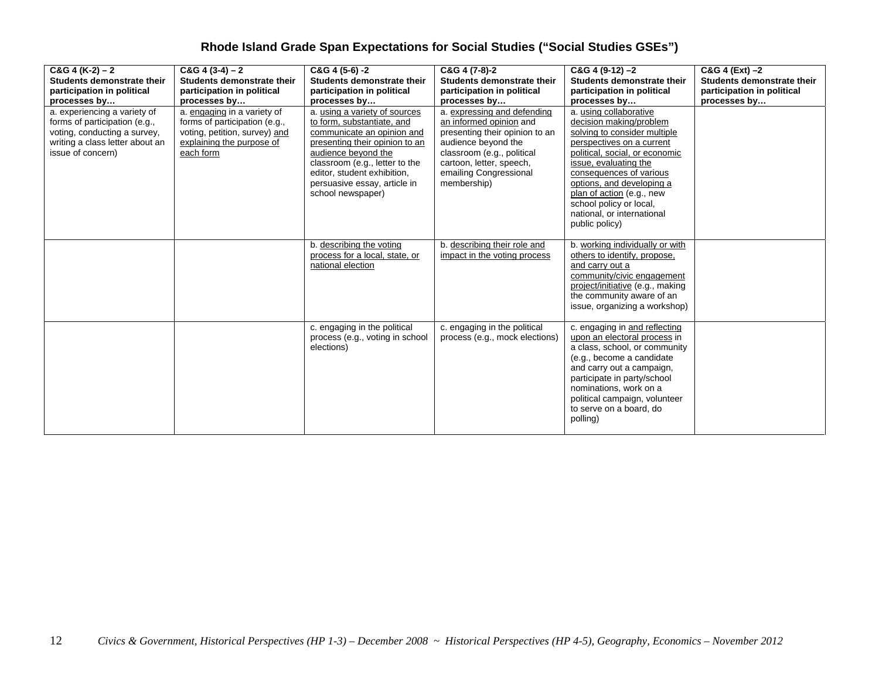# Rhode Island Grade Span Expectations for Social Studies ("Social Studies GSEs")

| C&G 4 (K-2) – 2 **Students demonstrate their participation in political processes by…** | C&G 4 (3-4) – 2 **Students demonstrate their participation in political processes by…** | C&G 4 (5-6) -2 **Students demonstrate their participation in political processes by…** | C&G 4 (7-8)-2 **Students demonstrate their participation in political processes by…** | C&G 4 (9-12) –2 **Students demonstrate their participation in political processes by…** | C&G 4 (Ext) –2 **Students demonstrate their participation in political processes by…** |
|---|---|---|---|---|---|
| a. experiencing a variety of forms of participation (e.g., voting, conducting a survey, writing a class letter about an issue of concern) | a. engaging in a variety of forms of participation (e.g., voting, petition, survey) and explaining the purpose of each form | a. using a variety of sources to form, substantiate, and communicate an opinion and presenting their opinion to an audience beyond the classroom (e.g., letter to the editor, student exhibition, persuasive essay, article in school newspaper) | a. expressing and defending an informed opinion and presenting their opinion to an audience beyond the classroom (e.g., political cartoon, letter, speech, emailing Congressional membership) | a. using collaborative decision making/problem solving to consider multiple perspectives on a current political, social, or economic issue, evaluating the consequences of various options, and developing a plan of action (e.g., new school policy or local, national, or international public policy) | |
| | | b. describing the voting process for a local, state, or national election | b. describing their role and impact in the voting process | b. working individually or with others to identify, propose, and carry out a community/civic engagement project/initiative (e.g., making the community aware of an issue, organizing a workshop) | |
| | | c. engaging in the political process (e.g., voting in school elections) | c. engaging in the political process (e.g., mock elections) | c. engaging in and reflecting upon an electoral process in a class, school, or community (e.g., become a candidate and carry out a campaign, participate in party/school nominations, work on a political campaign, volunteer to serve on a board, do polling) | |

*Civics & Government, Historical Perspectives (HP 1-3) – December 2008 ~ Historical Perspectives (HP 4-5), Geography, Economics – November 2012*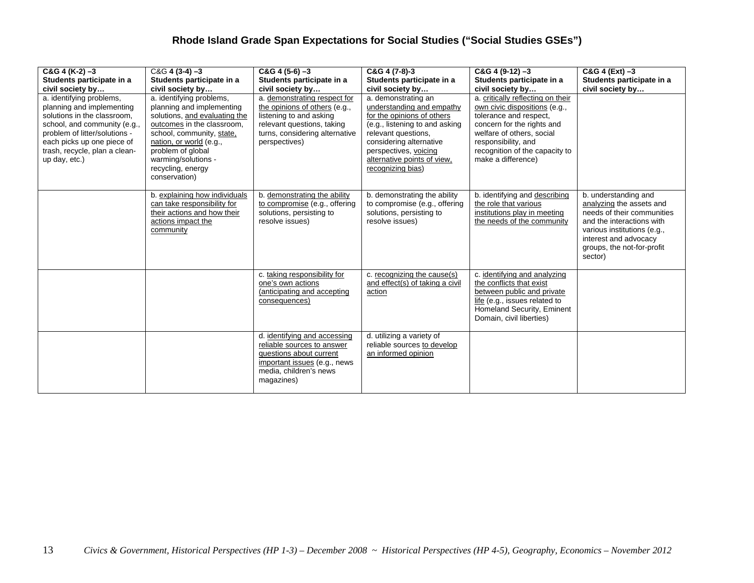# Rhode Island Grade Span Expectations for Social Studies ("Social Studies GSEs")

| **C&G 4 (K-2) –3 Students participate in a civil society by…** | C&G **4 (3-4) –3 Students participate in a civil society by…** | **C&G 4 (5-6) –3 Students participate in a civil society by…** | **C&G 4 (7-8)-3 Students participate in a civil society by…** | **C&G 4 (9-12) –3 Students participate in a civil society by…** | **C&G 4 (Ext) –3 Students participate in a civil society by…** |
|---|---|---|---|---|---|
| a. identifying problems, planning and implementing solutions in the classroom, school, and community (e.g., problem of litter/solutions - each picks up one piece of trash, recycle, plan a clean-up day, etc.) | a. identifying problems, planning and implementing solutions, and evaluating the outcomes in the classroom, school, community, state, nation, or world (e.g., problem of global warming/solutions - recycling, energy conservation) | a. demonstrating respect for the opinions of others (e.g., listening to and asking relevant questions, taking turns, considering alternative perspectives) | a. demonstrating an understanding and empathy for the opinions of others (e.g., listening to and asking relevant questions, considering alternative perspectives, voicing alternative points of view, recognizing bias) | a. critically reflecting on their own civic dispositions (e.g., tolerance and respect, concern for the rights and welfare of others, social responsibility, and recognition of the capacity to make a difference) | |
| | b. explaining how individuals can take responsibility for their actions and how their actions impact the community | b. demonstrating the ability to compromise (e.g., offering solutions, persisting to resolve issues) | b. demonstrating the ability to compromise (e.g., offering solutions, persisting to resolve issues) | b. identifying and describing the role that various institutions play in meeting the needs of the community | b. understanding and analyzing the assets and needs of their communities and the interactions with various institutions (e.g., interest and advocacy groups, the not-for-profit sector) |
| | | c. taking responsibility for one's own actions (anticipating and accepting consequences) | c. recognizing the cause(s) and effect(s) of taking a civil action | c. identifying and analyzing the conflicts that exist between public and private life (e.g., issues related to Homeland Security, Eminent Domain, civil liberties) | |
| | | d. identifying and accessing reliable sources to answer questions about current important issues (e.g., news media, children's news magazines) | d. utilizing a variety of reliable sources to develop an informed opinion | | |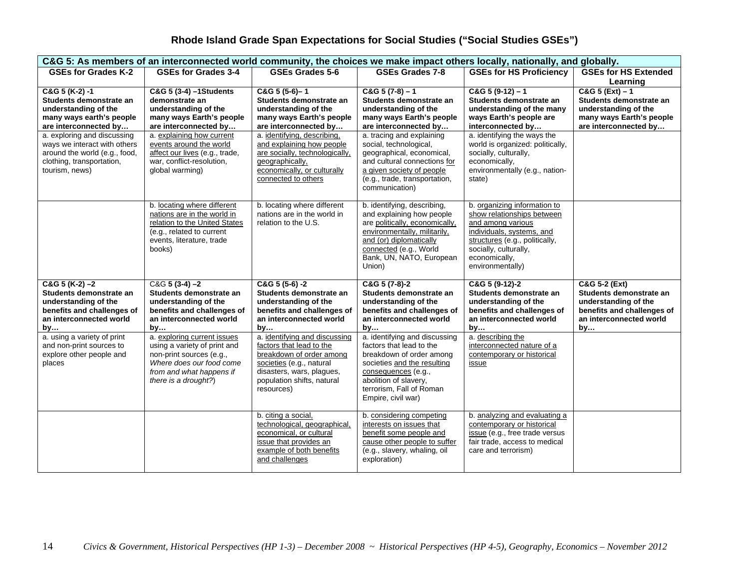# Rhode Island Grade Span Expectations for Social Studies ("Social Studies GSEs")

| **C&G 5: As members of an interconnected world community, the choices we make impact others locally, nationally, and globally.** | | | | | |
|---|---|---|---|---|---|
| **GSEs for Grades K-2** | **GSEs for Grades 3-4** | **GSEs Grades 5-6** | **GSEs Grades 7-8** | **GSEs for HS Proficiency** | **GSEs for HS Extended Learning** |
| **C&G 5 (K-2) -1 Students demonstrate an understanding of the many ways earth's people are interconnected by…** | **C&G 5 (3-4) –1Students demonstrate an understanding of the many ways Earth's people are interconnected by…** | **C&G 5 (5-6)– 1 Students demonstrate an understanding of the many ways Earth's people are interconnected by…** | **C&G 5 (7-8) – 1 Students demonstrate an understanding of the many ways Earth's people are interconnected by…** | **C&G 5 (9-12) – 1 Students demonstrate an understanding of the many ways Earth's people are interconnected by…** | **C&G 5 (Ext) – 1 Students demonstrate an understanding of the many ways Earth's people are interconnected by…** |
| a. exploring and discussing ways we interact with others around the world (e.g., food, clothing, transportation, tourism, news) | a. explaining how current events around the world affect our lives (e.g., trade, war, conflict-resolution, global warming) | a. identifying, describing, and explaining how people are socially, technologically, geographically, economically, or culturally connected to others | a. tracing and explaining social, technological, geographical, economical, and cultural connections for a given society of people (e.g., trade, transportation, communication) | a. identifying the ways the world is organized: politically, socially, culturally, economically, environmentally (e.g., nation-state) | |
| | b. locating where different nations are in the world in relation to the United States (e.g., related to current events, literature, trade books) | b. locating where different nations are in the world in relation to the U.S. | b. identifying, describing, and explaining how people are politically, economically, environmentally, militarily, and (or) diplomatically connected (e.g., World Bank, UN, NATO, European Union) | b. organizing information to show relationships between and among various individuals, systems, and structures (e.g., politically, socially, culturally, economically, environmentally) | |
| **C&G 5 (K-2) –2 Students demonstrate an understanding of the benefits and challenges of an interconnected world by…** | C&G **5 (3-4) –2 Students demonstrate an understanding of the benefits and challenges of an interconnected world by…** | **C&G 5 (5-6) -2 Students demonstrate an understanding of the benefits and challenges of an interconnected world by…** | **C&G 5 (7-8)-2 Students demonstrate an understanding of the benefits and challenges of an interconnected world by…** | **C&G 5 (9-12)-2 Students demonstrate an understanding of the benefits and challenges of an interconnected world by…** | **C&G 5-2 (Ext) Students demonstrate an understanding of the benefits and challenges of an interconnected world by…** |
| a. using a variety of print and non-print sources to explore other people and places | a. exploring current issues using a variety of print and non-print sources (e.g., *Where does our food come from and what happens if there is a drought?*) | a. identifying and discussing factors that lead to the breakdown of order among societies (e.g., natural disasters, wars, plagues, population shifts, natural resources) | a. identifying and discussing factors that lead to the breakdown of order among societies and the resulting consequences (e.g., abolition of slavery, terrorism, Fall of Roman Empire, civil war) | a. describing the interconnected nature of a contemporary or historical issue | |
| | | b. citing a social, technological, geographical, economical, or cultural issue that provides an example of both benefits and challenges | b. considering competing interests on issues that benefit some people and cause other people to suffer (e.g., slavery, whaling, oil exploration) | b. analyzing and evaluating a contemporary or historical issue (e.g., free trade versus fair trade, access to medical care and terrorism) | |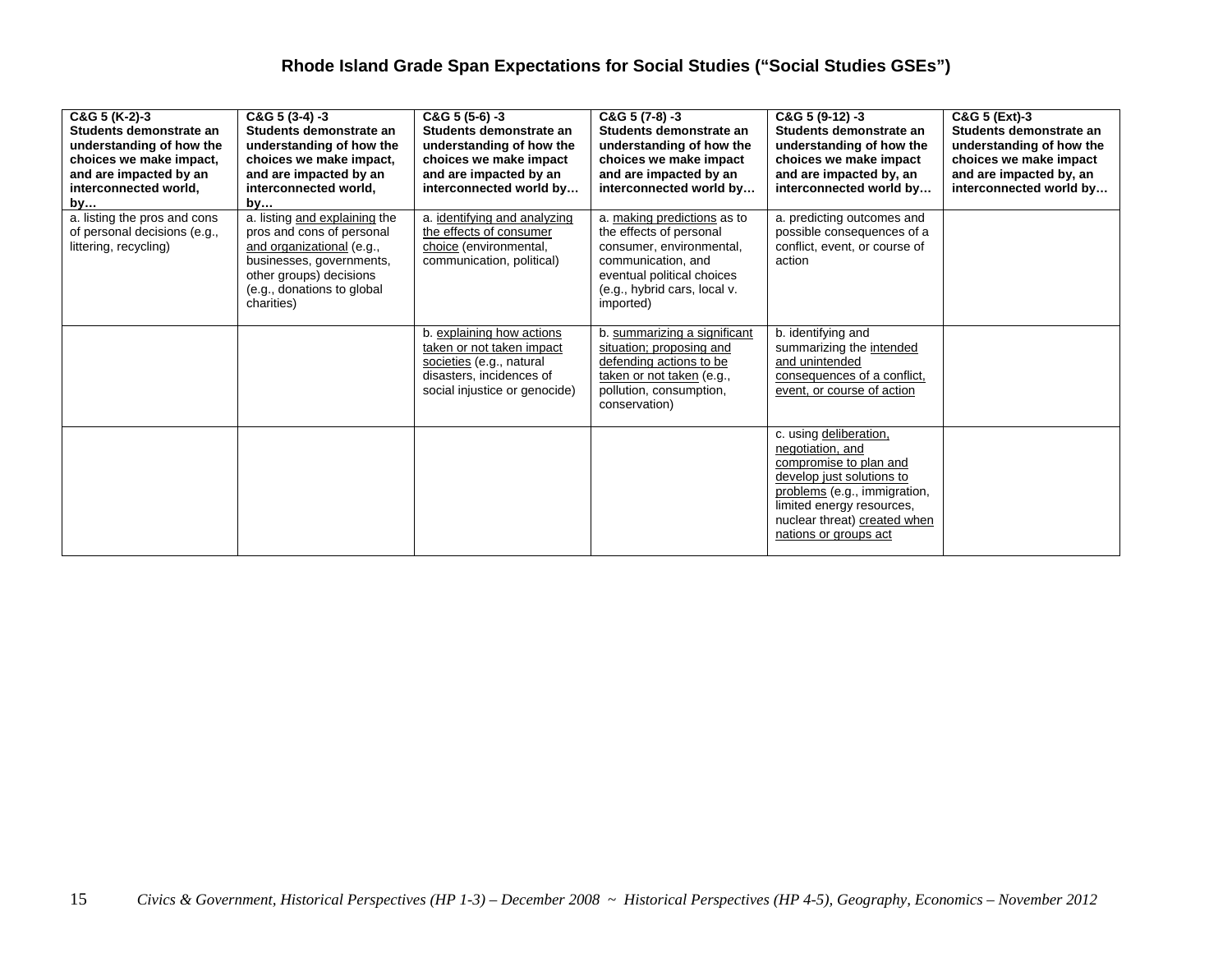# Rhode Island Grade Span Expectations for Social Studies ("Social Studies GSEs")

| **C&G 5 (K-2)-3 Students demonstrate an understanding of how the choices we make impact, and are impacted by an interconnected world, by…** | **C&G 5 (3-4) -3 Students demonstrate an understanding of how the choices we make impact, and are impacted by an interconnected world, by…** | **C&G 5 (5-6) -3 Students demonstrate an understanding of how the choices we make impact and are impacted by an interconnected world by…** | **C&G 5 (7-8) -3 Students demonstrate an understanding of how the choices we make impact and are impacted by an interconnected world by…** | **C&G 5 (9-12) -3 Students demonstrate an understanding of how the choices we make impact and are impacted by, an interconnected world by…** | **C&G 5 (Ext)-3 Students demonstrate an understanding of how the choices we make impact and are impacted by, an interconnected world by…** |
|---|---|---|---|---|---|
| a. listing the pros and cons of personal decisions (e.g., littering, recycling) | a. listing and explaining the pros and cons of personal and organizational (e.g., businesses, governments, other groups) decisions (e.g., donations to global charities) | a. identifying and analyzing the effects of consumer choice (environmental, communication, political) | a. making predictions as to the effects of personal consumer, environmental, communication, and eventual political choices (e.g., hybrid cars, local v. imported) | a. predicting outcomes and possible consequences of a conflict, event, or course of action | |
| | | b. explaining how actions taken or not taken impact societies (e.g., natural disasters, incidences of social injustice or genocide) | b. summarizing a significant situation; proposing and defending actions to be taken or not taken (e.g., pollution, consumption, conservation) | b. identifying and summarizing the intended and unintended consequences of a conflict, event, or course of action | |
| | | | | c. using deliberation, negotiation, and compromise to plan and develop just solutions to problems (e.g., immigration, limited energy resources, nuclear threat) created when nations or groups act | |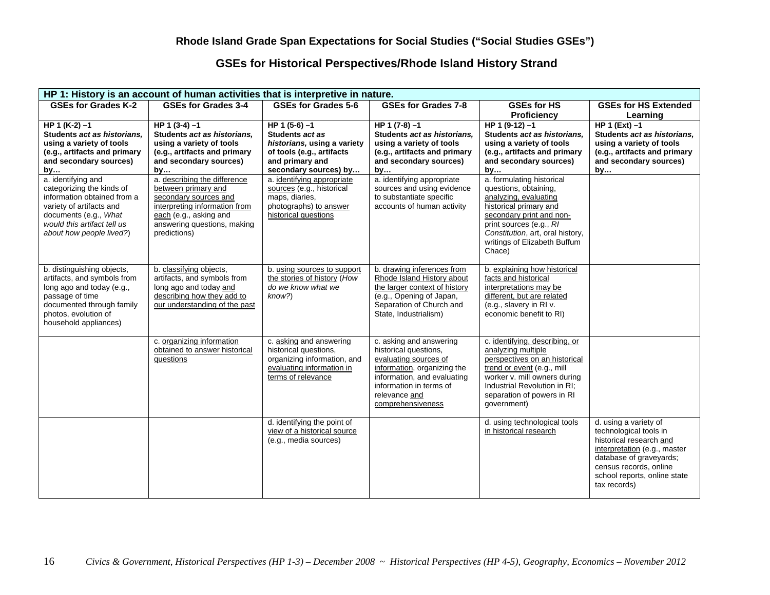**Rhode Island Grade Span Expectations for Social Studies ("Social Studies GSEs")**

## GSEs for Historical Perspectives/Rhode Island History Strand

| HP 1: History is an account of human activities that is interpretive in nature. | | | | | |
|---|---|---|---|---|---|
| **GSEs for Grades K-2** | **GSEs for Grades 3-4** | **GSEs for Grades 5-6** | **GSEs for Grades 7-8** | **GSEs for HS Proficiency** | **GSEs for HS Extended Learning** |
| **HP 1 (K-2) –1** **Students *act as historians,* using a variety of tools (e.g., artifacts and primary and secondary sources) by…** | **HP 1 (3-4) –1** **Students *act as historians,* using a variety of tools (e.g., artifacts and primary and secondary sources) by…** | **HP 1 (5-6) –1** **Students *act as historians,* using a variety of tools (e.g., artifacts and primary and secondary sources) by…** | **HP 1 (7-8) –1** **Students *act as historians,* using a variety of tools (e.g., artifacts and primary and secondary sources) by…** | **HP 1 (9-12) –1** **Students *act as historians,* using a variety of tools (e.g., artifacts and primary and secondary sources) by…** | **HP 1 (Ext) –1** **Students *act as historians,* using a variety of tools (e.g., artifacts and primary and secondary sources) by…** |
| a. identifying and categorizing the kinds of information obtained from a variety of artifacts and documents (e.g., *What would this artifact tell us about how people lived?*) | a. describing the difference between primary and secondary sources and interpreting information from each (e.g., asking and answering questions, making predictions) | a. identifying appropriate sources (e.g., historical maps, diaries, photographs) to answer historical questions | a. identifying appropriate sources and using evidence to substantiate specific accounts of human activity | a. formulating historical questions, obtaining, analyzing, evaluating historical primary and secondary print and non-print sources (e.g., *RI Constitution*, art, oral history, writings of Elizabeth Buffum Chace) | |
| b. distinguishing objects, artifacts, and symbols from long ago and today (e.g., passage of time documented through family photos, evolution of household appliances) | b. classifying objects, artifacts, and symbols from long ago and today and describing how they add to our understanding of the past | b. using sources to support the stories of history (*How do we know what we know?*) | b. drawing inferences from Rhode Island History about the larger context of history (e.g., Opening of Japan, Separation of Church and State, Industrialism) | b. explaining how historical facts and historical interpretations may be different, but are related (e.g., slavery in RI v. economic benefit to RI) | |
| | c. organizing information obtained to answer historical questions | c. asking and answering historical questions, organizing information, and evaluating information in terms of relevance | c. asking and answering historical questions, evaluating sources of information, organizing the information, and evaluating information in terms of relevance and comprehensiveness | c. identifying, describing, or analyzing multiple perspectives on an historical trend or event (e.g., mill worker v. mill owners during Industrial Revolution in RI; separation of powers in RI government) | |
| | | d. identifying the point of view of a historical source (e.g., media sources) | | d. using technological tools in historical research | d. using a variety of technological tools in historical research and interpretation (e.g., master database of graveyards; census records, online school reports, online state tax records) |

*Civics & Government, Historical Perspectives (HP 1-3) – December 2008 ~ Historical Perspectives (HP 4-5), Geography, Economics – November 2012*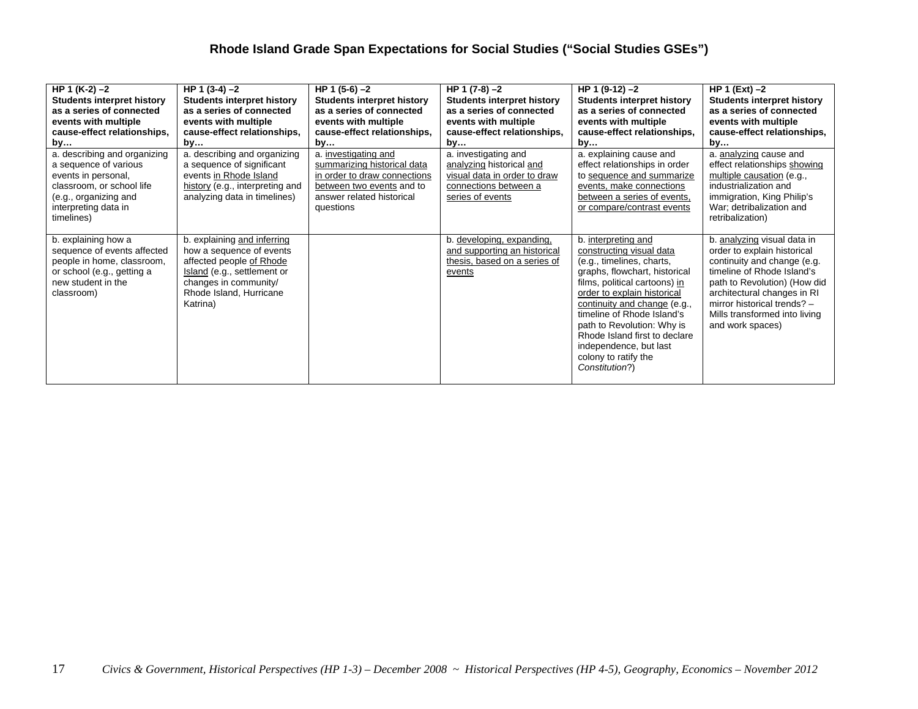## Rhode Island Grade Span Expectations for Social Studies ("Social Studies GSEs")

| HP 1 (K-2) –2<br>**Students interpret history as a series of connected events with multiple cause-effect relationships, by…** | HP 1 (3-4) –2<br>**Students interpret history as a series of connected events with multiple cause-effect relationships, by…** | HP 1 (5-6) –2<br>**Students interpret history as a series of connected events with multiple cause-effect relationships, by…** | HP 1 (7-8) –2<br>**Students interpret history as a series of connected events with multiple cause-effect relationships, by…** | HP 1 (9-12) –2<br>**Students interpret history as a series of connected events with multiple cause-effect relationships, by…** | HP 1 (Ext) –2<br>**Students interpret history as a series of connected events with multiple cause-effect relationships, by…** |
|---|---|---|---|---|---|
| a. describing and organizing a sequence of various events in personal, classroom, or school life (e.g., organizing and interpreting data in timelines) | a. describing and organizing a sequence of significant events in Rhode Island history (e.g., interpreting and analyzing data in timelines) | a. investigating and summarizing historical data in order to draw connections between two events and to answer related historical questions | a. investigating and analyzing historical and visual data in order to draw connections between a series of events | a. explaining cause and effect relationships in order to sequence and summarize events, make connections between a series of events, or compare/contrast events | a. analyzing cause and effect relationships showing multiple causation (e.g., industrialization and immigration, King Philip's War; detribalization and retribalization) |
| b. explaining how a sequence of events affected people in home, classroom, or school (e.g., getting a new student in the classroom) | b. explaining and inferring how a sequence of events affected people of Rhode Island (e.g., settlement or changes in community/ Rhode Island, Hurricane Katrina) | | b. developing, expanding, and supporting an historical thesis, based on a series of events | b. interpreting and constructing visual data (e.g., timelines, charts, graphs, flowchart, historical films, political cartoons) in order to explain historical continuity and change (e.g., timeline of Rhode Island's path to Revolution: Why is Rhode Island first to declare independence, but last colony to ratify the *Constitution*?) | b. analyzing visual data in order to explain historical continuity and change (e.g. timeline of Rhode Island's path to Revolution) (How did architectural changes in RI mirror historical trends? – Mills transformed into living and work spaces) |

*Civics & Government, Historical Perspectives (HP 1-3) – December 2008 ~ Historical Perspectives (HP 4-5), Geography, Economics – November 2012*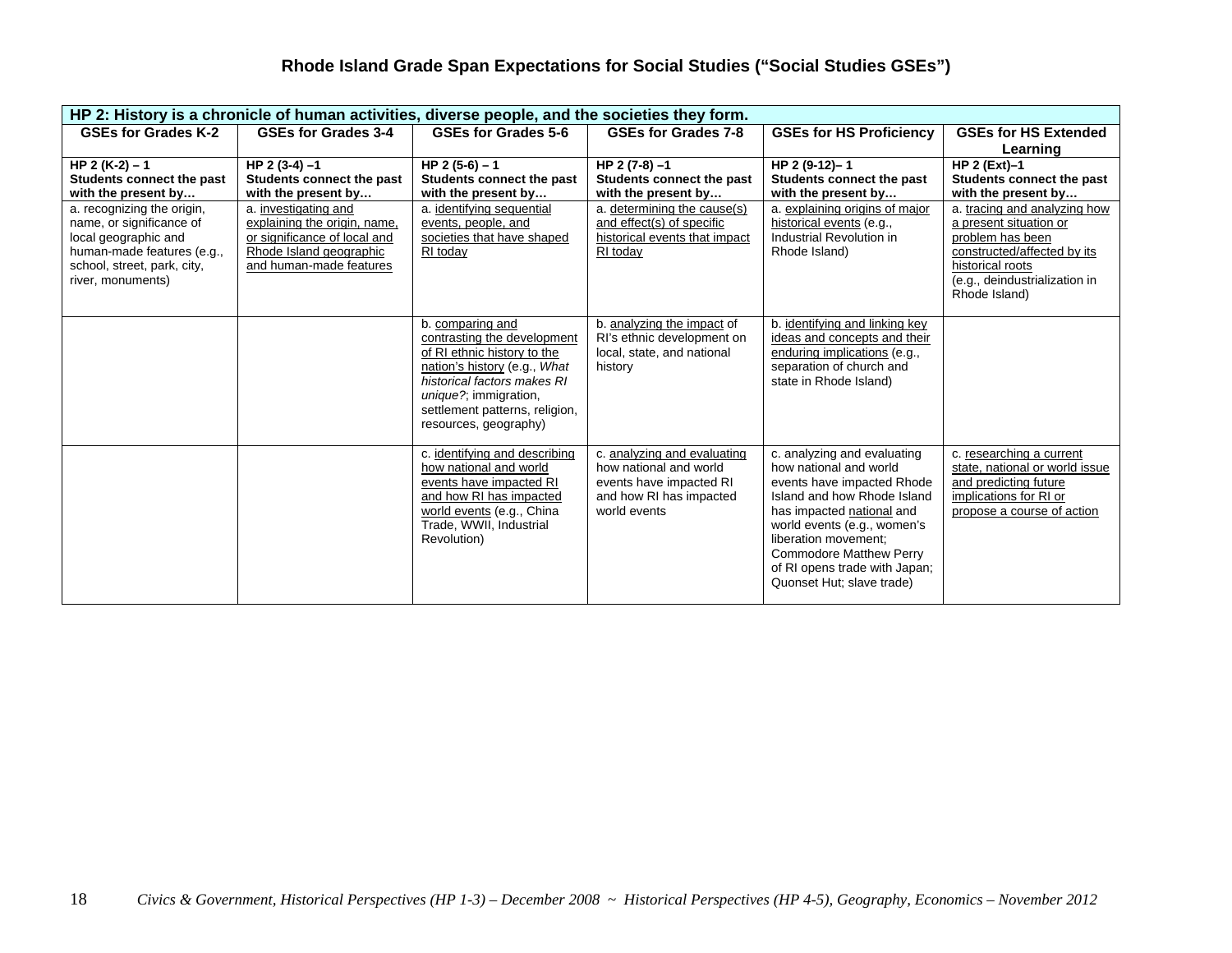## Rhode Island Grade Span Expectations for Social Studies ("Social Studies GSEs")

| HP 2: History is a chronicle of human activities, diverse people, and the societies they form. | | | | | |
|---|---|---|---|---|---|
| **GSEs for Grades K-2** | **GSEs for Grades 3-4** | **GSEs for Grades 5-6** | **GSEs for Grades 7-8** | **GSEs for HS Proficiency** | **GSEs for HS Extended Learning** |
| **HP 2 (K-2) – 1 Students connect the past with the present by…** | **HP 2 (3-4) –1 Students connect the past with the present by…** | **HP 2 (5-6) – 1 Students connect the past with the present by…** | **HP 2 (7-8) –1 Students connect the past with the present by…** | **HP 2 (9-12)– 1 Students connect the past with the present by…** | **HP 2 (Ext)–1 Students connect the past with the present by…** |
| a. recognizing the origin, name, or significance of local geographic and human-made features (e.g., school, street, park, city, river, monuments) | a. investigating and explaining the origin, name, or significance of local and Rhode Island geographic and human-made features | a. identifying sequential events, people, and societies that have shaped RI today | a. determining the cause(s) and effect(s) of specific historical events that impact RI today | a. explaining origins of major historical events (e.g., Industrial Revolution in Rhode Island) | a. tracing and analyzing how a present situation or problem has been constructed/affected by its historical roots (e.g., deindustrialization in Rhode Island) |
| | | b. comparing and contrasting the development of RI ethnic history to the nation's history (e.g., *What historical factors makes RI unique?*; immigration, settlement patterns, religion, resources, geography) | b. analyzing the impact of RI's ethnic development on local, state, and national history | b. identifying and linking key ideas and concepts and their enduring implications (e.g., separation of church and state in Rhode Island) | |
| | | c. identifying and describing how national and world events have impacted RI and how RI has impacted world events (e.g., China Trade, WWII, Industrial Revolution) | c. analyzing and evaluating how national and world events have impacted RI and how RI has impacted world events | c. analyzing and evaluating how national and world events have impacted Rhode Island and how Rhode Island has impacted national and world events (e.g., women's liberation movement; Commodore Matthew Perry of RI opens trade with Japan; Quonset Hut; slave trade) | c. researching a current state, national or world issue and predicting future implications for RI or propose a course of action |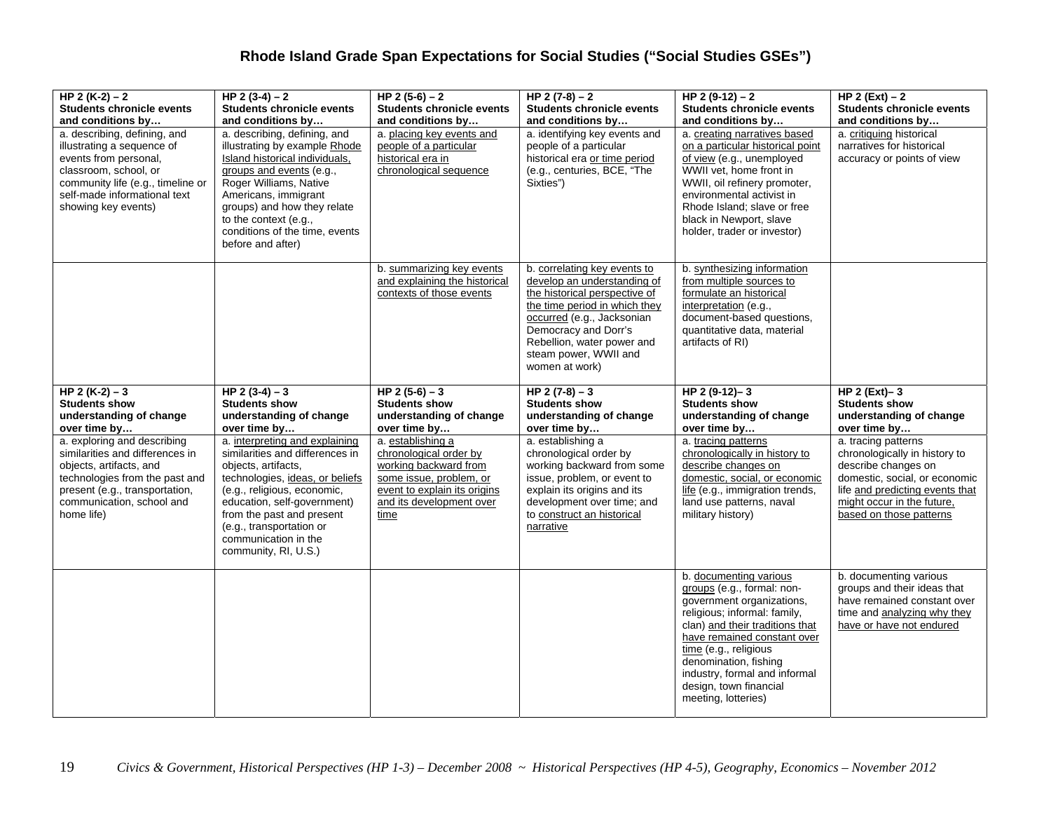## Rhode Island Grade Span Expectations for Social Studies ("Social Studies GSEs")

| HP 2 (K-2) – 2 Students chronicle events and conditions by… | HP 2 (3-4) – 2 Students chronicle events and conditions by… | HP 2 (5-6) – 2 Students chronicle events and conditions by… | HP 2 (7-8) – 2 Students chronicle events and conditions by… | HP 2 (9-12) – 2 Students chronicle events and conditions by… | HP 2 (Ext) – 2 Students chronicle events and conditions by… |
|---|---|---|---|---|---|
| a. describing, defining, and illustrating a sequence of events from personal, classroom, school, or community life (e.g., timeline or self-made informational text showing key events) | a. describing, defining, and illustrating by example Rhode Island historical individuals, groups and events (e.g., Roger Williams, Native Americans, immigrant groups) and how they relate to the context (e.g., conditions of the time, events before and after) | a. placing key events and people of a particular historical era in chronological sequence | a. identifying key events and people of a particular historical era or time period (e.g., centuries, BCE, "The Sixties") | a. creating narratives based on a particular historical point of view (e.g., unemployed WWII vet, home front in WWII, oil refinery promoter, environmental activist in Rhode Island; slave or free black in Newport, slave holder, trader or investor) | a. critiquing historical narratives for historical accuracy or points of view |
| | | b. summarizing key events and explaining the historical contexts of those events | b. correlating key events to develop an understanding of the historical perspective of the time period in which they occurred (e.g., Jacksonian Democracy and Dorr's Rebellion, water power and steam power, WWII and women at work) | b. synthesizing information from multiple sources to formulate an historical interpretation (e.g., document-based questions, quantitative data, material artifacts of RI) | |
| **HP 2 (K-2) – 3 Students show understanding of change over time by…** | **HP 2 (3-4) – 3 Students show understanding of change over time by…** | **HP 2 (5-6) – 3 Students show understanding of change over time by…** | **HP 2 (7-8) – 3 Students show understanding of change over time by…** | **HP 2 (9-12)– 3 Students show understanding of change over time by…** | **HP 2 (Ext)– 3 Students show understanding of change over time by…** |
| a. exploring and describing similarities and differences in objects, artifacts, and technologies from the past and present (e.g., transportation, communication, school and home life) | a. interpreting and explaining similarities and differences in objects, artifacts, technologies, ideas, or beliefs (e.g., religious, economic, education, self-government) from the past and present (e.g., transportation or communication in the community, RI, U.S.) | a. establishing a chronological order by working backward from some issue, problem, or event to explain its origins and its development over time | a. establishing a chronological order by working backward from some issue, problem, or event to explain its origins and its development over time; and to construct an historical narrative | a. tracing patterns chronologically in history to describe changes on domestic, social, or economic life (e.g., immigration trends, land use patterns, naval military history) | a. tracing patterns chronologically in history to describe changes on domestic, social, or economic life and predicting events that might occur in the future, based on those patterns |
| | | | | b. documenting various groups (e.g., formal: non-government organizations, religious; informal: family, clan) and their traditions that have remained constant over time (e.g., religious denomination, fishing industry, formal and informal design, town financial meeting, lotteries) | b. documenting various groups and their ideas that have remained constant over time and analyzing why they have or have not endured |

*Civics & Government, Historical Perspectives (HP 1-3) – December 2008 ~ Historical Perspectives (HP 4-5), Geography, Economics – November 2012*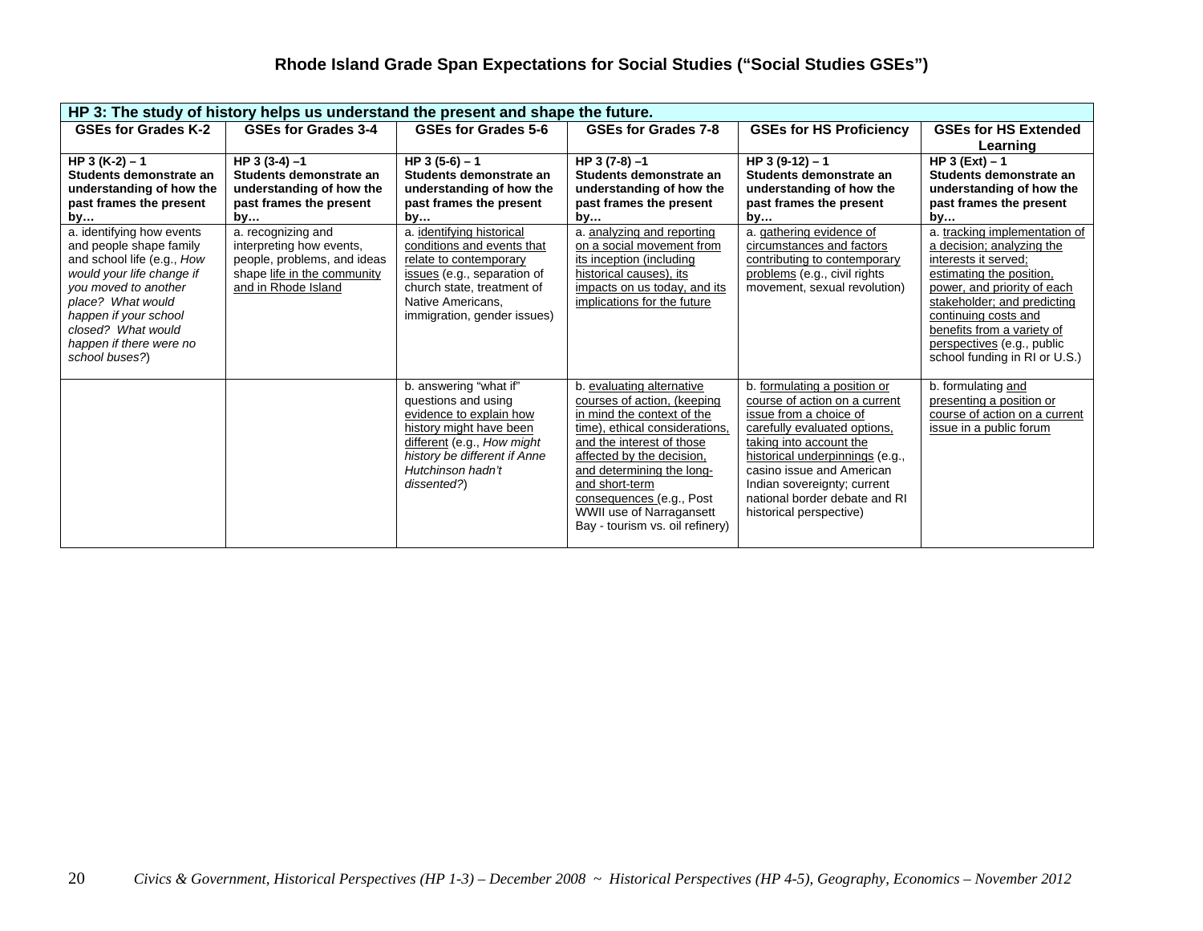# Rhode Island Grade Span Expectations for Social Studies ("Social Studies GSEs")

| HP 3: The study of history helps us understand the present and shape the future. | | | | | |
|---|---|---|---|---|---|
| **GSEs for Grades K-2** | **GSEs for Grades 3-4** | **GSEs for Grades 5-6** | **GSEs for Grades 7-8** | **GSEs for HS Proficiency** | **GSEs for HS Extended Learning** |
| **HP 3 (K-2) – 1 Students demonstrate an understanding of how the past frames the present by…** | **HP 3 (3-4) –1 Students demonstrate an understanding of how the past frames the present by…** | **HP 3 (5-6) – 1 Students demonstrate an understanding of how the past frames the present by…** | **HP 3 (7-8) –1 Students demonstrate an understanding of how the past frames the present by…** | **HP 3 (9-12) – 1 Students demonstrate an understanding of how the past frames the present by…** | **HP 3 (Ext) – 1 Students demonstrate an understanding of how the past frames the present by…** |
| a. identifying how events and people shape family and school life (e.g., *How would your life change if you moved to another place? What would happen if your school closed? What would happen if there were no school buses?*) | a. recognizing and interpreting how events, people, problems, and ideas shape life in the community and in Rhode Island | a. identifying historical conditions and events that relate to contemporary issues (e.g., separation of church state, treatment of Native Americans, immigration, gender issues) | a. analyzing and reporting on a social movement from its inception (including historical causes), its impacts on us today, and its implications for the future | a. gathering evidence of circumstances and factors contributing to contemporary problems (e.g., civil rights movement, sexual revolution) | a. tracking implementation of a decision; analyzing the interests it served; estimating the position, power, and priority of each stakeholder; and predicting continuing costs and benefits from a variety of perspectives (e.g., public school funding in RI or U.S.) |
| | | b. answering "what if" questions and using evidence to explain how history might have been different (e.g., *How might history be different if Anne Hutchinson hadn't dissented?*) | b. evaluating alternative courses of action, (keeping in mind the context of the time), ethical considerations, and the interest of those affected by the decision, and determining the long- and short-term consequences (e.g., Post WWII use of Narragansett Bay - tourism vs. oil refinery) | b. formulating a position or course of action on a current issue from a choice of carefully evaluated options, taking into account the historical underpinnings (e.g., casino issue and American Indian sovereignty; current national border debate and RI historical perspective) | b. formulating and presenting a position or course of action on a current issue in a public forum |

*Civics & Government, Historical Perspectives (HP 1-3) – December 2008 ~ Historical Perspectives (HP 4-5), Geography, Economics – November 2012*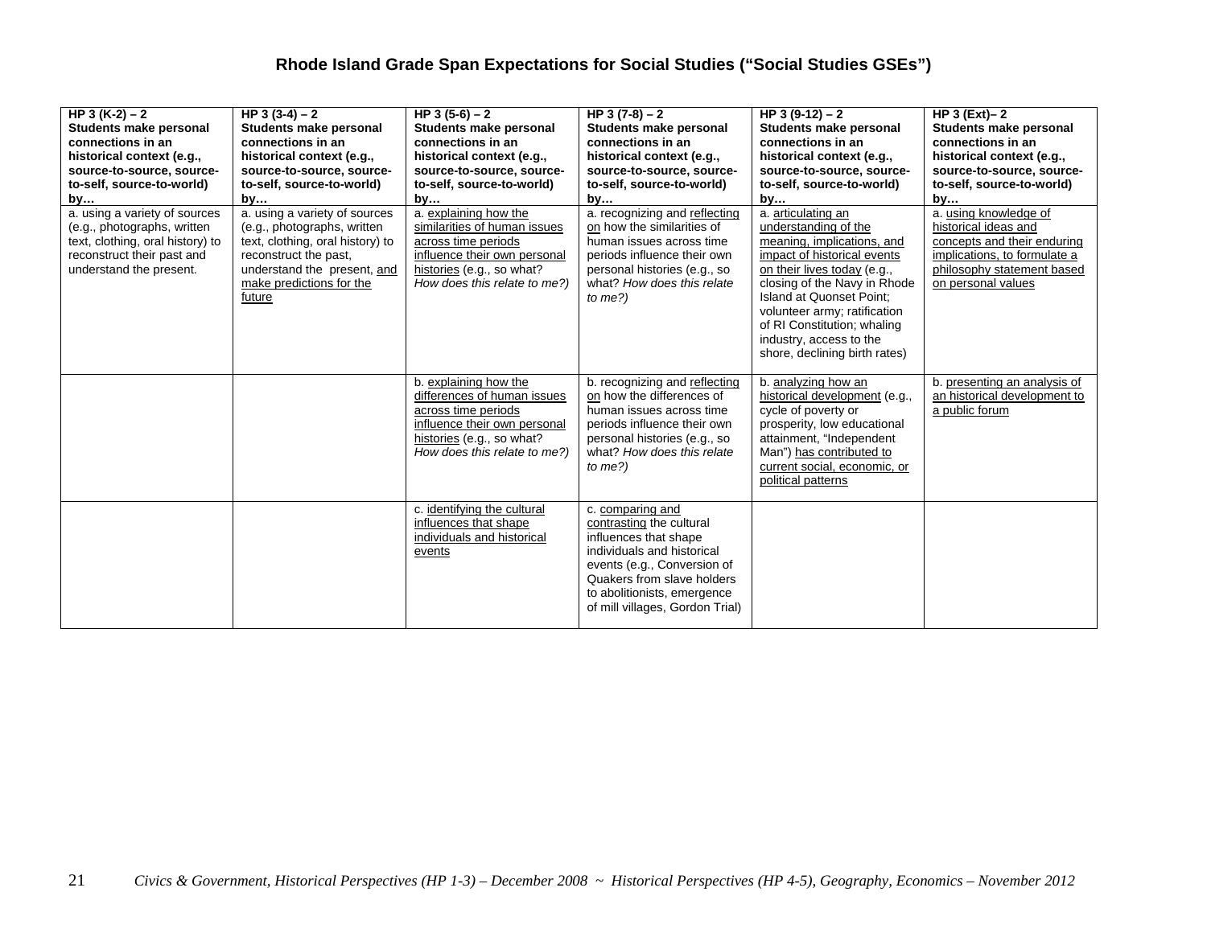# Rhode Island Grade Span Expectations for Social Studies ("Social Studies GSEs")

| **HP 3 (K-2) – 2 Students make personal connections in an historical context (e.g., source-to-source, source-to-self, source-to-world) by…** | **HP 3 (3-4) – 2 Students make personal connections in an historical context (e.g., source-to-source, source-to-self, source-to-world) by…** | **HP 3 (5-6) – 2 Students make personal connections in an historical context (e.g., source-to-source, source-to-self, source-to-world) by…** | **HP 3 (7-8) – 2 Students make personal connections in an historical context (e.g., source-to-source, source-to-self, source-to-world) by…** | **HP 3 (9-12) – 2 Students make personal connections in an historical context (e.g., source-to-source, source-to-self, source-to-world) by…** | **HP 3 (Ext)– 2 Students make personal connections in an historical context (e.g., source-to-source, source-to-self, source-to-world) by…** |
|---|---|---|---|---|---|
| a. using a variety of sources (e.g., photographs, written text, clothing, oral history) to reconstruct their past and understand the present. | a. using a variety of sources (e.g., photographs, written text, clothing, oral history) to reconstruct the past, understand the present, and make predictions for the future | a. explaining how the similarities of human issues across time periods influence their own personal histories (e.g., so what? *How does this relate to me?)* | a. recognizing and reflecting on how the similarities of human issues across time periods influence their own personal histories (e.g., so what? *How does this relate to me?)* | a. articulating an understanding of the meaning, implications, and impact of historical events on their lives today (e.g., closing of the Navy in Rhode Island at Quonset Point; volunteer army; ratification of RI Constitution; whaling industry, access to the shore, declining birth rates) | a. using knowledge of historical ideas and concepts and their enduring implications, to formulate a philosophy statement based on personal values |
| | | b. explaining how the differences of human issues across time periods influence their own personal histories (e.g., so what? *How does this relate to me?)* | b. recognizing and reflecting on how the differences of human issues across time periods influence their own personal histories (e.g., so what? *How does this relate to me?)* | b. analyzing how an historical development (e.g., cycle of poverty or prosperity, low educational attainment, "Independent Man") has contributed to current social, economic, or political patterns | b. presenting an analysis of an historical development to a public forum |
| | | c. identifying the cultural influences that shape individuals and historical events | c. comparing and contrasting the cultural influences that shape individuals and historical events (e.g., Conversion of Quakers from slave holders to abolitionists, emergence of mill villages, Gordon Trial) | | |

*Civics & Government, Historical Perspectives (HP 1-3) – December 2008 ~ Historical Perspectives (HP 4-5), Geography, Economics – November 2012*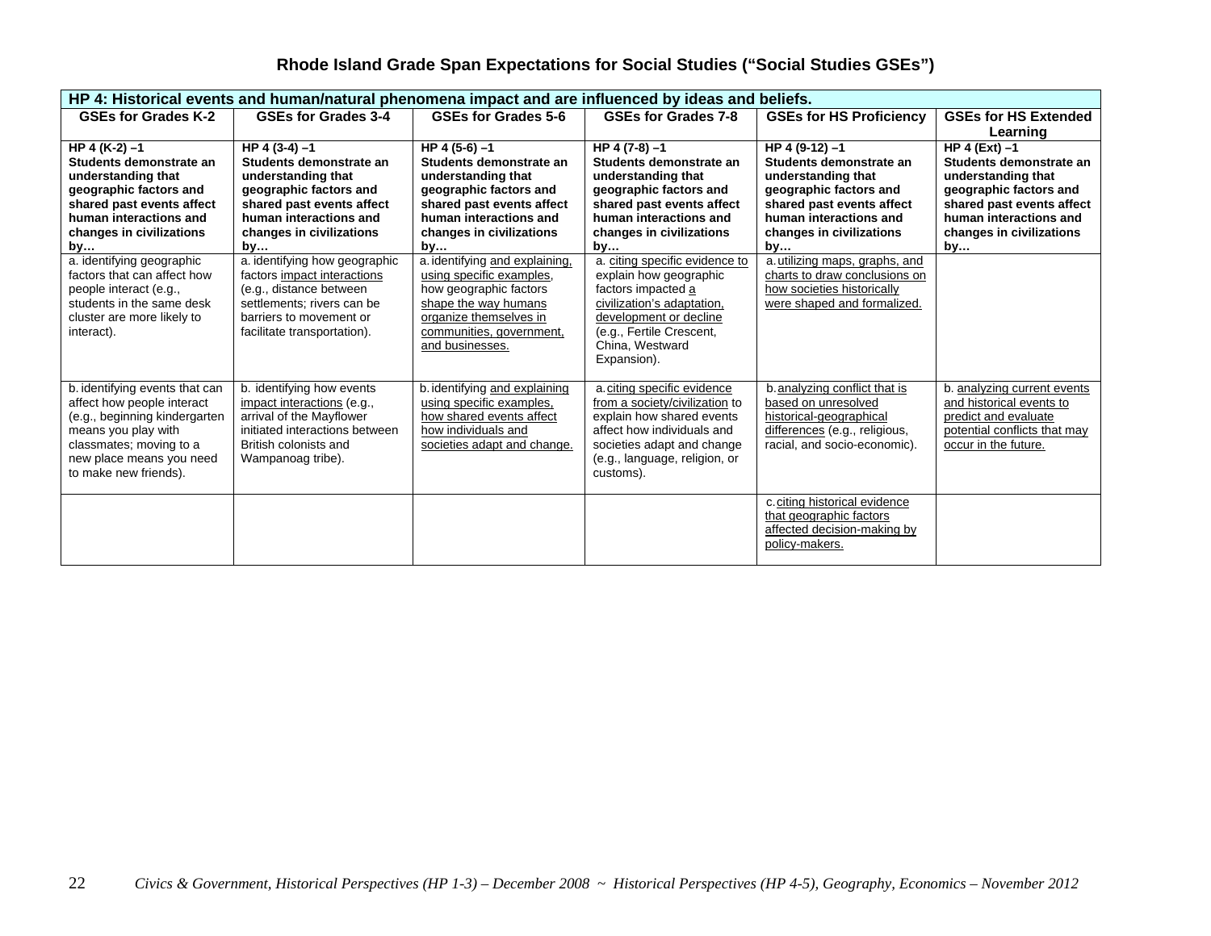# Rhode Island Grade Span Expectations for Social Studies ("Social Studies GSEs")

| HP 4: Historical events and human/natural phenomena impact and are influenced by ideas and beliefs. | | | | | |
|---|---|---|---|---|---|
| **GSEs for Grades K-2** | **GSEs for Grades 3-4** | **GSEs for Grades 5-6** | **GSEs for Grades 7-8** | **GSEs for HS Proficiency** | **GSEs for HS Extended Learning** |
| **HP 4 (K-2) –1 Students demonstrate an understanding that geographic factors and shared past events affect human interactions and changes in civilizations by…** | **HP 4 (3-4) –1 Students demonstrate an understanding that geographic factors and shared past events affect human interactions and changes in civilizations by…** | **HP 4 (5-6) –1 Students demonstrate an understanding that geographic factors and shared past events affect human interactions and changes in civilizations by…** | **HP 4 (7-8) –1 Students demonstrate an understanding that geographic factors and shared past events affect human interactions and changes in civilizations by…** | **HP 4 (9-12) –1 Students demonstrate an understanding that geographic factors and shared past events affect human interactions and changes in civilizations by…** | **HP 4 (Ext) –1 Students demonstrate an understanding that geographic factors and shared past events affect human interactions and changes in civilizations by…** |
| a. identifying geographic factors that can affect how people interact (e.g., students in the same desk cluster are more likely to interact). | a. identifying how geographic factors impact interactions (e.g., distance between settlements; rivers can be barriers to movement or facilitate transportation). | a. identifying and explaining, using specific examples, how geographic factors shape the way humans organize themselves in communities, government, and businesses. | a. citing specific evidence to explain how geographic factors impacted a civilization's adaptation, development or decline (e.g., Fertile Crescent, China, Westward Expansion). | a. utilizing maps, graphs, and charts to draw conclusions on how societies historically were shaped and formalized. | |
| b. identifying events that can affect how people interact (e.g., beginning kindergarten means you play with classmates; moving to a new place means you need to make new friends). | b. identifying how events impact interactions (e.g., arrival of the Mayflower initiated interactions between British colonists and Wampanoag tribe). | b. identifying and explaining using specific examples, how shared events affect how individuals and societies adapt and change. | a. citing specific evidence from a society/civilization to explain how shared events affect how individuals and societies adapt and change (e.g., language, religion, or customs). | b. analyzing conflict that is based on unresolved historical-geographical differences (e.g., religious, racial, and socio-economic). | b. analyzing current events and historical events to predict and evaluate potential conflicts that may occur in the future. |
| | | | | c. citing historical evidence that geographic factors affected decision-making by policy-makers. | |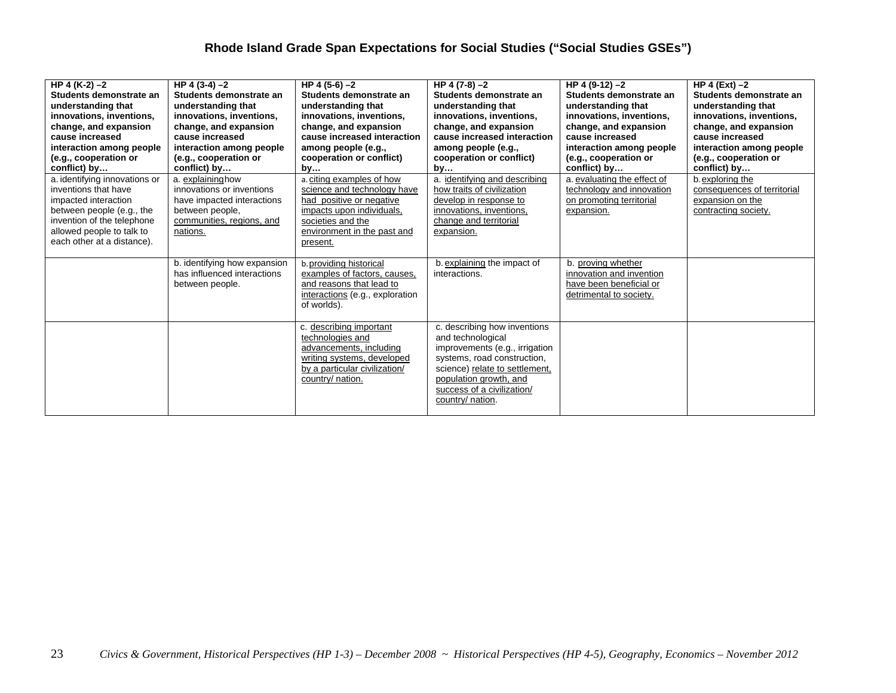## Rhode Island Grade Span Expectations for Social Studies ("Social Studies GSEs")

| **HP 4 (K-2) –2 Students demonstrate an understanding that innovations, inventions, change, and expansion cause increased interaction among people (e.g., cooperation or conflict) by…** | **HP 4 (3-4) –2 Students demonstrate an understanding that innovations, inventions, change, and expansion cause increased interaction among people (e.g., cooperation or conflict) by…** | **HP 4 (5-6) –2 Students demonstrate an understanding that innovations, inventions, change, and expansion cause increased interaction among people (e.g., cooperation or conflict) by…** | **HP 4 (7-8) –2 Students demonstrate an understanding that innovations, inventions, change, and expansion cause increased interaction among people (e.g., cooperation or conflict) by…** | **HP 4 (9-12) –2 Students demonstrate an understanding that innovations, inventions, change, and expansion cause increased interaction among people (e.g., cooperation or conflict) by…** | **HP 4 (Ext) –2 Students demonstrate an understanding that innovations, inventions, change, and expansion cause increased interaction among people (e.g., cooperation or conflict) by…** |
|---|---|---|---|---|---|
| a. identifying innovations or inventions that have impacted interaction between people (e.g., the invention of the telephone allowed people to talk to each other at a distance). | a. explaining how innovations or inventions have impacted interactions between people, communities, regions, and nations. | a. citing examples of how science and technology have had positive or negative impacts upon individuals, societies and the environment in the past and present. | a. identifying and describing how traits of civilization develop in response to innovations, inventions, change and territorial expansion. | a. evaluating the effect of technology and innovation on promoting territorial expansion. | b. exploring the consequences of territorial expansion on the contracting society. |
| | b. identifying how expansion has influenced interactions between people. | b. providing historical examples of factors, causes, and reasons that lead to interactions (e.g., exploration of worlds). | b. explaining the impact of interactions. | b. proving whether innovation and invention have been beneficial or detrimental to society. | |
| | | c. describing important technologies and advancements, including writing systems, developed by a particular civilization/ country/ nation. | c. describing how inventions and technological improvements (e.g., irrigation systems, road construction, science) relate to settlement, population growth, and success of a civilization/ country/ nation. | | |

*Civics & Government, Historical Perspectives (HP 1-3) – December 2008 ~ Historical Perspectives (HP 4-5), Geography, Economics – November 2012*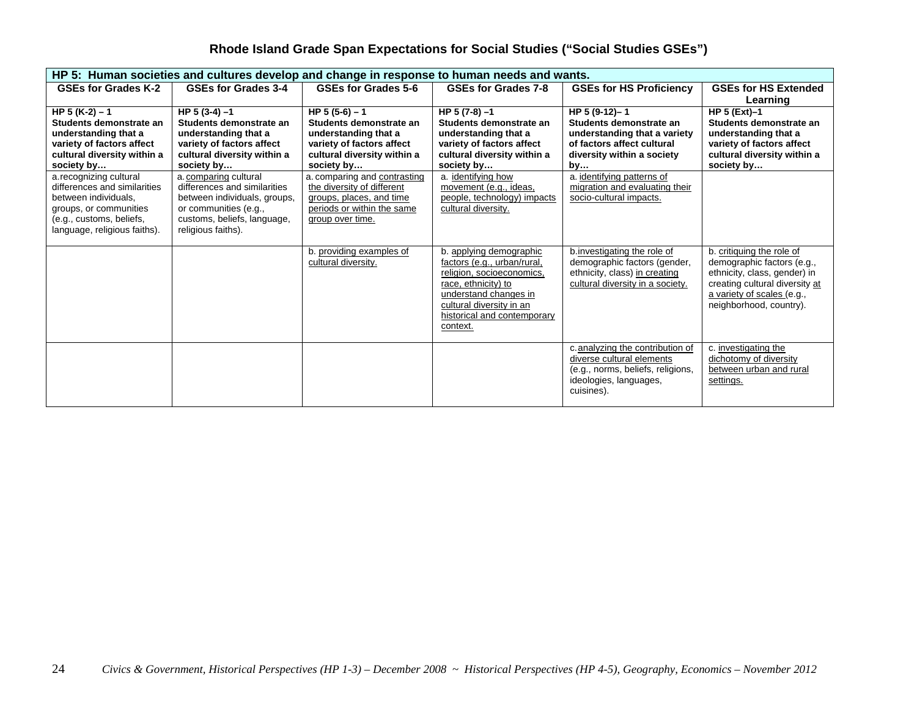# Rhode Island Grade Span Expectations for Social Studies ("Social Studies GSEs")

| HP 5: Human societies and cultures develop and change in response to human needs and wants. | | | | | |
|---|---|---|---|---|---|
| **GSEs for Grades K-2** | **GSEs for Grades 3-4** | **GSEs for Grades 5-6** | **GSEs for Grades 7-8** | **GSEs for HS Proficiency** | **GSEs for HS Extended Learning** |
| **HP 5 (K-2) – 1 Students demonstrate an understanding that a variety of factors affect cultural diversity within a society by…** | **HP 5 (3-4) –1 Students demonstrate an understanding that a variety of factors affect cultural diversity within a society by…** | **HP 5 (5-6) – 1 Students demonstrate an understanding that a variety of factors affect cultural diversity within a society by…** | **HP 5 (7-8) –1 Students demonstrate an understanding that a variety of factors affect cultural diversity within a society by…** | **HP 5 (9-12)– 1 Students demonstrate an understanding that a variety of factors affect cultural diversity within a society by…** | **HP 5 (Ext)–1 Students demonstrate an understanding that a variety of factors affect cultural diversity within a society by…** |
| a. recognizing cultural differences and similarities between individuals, groups, or communities (e.g., customs, beliefs, language, religious faiths). | a. comparing cultural differences and similarities between individuals, groups, or communities (e.g., customs, beliefs, language, religious faiths). | a. comparing and contrasting the diversity of different groups, places, and time periods or within the same group over time. | a. identifying how movement (e.g., ideas, people, technology) impacts cultural diversity. | a. identifying patterns of migration and evaluating their socio-cultural impacts. | |
| | | b. providing examples of cultural diversity. | b. applying demographic factors (e.g., urban/rural, religion, socioeconomics, race, ethnicity) to understand changes in cultural diversity in an historical and contemporary context. | b. investigating the role of demographic factors (gender, ethnicity, class) in creating cultural diversity in a society. | b. critiquing the role of demographic factors (e.g., ethnicity, class, gender) in creating cultural diversity at a variety of scales (e.g., neighborhood, country). |
| | | | | c. analyzing the contribution of diverse cultural elements (e.g., norms, beliefs, religions, ideologies, languages, cuisines). | c. investigating the dichotomy of diversity between urban and rural settings. |

*Civics & Government, Historical Perspectives (HP 1-3) – December 2008 ~ Historical Perspectives (HP 4-5), Geography, Economics – November 2012*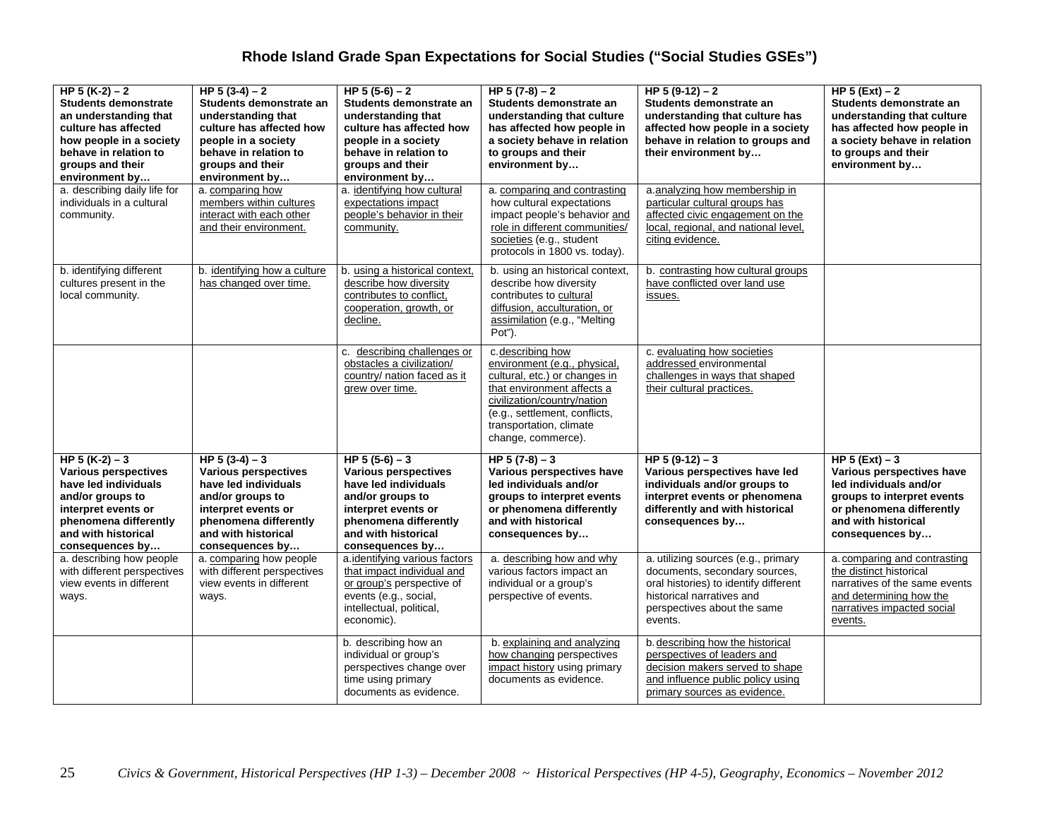## Rhode Island Grade Span Expectations for Social Studies ("Social Studies GSEs")

| HP 5 (K-2) – 2 **Students demonstrate an understanding that culture has affected how people in a society behave in relation to groups and their environment by…** | HP 5 (3-4) – 2 **Students demonstrate an understanding that culture has affected how people in a society behave in relation to groups and their environment by…** | HP 5 (5-6) – 2 **Students demonstrate an understanding that culture has affected how people in a society behave in relation to groups and their environment by…** | HP 5 (7-8) – 2 **Students demonstrate an understanding that culture has affected how people in a society behave in relation to groups and their environment by…** | HP 5 (9-12) – 2 **Students demonstrate an understanding that culture has affected how people in a society behave in relation to groups and their environment by…** | HP 5 (Ext) – 2 **Students demonstrate an understanding that culture has affected how people in a society behave in relation to groups and their environment by…** |
|---|---|---|---|---|---|
| a. describing daily life for individuals in a cultural community. | a. comparing how members within cultures interact with each other and their environment. | a. identifying how cultural expectations impact people's behavior in their community. | a. comparing and contrasting how cultural expectations impact people's behavior and role in different communities/ societies (e.g., student protocols in 1800 vs. today). | a. analyzing how membership in particular cultural groups has affected civic engagement on the local, regional, and national level, citing evidence. | |
| b. identifying different cultures present in the local community. | b. identifying how a culture has changed over time. | b. using a historical context, describe how diversity contributes to conflict, cooperation, growth, or decline. | b. using an historical context, describe how diversity contributes to cultural diffusion, acculturation, or assimilation (e.g., "Melting Pot"). | b. contrasting how cultural groups have conflicted over land use issues. | |
| | | c. describing challenges or obstacles a civilization/ country/ nation faced as it grew over time. | c. describing how environment (e.g., physical, cultural, etc.) or changes in that environment affects a civilization/country/nation (e.g., settlement, conflicts, transportation, climate change, commerce). | c. evaluating how societies addressed environmental challenges in ways that shaped their cultural practices. | |
| **HP 5 (K-2) – 3 Various perspectives have led individuals and/or groups to interpret events or phenomena differently and with historical consequences by…** | **HP 5 (3-4) – 3 Various perspectives have led individuals and/or groups to interpret events or phenomena differently and with historical consequences by…** | **HP 5 (5-6) – 3 Various perspectives have led individuals and/or groups to interpret events or phenomena differently and with historical consequences by…** | **HP 5 (7-8) – 3 Various perspectives have led individuals and/or groups to interpret events or phenomena differently and with historical consequences by…** | **HP 5 (9-12) – 3 Various perspectives have led individuals and/or groups to interpret events or phenomena differently and with historical consequences by…** | **HP 5 (Ext) – 3 Various perspectives have led individuals and/or groups to interpret events or phenomena differently and with historical consequences by…** |
| a. describing how people with different perspectives view events in different ways. | a. comparing how people with different perspectives view events in different ways. | a. identifying various factors that impact individual and or group's perspective of events (e.g., social, intellectual, political, economic). | a. describing how and why various factors impact an individual or a group's perspective of events. | a. utilizing sources (e.g., primary documents, secondary sources, oral histories) to identify different historical narratives and perspectives about the same events. | a. comparing and contrasting the distinct historical narratives of the same events and determining how the narratives impacted social events. |
| | | b. describing how an individual or group's perspectives change over time using primary documents as evidence. | b. explaining and analyzing how changing perspectives impact history using primary documents as evidence. | b. describing how the historical perspectives of leaders and decision makers served to shape and influence public policy using primary sources as evidence. | |

*Civics & Government, Historical Perspectives (HP 1-3) – December 2008 ~ Historical Perspectives (HP 4-5), Geography, Economics – November 2012*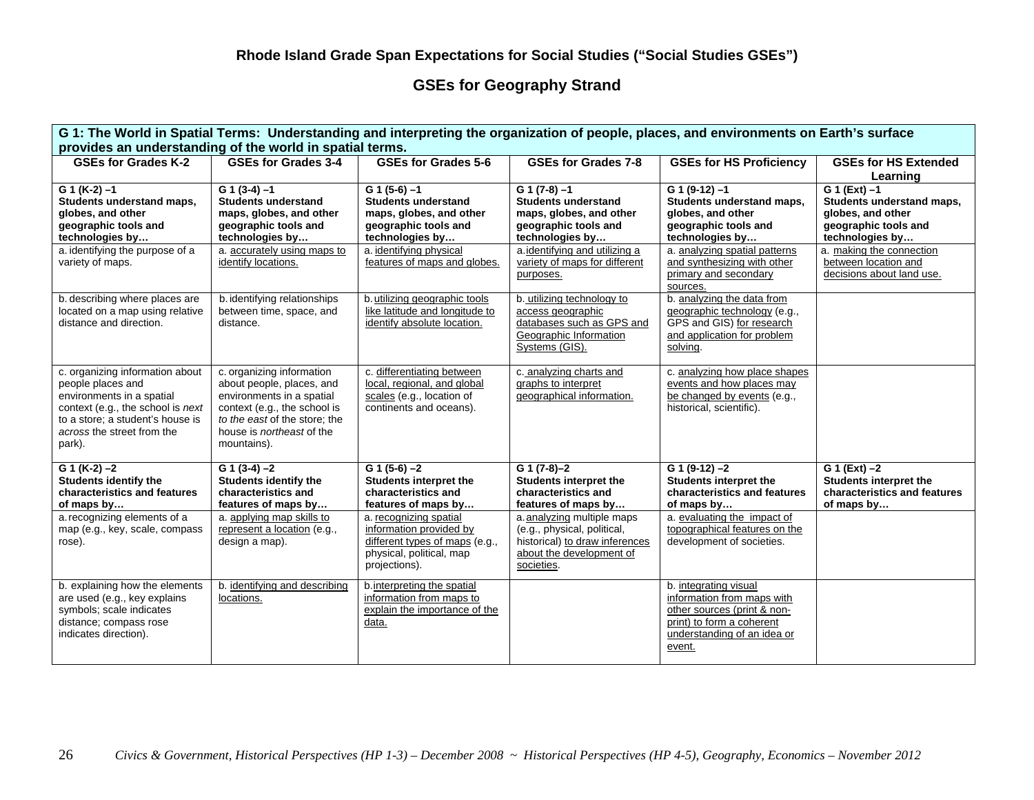**Rhode Island Grade Span Expectations for Social Studies ("Social Studies GSEs")**

## GSEs for Geography Strand

| **G 1: The World in Spatial Terms: Understanding and interpreting the organization of people, places, and environments on Earth's surface provides an understanding of the world in spatial terms.** | | | | | |
|---|---|---|---|---|---|
| **GSEs for Grades K-2** | **GSEs for Grades 3-4** | **GSEs for Grades 5-6** | **GSEs for Grades 7-8** | **GSEs for HS Proficiency** | **GSEs for HS Extended Learning** |
| **G 1 (K-2) –1 Students understand maps, globes, and other geographic tools and technologies by…** | **G 1 (3-4) –1 Students understand maps, globes, and other geographic tools and technologies by…** | **G 1 (5-6) –1 Students understand maps, globes, and other geographic tools and technologies by…** | **G 1 (7-8) –1 Students understand maps, globes, and other geographic tools and technologies by…** | **G 1 (9-12) –1 Students understand maps, globes, and other geographic tools and technologies by…** | **G 1 (Ext) –1 Students understand maps, globes, and other geographic tools and technologies by…** |
| a. identifying the purpose of a variety of maps. | a. accurately using maps to identify locations. | a. identifying physical features of maps and globes. | a. identifying and utilizing a variety of maps for different purposes. | a. analyzing spatial patterns and synthesizing with other primary and secondary sources. | a. making the connection between location and decisions about land use. |
| b. describing where places are located on a map using relative distance and direction. | b. identifying relationships between time, space, and distance. | b. utilizing geographic tools like latitude and longitude to identify absolute location. | b. utilizing technology to access geographic databases such as GPS and Geographic Information Systems (GIS). | b. analyzing the data from geographic technology (e.g., GPS and GIS) for research and application for problem solving. | |
| c. organizing information about people places and environments in a spatial context (e.g., the school is *next* to a store; a student's house is *across* the street from the park). | c. organizing information about people, places, and environments in a spatial context (e.g., the school is *to the east* of the store; the house is *northeast* of the mountains). | c. differentiating between local, regional, and global scales (e.g., location of continents and oceans). | c. analyzing charts and graphs to interpret geographical information. | c. analyzing how place shapes events and how places may be changed by events (e.g., historical, scientific). | |
| **G 1 (K-2) –2 Students identify the characteristics and features of maps by…** | **G 1 (3-4) –2 Students identify the characteristics and features of maps by…** | **G 1 (5-6) –2 Students interpret the characteristics and features of maps by…** | **G 1 (7-8)–2 Students interpret the characteristics and features of maps by…** | **G 1 (9-12) –2 Students interpret the characteristics and features of maps by…** | **G 1 (Ext) –2 Students interpret the characteristics and features of maps by…** |
| a. recognizing elements of a map (e.g., key, scale, compass rose). | a. applying map skills to represent a location (e.g., design a map). | a. recognizing spatial information provided by different types of maps (e.g., physical, political, map projections). | a. analyzing multiple maps (e.g., physical, political, historical) to draw inferences about the development of societies. | a. evaluating the impact of topographical features on the development of societies. | |
| b. explaining how the elements are used (e.g., key explains symbols; scale indicates distance; compass rose indicates direction). | b. identifying and describing locations. | b. interpreting the spatial information from maps to explain the importance of the data. | | b. integrating visual information from maps with other sources (print & non-print) to form a coherent understanding of an idea or event. | |

*Civics & Government, Historical Perspectives (HP 1-3) – December 2008 ~ Historical Perspectives (HP 4-5), Geography, Economics – November 2012*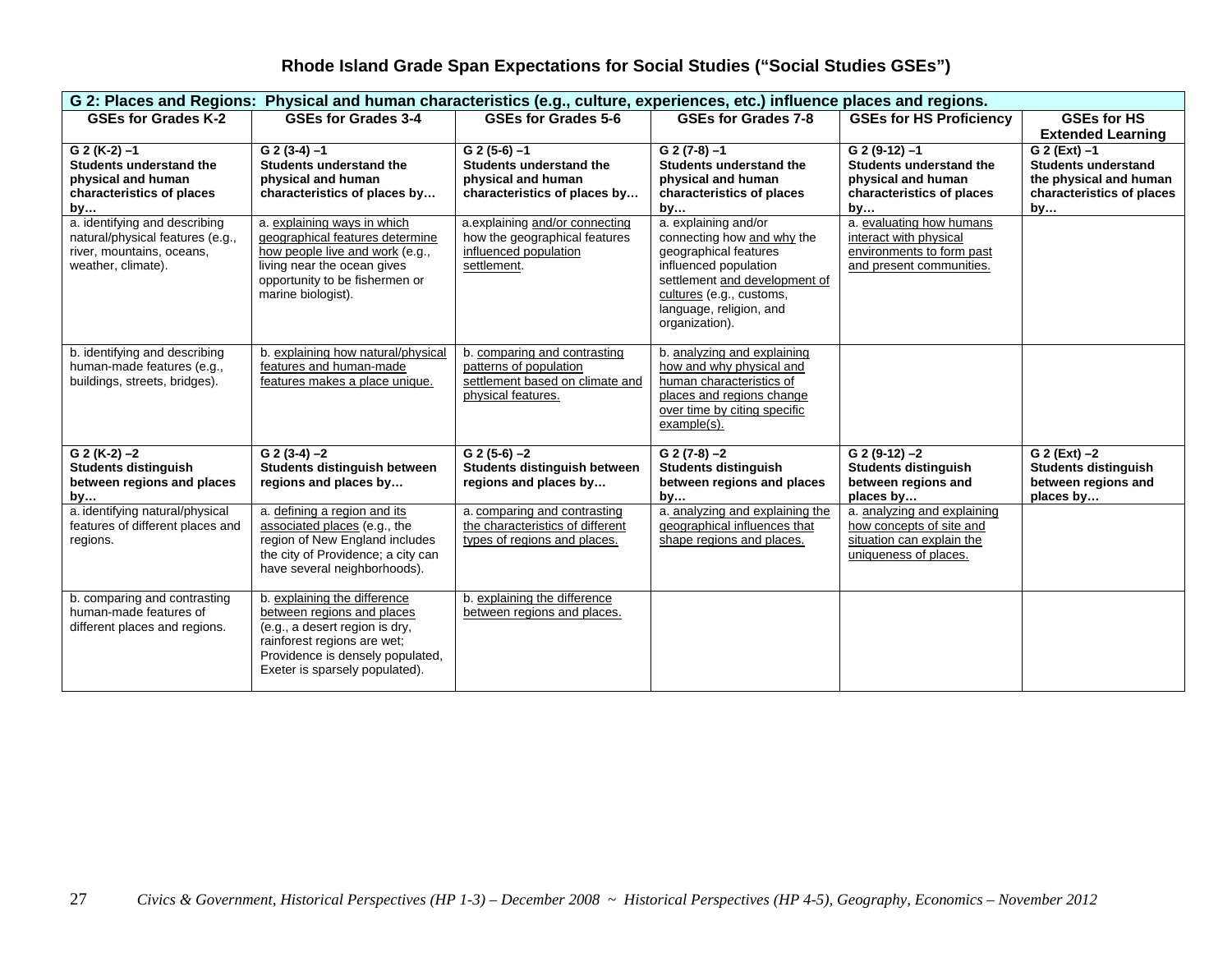## Rhode Island Grade Span Expectations for Social Studies ("Social Studies GSEs")

| G 2: Places and Regions: Physical and human characteristics (e.g., culture, experiences, etc.) influence places and regions. | | | | | |
|---|---|---|---|---|---|
| **GSEs for Grades K-2** | **GSEs for Grades 3-4** | **GSEs for Grades 5-6** | **GSEs for Grades 7-8** | **GSEs for HS Proficiency** | **GSEs for HS Extended Learning** |
| **G 2 (K-2) –1 Students understand the physical and human characteristics of places by…** | **G 2 (3-4) –1 Students understand the physical and human characteristics of places by…** | **G 2 (5-6) –1 Students understand the physical and human characteristics of places by…** | **G 2 (7-8) –1 Students understand the physical and human characteristics of places by…** | **G 2 (9-12) –1 Students understand the physical and human characteristics of places by…** | **G 2 (Ext) –1 Students understand the physical and human characteristics of places by…** |
| a. identifying and describing natural/physical features (e.g., river, mountains, oceans, weather, climate). | a. explaining ways in which geographical features determine how people live and work (e.g., living near the ocean gives opportunity to be fishermen or marine biologist). | a. explaining and/or connecting how the geographical features influenced population settlement. | a. explaining and/or connecting how and why the geographical features influenced population settlement and development of cultures (e.g., customs, language, religion, and organization). | a. evaluating how humans interact with physical environments to form past and present communities. | |
| b. identifying and describing human-made features (e.g., buildings, streets, bridges). | b. explaining how natural/physical features and human-made features makes a place unique. | b. comparing and contrasting patterns of population settlement based on climate and physical features. | b. analyzing and explaining how and why physical and human characteristics of places and regions change over time by citing specific example(s). | | |
| **G 2 (K-2) –2 Students distinguish between regions and places by…** | **G 2 (3-4) –2 Students distinguish between regions and places by…** | **G 2 (5-6) –2 Students distinguish between regions and places by…** | **G 2 (7-8) –2 Students distinguish between regions and places by…** | **G 2 (9-12) –2 Students distinguish between regions and places by…** | **G 2 (Ext) –2 Students distinguish between regions and places by…** |
| a. identifying natural/physical features of different places and regions. | a. defining a region and its associated places (e.g., the region of New England includes the city of Providence; a city can have several neighborhoods). | a. comparing and contrasting the characteristics of different types of regions and places. | a. analyzing and explaining the geographical influences that shape regions and places. | a. analyzing and explaining how concepts of site and situation can explain the uniqueness of places. | |
| b. comparing and contrasting human-made features of different places and regions. | b. explaining the difference between regions and places (e.g., a desert region is dry, rainforest regions are wet; Providence is densely populated, Exeter is sparsely populated). | b. explaining the difference between regions and places. | | | |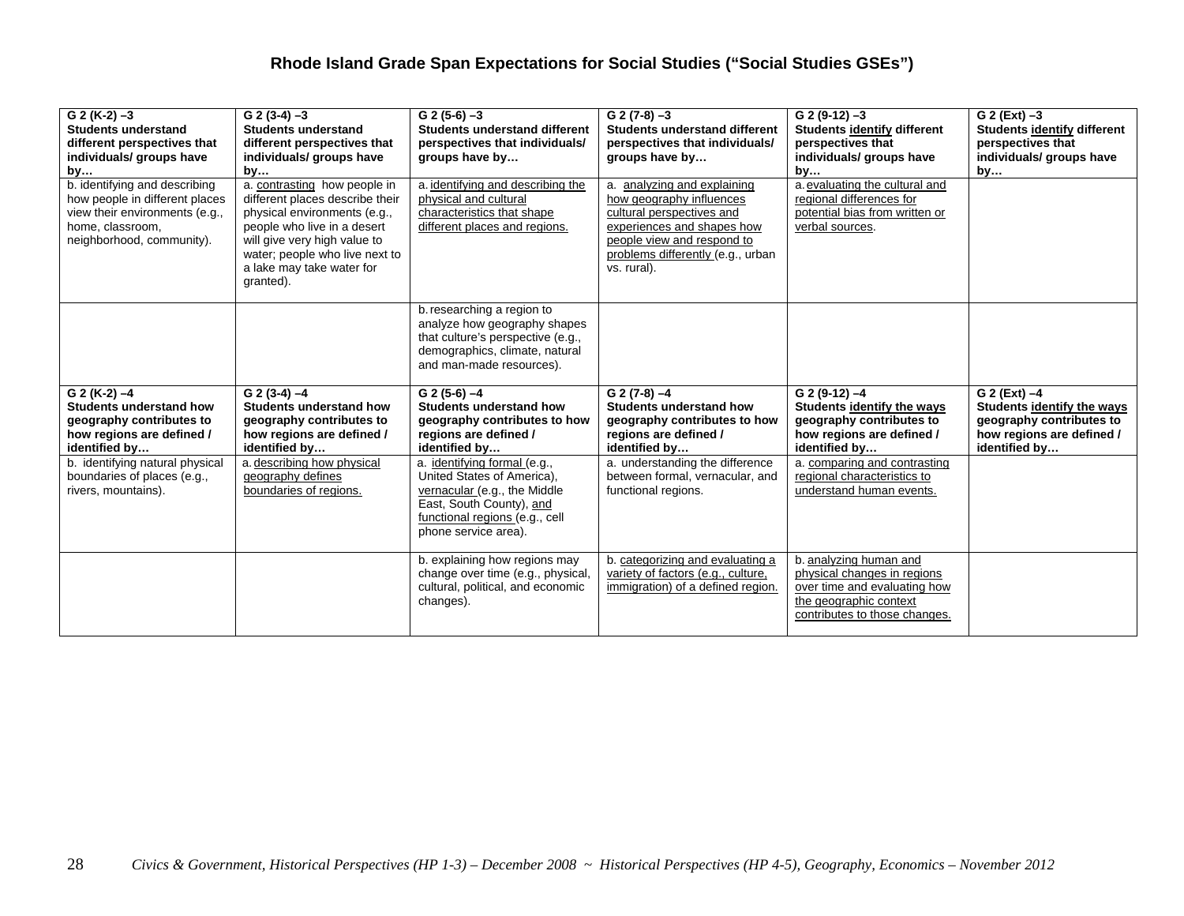# Rhode Island Grade Span Expectations for Social Studies ("Social Studies GSEs")

| G 2 (K-2) –3 **Students understand different perspectives that individuals/ groups have by…** | G 2 (3-4) –3 **Students understand different perspectives that individuals/ groups have by…** | G 2 (5-6) –3 **Students understand different perspectives that individuals/ groups have by…** | G 2 (7-8) –3 **Students understand different perspectives that individuals/ groups have by…** | G 2 (9-12) –3 **Students identify different perspectives that individuals/ groups have by…** | G 2 (Ext) –3 **Students identify different perspectives that individuals/ groups have by…** |
|---|---|---|---|---|---|
| b. identifying and describing how people in different places view their environments (e.g., home, classroom, neighborhood, community). | a. contrasting how people in different places describe their physical environments (e.g., people who live in a desert will give very high value to water; people who live next to a lake may take water for granted). | a. identifying and describing the physical and cultural characteristics that shape different places and regions. | a. analyzing and explaining how geography influences cultural perspectives and experiences and shapes how people view and respond to problems differently (e.g., urban vs. rural). | a. evaluating the cultural and regional differences for potential bias from written or verbal sources. | |
| | | b. researching a region to analyze how geography shapes that culture's perspective (e.g., demographics, climate, natural and man-made resources). | | | |
| **G 2 (K-2) –4 Students understand how geography contributes to how regions are defined / identified by…** | **G 2 (3-4) –4 Students understand how geography contributes to how regions are defined / identified by…** | **G 2 (5-6) –4 Students understand how geography contributes to how regions are defined / identified by…** | **G 2 (7-8) –4 Students understand how geography contributes to how regions are defined / identified by…** | **G 2 (9-12) –4 Students identify the ways geography contributes to how regions are defined / identified by…** | **G 2 (Ext) –4 Students identify the ways geography contributes to how regions are defined / identified by…** |
| b. identifying natural physical boundaries of places (e.g., rivers, mountains). | a. describing how physical geography defines boundaries of regions. | a. identifying formal (e.g., United States of America), vernacular (e.g., the Middle East, South County), and functional regions (e.g., cell phone service area). | a. understanding the difference between formal, vernacular, and functional regions. | a. comparing and contrasting regional characteristics to understand human events. | |
| | | b. explaining how regions may change over time (e.g., physical, cultural, political, and economic changes). | b. categorizing and evaluating a variety of factors (e.g., culture, immigration) of a defined region. | b. analyzing human and physical changes in regions over time and evaluating how the geographic context contributes to those changes. | |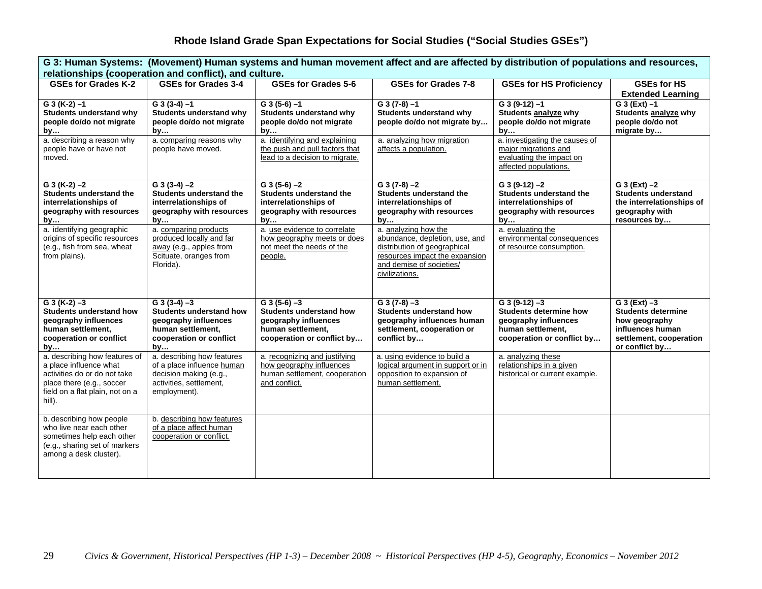# Rhode Island Grade Span Expectations for Social Studies ("Social Studies GSEs")

| **G 3: Human Systems: (Movement) Human systems and human movement affect and are affected by distribution of populations and resources, relationships (cooperation and conflict), and culture.** | | | | | |
|---|---|---|---|---|---|
| **GSEs for Grades K-2** | **GSEs for Grades 3-4** | **GSEs for Grades 5-6** | **GSEs for Grades 7-8** | **GSEs for HS Proficiency** | **GSEs for HS Extended Learning** |
| **G 3 (K-2) –1** **Students understand why people do/do not migrate by…** | **G 3 (3-4) –1** **Students understand why people do/do not migrate by…** | **G 3 (5-6) –1** **Students understand why people do/do not migrate by…** | **G 3 (7-8) –1** **Students understand why people do/do not migrate by…** | **G 3 (9-12) –1** **Students analyze why people do/do not migrate by…** | **G 3 (Ext) –1** **Students analyze why people do/do not migrate by…** |
| a. describing a reason why people have or have not moved. | a. comparing reasons why people have moved. | a. identifying and explaining the push and pull factors that lead to a decision to migrate. | a. analyzing how migration affects a population. | a. investigating the causes of major migrations and evaluating the impact on affected populations. | |
| **G 3 (K-2) –2** **Students understand the interrelationships of geography with resources by…** | **G 3 (3-4) –2** **Students understand the interrelationships of geography with resources by…** | **G 3 (5-6) –2** **Students understand the interrelationships of geography with resources by…** | **G 3 (7-8) –2** **Students understand the interrelationships of geography with resources by…** | **G 3 (9-12) –2** **Students understand the interrelationships of geography with resources by…** | **G 3 (Ext) –2** **Students understand the interrelationships of geography with resources by…** |
| a. identifying geographic origins of specific resources (e.g., fish from sea, wheat from plains). | a. comparing products produced locally and far away (e.g., apples from Scituate, oranges from Florida). | a. use evidence to correlate how geography meets or does not meet the needs of the people. | a. analyzing how the abundance, depletion, use, and distribution of geographical resources impact the expansion and demise of societies/ civilizations. | a. evaluating the environmental consequences of resource consumption. | |
| **G 3 (K-2) –3** **Students understand how geography influences human settlement, cooperation or conflict by…** | **G 3 (3-4) –3** **Students understand how geography influences human settlement, cooperation or conflict by…** | **G 3 (5-6) –3** **Students understand how geography influences human settlement, cooperation or conflict by…** | **G 3 (7-8) –3** **Students understand how geography influences human settlement, cooperation or conflict by…** | **G 3 (9-12) –3** **Students determine how geography influences human settlement, cooperation or conflict by…** | **G 3 (Ext) –3** **Students determine how geography influences human settlement, cooperation or conflict by…** |
| a. describing how features of a place influence what activities do or do not take place there (e.g., soccer field on a flat plain, not on a hill). | a. describing how features of a place influence human decision making (e.g., activities, settlement, employment). | a. recognizing and justifying how geography influences human settlement, cooperation and conflict. | a. using evidence to build a logical argument in support or in opposition to expansion of human settlement. | a. analyzing these relationships in a given historical or current example. | |
| b. describing how people who live near each other sometimes help each other (e.g., sharing set of markers among a desk cluster). | b. describing how features of a place affect human cooperation or conflict. | | | | |

*Civics & Government, Historical Perspectives (HP 1-3) – December 2008 ~ Historical Perspectives (HP 4-5), Geography, Economics – November 2012*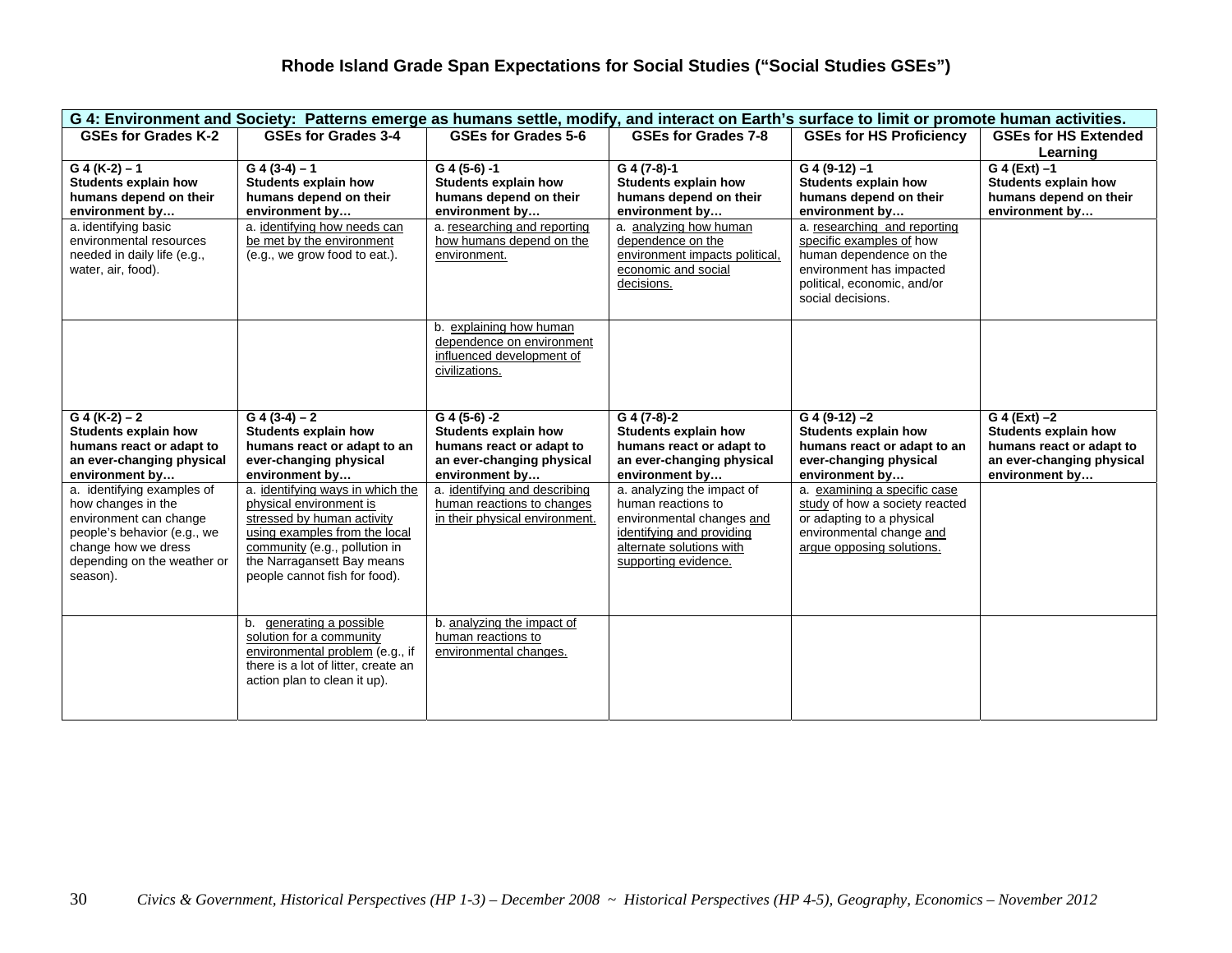# Rhode Island Grade Span Expectations for Social Studies ("Social Studies GSEs")

| G 4: Environment and Society: Patterns emerge as humans settle, modify, and interact on Earth's surface to limit or promote human activities. | | | | | |
|---|---|---|---|---|---|
| **GSEs for Grades K-2** | **GSEs for Grades 3-4** | **GSEs for Grades 5-6** | **GSEs for Grades 7-8** | **GSEs for HS Proficiency** | **GSEs for HS Extended Learning** |
| **G 4 (K-2) – 1 Students explain how humans depend on their environment by…** | **G 4 (3-4) – 1 Students explain how humans depend on their environment by…** | **G 4 (5-6) -1 Students explain how humans depend on their environment by…** | **G 4 (7-8)-1 Students explain how humans depend on their environment by…** | **G 4 (9-12) –1 Students explain how humans depend on their environment by…** | **G 4 (Ext) –1 Students explain how humans depend on their environment by…** |
| a. identifying basic environmental resources needed in daily life (e.g., water, air, food). | a. identifying how needs can be met by the environment (e.g., we grow food to eat.). | a. researching and reporting how humans depend on the environment. | a. analyzing how human dependence on the environment impacts political, economic and social decisions. | a. researching and reporting specific examples of how human dependence on the environment has impacted political, economic, and/or social decisions. | |
| | | b. explaining how human dependence on environment influenced development of civilizations. | | | |
| **G 4 (K-2) – 2 Students explain how humans react or adapt to an ever-changing physical environment by…** | **G 4 (3-4) – 2 Students explain how humans react or adapt to an ever-changing physical environment by…** | **G 4 (5-6) -2 Students explain how humans react or adapt to an ever-changing physical environment by…** | **G 4 (7-8)-2 Students explain how humans react or adapt to an ever-changing physical environment by…** | **G 4 (9-12) –2 Students explain how humans react or adapt to an ever-changing physical environment by…** | **G 4 (Ext) –2 Students explain how humans react or adapt to an ever-changing physical environment by…** |
| a. identifying examples of how changes in the environment can change people's behavior (e.g., we change how we dress depending on the weather or season). | a. identifying ways in which the physical environment is stressed by human activity using examples from the local community (e.g., pollution in the Narragansett Bay means people cannot fish for food). | a. identifying and describing human reactions to changes in their physical environment. | a. analyzing the impact of human reactions to environmental changes and identifying and providing alternate solutions with supporting evidence. | a. examining a specific case study of how a society reacted or adapting to a physical environmental change and argue opposing solutions. | |
| | b. generating a possible solution for a community environmental problem (e.g., if there is a lot of litter, create an action plan to clean it up). | b. analyzing the impact of human reactions to environmental changes. | | | |

*Civics & Government, Historical Perspectives (HP 1-3) – December 2008 ~ Historical Perspectives (HP 4-5), Geography, Economics – November 2012*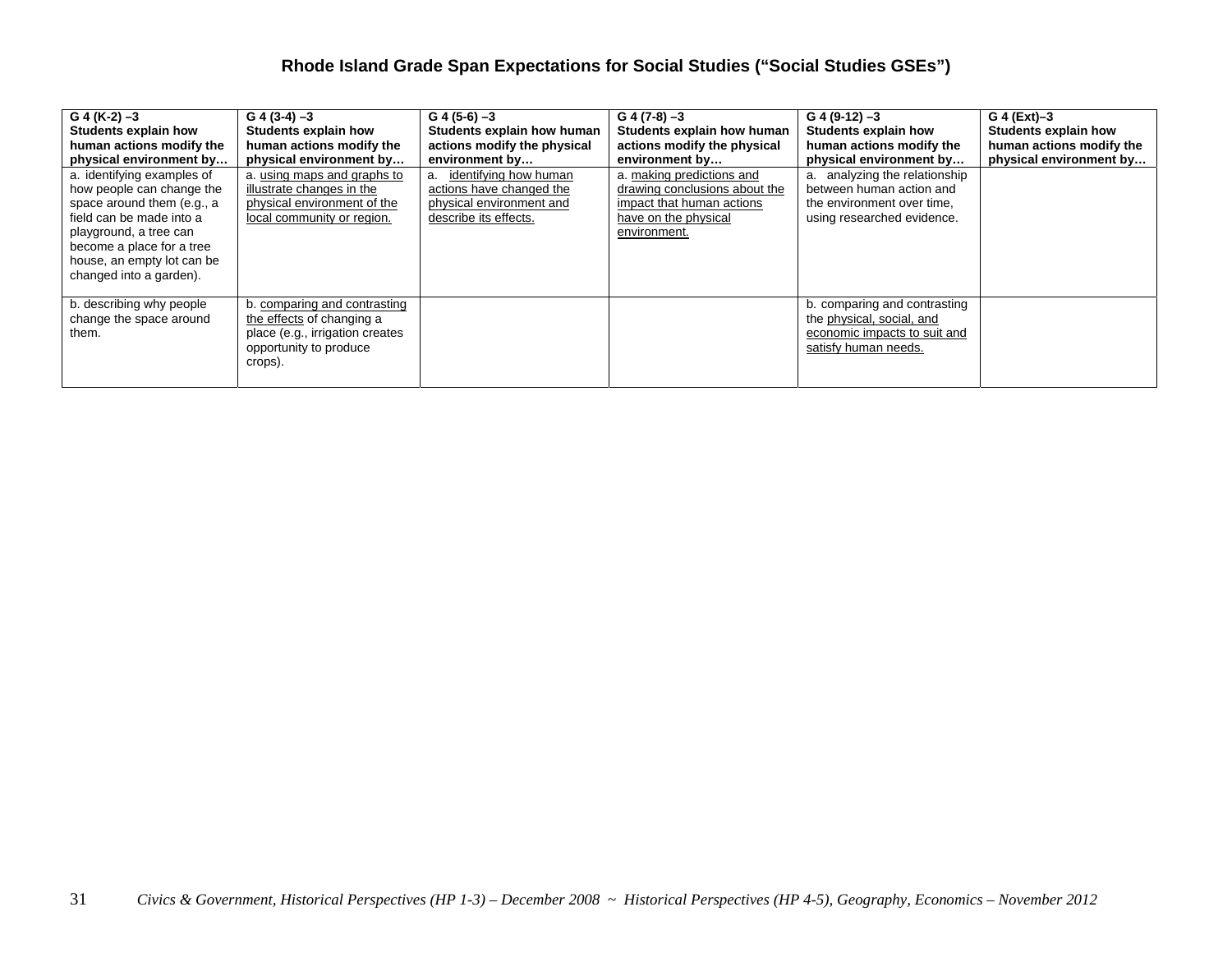# Rhode Island Grade Span Expectations for Social Studies ("Social Studies GSEs")

| **G 4 (K-2) –3** **Students explain how human actions modify the physical environment by…** | **G 4 (3-4) –3** **Students explain how human actions modify the physical environment by…** | **G 4 (5-6) –3** **Students explain how human actions modify the physical environment by…** | **G 4 (7-8) –3** **Students explain how human actions modify the physical environment by…** | **G 4 (9-12) –3** **Students explain how human actions modify the physical environment by…** | **G 4 (Ext)–3** **Students explain how human actions modify the physical environment by…** |
|---|---|---|---|---|---|
| a. identifying examples of how people can change the space around them (e.g., a field can be made into a playground, a tree can become a place for a tree house, an empty lot can be changed into a garden). | a. <u>using maps and graphs to illustrate changes in the physical environment of the local community or region.</u> | a. <u>identifying how human actions have changed the physical environment and describe its effects.</u> | a. <u>making predictions and drawing conclusions about the impact that human actions have on the physical environment.</u> | a. analyzing the relationship between human action and the environment over time, using researched evidence. | |
| b. describing why people change the space around them. | b. <u>comparing and contrasting the effects</u> of changing a place (e.g., irrigation creates opportunity to produce crops). | | | b. comparing and contrasting the <u>physical, social, and economic impacts to suit and satisfy human needs.</u> | |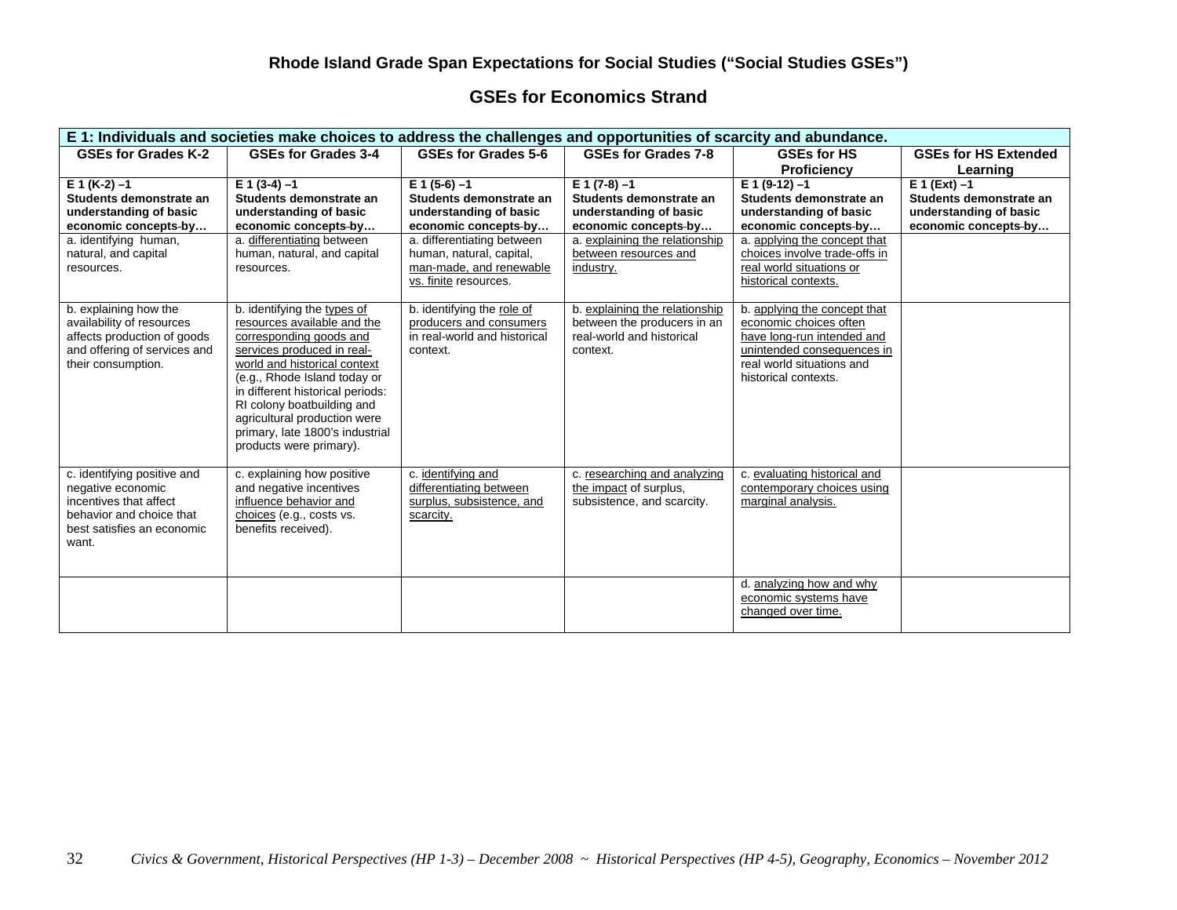**Rhode Island Grade Span Expectations for Social Studies ("Social Studies GSEs")**

## GSEs for Economics Strand

| E 1: Individuals and societies make choices to address the challenges and opportunities of scarcity and abundance. | | | | | |
|---|---|---|---|---|---|
| **GSEs for Grades K-2** | **GSEs for Grades 3-4** | **GSEs for Grades 5-6** | **GSEs for Grades 7-8** | **GSEs for HS Proficiency** | **GSEs for HS Extended Learning** |
| **E 1 (K-2) –1 Students demonstrate an understanding of basic economic concepts by…** | **E 1 (3-4) –1 Students demonstrate an understanding of basic economic concepts by…** | **E 1 (5-6) –1 Students demonstrate an understanding of basic economic concepts by…** | **E 1 (7-8) –1 Students demonstrate an understanding of basic economic concepts by…** | **E 1 (9-12) –1 Students demonstrate an understanding of basic economic concepts by…** | **E 1 (Ext) –1 Students demonstrate an understanding of basic economic concepts by…** |
| a. identifying human, natural, and capital resources. | a. differentiating between human, natural, and capital resources. | a. differentiating between human, natural, capital, man-made, and renewable vs. finite resources. | a. explaining the relationship between resources and industry. | a. applying the concept that choices involve trade-offs in real world situations or historical contexts. | |
| b. explaining how the availability of resources affects production of goods and offering of services and their consumption. | b. identifying the types of resources available and the corresponding goods and services produced in real-world and historical context (e.g., Rhode Island today or in different historical periods: RI colony boatbuilding and agricultural production were primary, late 1800's industrial products were primary). | b. identifying the role of producers and consumers in real-world and historical context. | b. explaining the relationship between the producers in an real-world and historical context. | b. applying the concept that economic choices often have long-run intended and unintended consequences in real world situations and historical contexts. | |
| c. identifying positive and negative economic incentives that affect behavior and choice that best satisfies an economic want. | c. explaining how positive and negative incentives influence behavior and choices (e.g., costs vs. benefits received). | c. identifying and differentiating between surplus, subsistence, and scarcity. | c. researching and analyzing the impact of surplus, subsistence, and scarcity. | c. evaluating historical and contemporary choices using marginal analysis. | |
| | | | | d. analyzing how and why economic systems have changed over time. | |

*Civics & Government, Historical Perspectives (HP 1-3) – December 2008 ~ Historical Perspectives (HP 4-5), Geography, Economics – November 2012*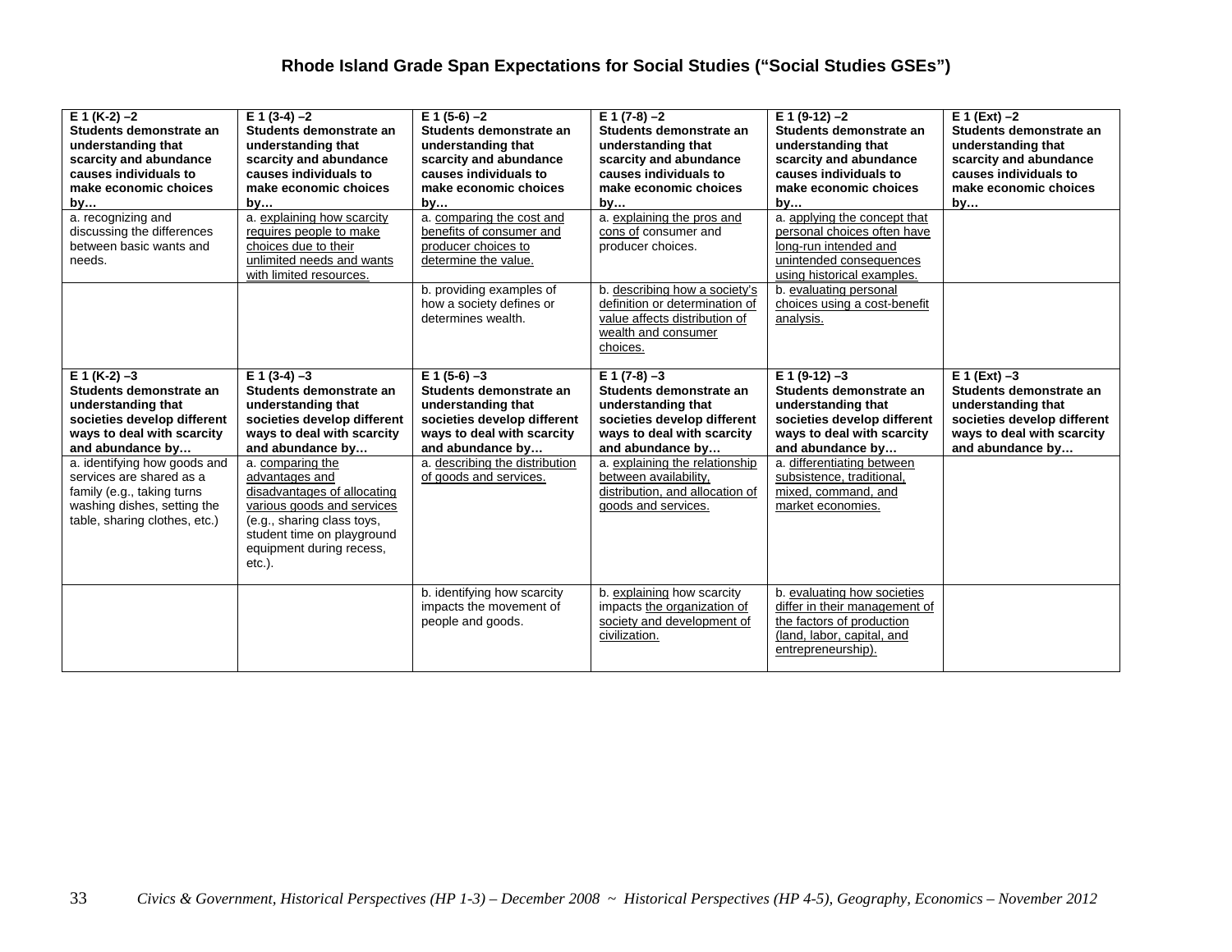## Rhode Island Grade Span Expectations for Social Studies ("Social Studies GSEs")

| **E 1 (K-2) –2 Students demonstrate an understanding that scarcity and abundance causes individuals to make economic choices by…** | **E 1 (3-4) –2 Students demonstrate an understanding that scarcity and abundance causes individuals to make economic choices by…** | **E 1 (5-6) –2 Students demonstrate an understanding that scarcity and abundance causes individuals to make economic choices by…** | **E 1 (7-8) –2 Students demonstrate an understanding that scarcity and abundance causes individuals to make economic choices by…** | **E 1 (9-12) –2 Students demonstrate an understanding that scarcity and abundance causes individuals to make economic choices by…** | **E 1 (Ext) –2 Students demonstrate an understanding that scarcity and abundance causes individuals to make economic choices by…** |
|---|---|---|---|---|---|
| a. recognizing and discussing the differences between basic wants and needs. | a. explaining how scarcity requires people to make choices due to their unlimited needs and wants with limited resources. | a. comparing the cost and benefits of consumer and producer choices to determine the value. | a. explaining the pros and cons of consumer and producer choices. | a. applying the concept that personal choices often have long-run intended and unintended consequences using historical examples. | |
| | | b. providing examples of how a society defines or determines wealth. | b. describing how a society's definition or determination of value affects distribution of wealth and consumer choices. | b. evaluating personal choices using a cost-benefit analysis. | |
| **E 1 (K-2) –3 Students demonstrate an understanding that societies develop different ways to deal with scarcity and abundance by…** | **E 1 (3-4) –3 Students demonstrate an understanding that societies develop different ways to deal with scarcity and abundance by…** | **E 1 (5-6) –3 Students demonstrate an understanding that societies develop different ways to deal with scarcity and abundance by…** | **E 1 (7-8) –3 Students demonstrate an understanding that societies develop different ways to deal with scarcity and abundance by…** | **E 1 (9-12) –3 Students demonstrate an understanding that societies develop different ways to deal with scarcity and abundance by…** | **E 1 (Ext) –3 Students demonstrate an understanding that societies develop different ways to deal with scarcity and abundance by…** |
| a. identifying how goods and services are shared as a family (e.g., taking turns washing dishes, setting the table, sharing clothes, etc.) | a. comparing the advantages and disadvantages of allocating various goods and services (e.g., sharing class toys, student time on playground equipment during recess, etc.). | a. describing the distribution of goods and services. | a. explaining the relationship between availability, distribution, and allocation of goods and services. | a. differentiating between subsistence, traditional, mixed, command, and market economies. | |
| | | b. identifying how scarcity impacts the movement of people and goods. | b. explaining how scarcity impacts the organization of society and development of civilization. | b. evaluating how societies differ in their management of the factors of production (land, labor, capital, and entrepreneurship). | |

*Civics & Government, Historical Perspectives (HP 1-3) – December 2008 ~ Historical Perspectives (HP 4-5), Geography, Economics – November 2012*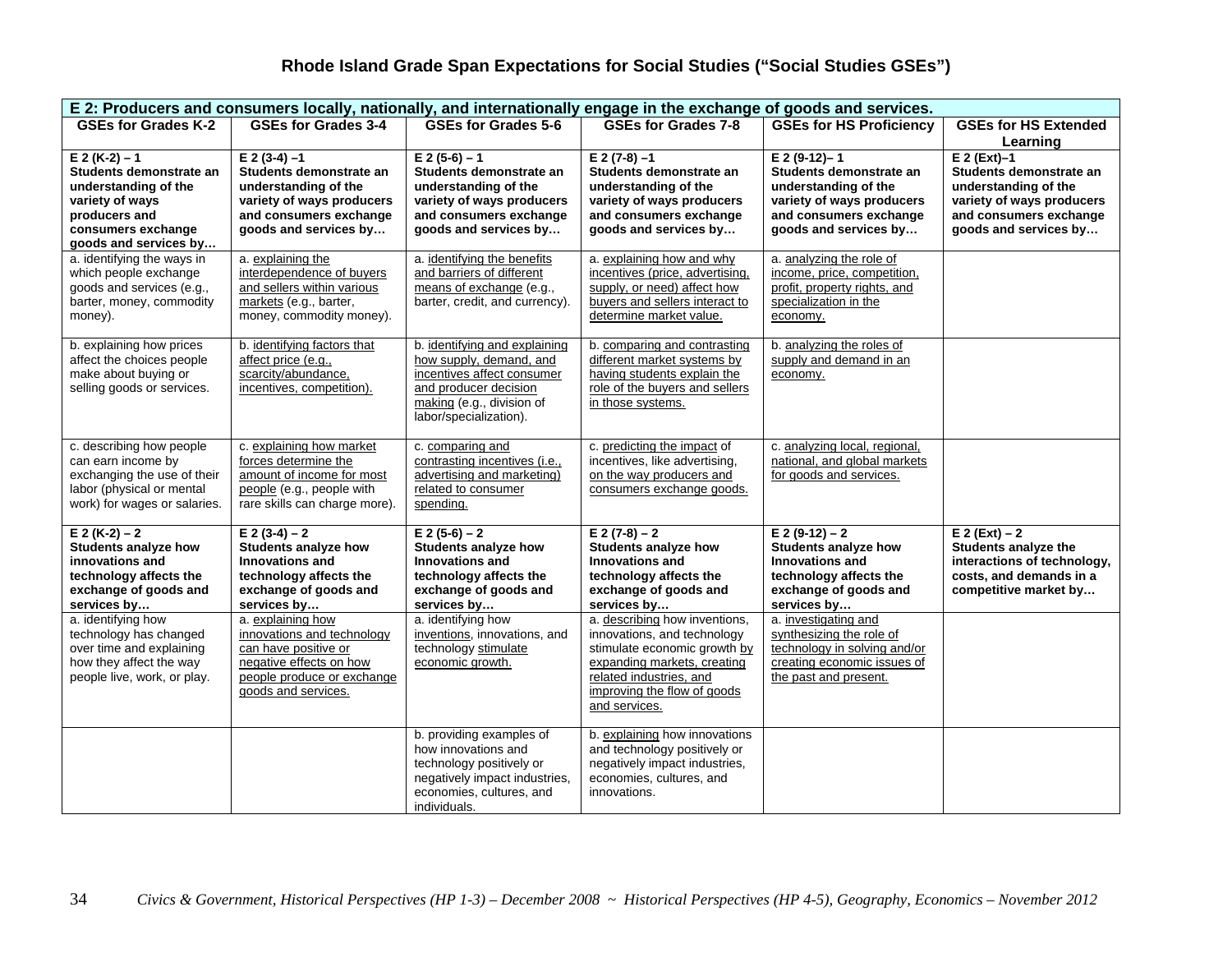# Rhode Island Grade Span Expectations for Social Studies ("Social Studies GSEs")

| E 2: Producers and consumers locally, nationally, and internationally engage in the exchange of goods and services. | | | | | |
|---|---|---|---|---|---|
| **GSEs for Grades K-2** | **GSEs for Grades 3-4** | **GSEs for Grades 5-6** | **GSEs for Grades 7-8** | **GSEs for HS Proficiency** | **GSEs for HS Extended Learning** |
| **E 2 (K-2) – 1 Students demonstrate an understanding of the variety of ways producers and consumers exchange goods and services by…** | **E 2 (3-4) –1 Students demonstrate an understanding of the variety of ways producers and consumers exchange goods and services by…** | **E 2 (5-6) – 1 Students demonstrate an understanding of the variety of ways producers and consumers exchange goods and services by…** | **E 2 (7-8) –1 Students demonstrate an understanding of the variety of ways producers and consumers exchange goods and services by…** | **E 2 (9-12)– 1 Students demonstrate an understanding of the variety of ways producers and consumers exchange goods and services by…** | **E 2 (Ext)–1 Students demonstrate an understanding of the variety of ways producers and consumers exchange goods and services by…** |
| a. identifying the ways in which people exchange goods and services (e.g., barter, money, commodity money). | a. explaining the interdependence of buyers and sellers within various markets (e.g., barter, money, commodity money). | a. identifying the benefits and barriers of different means of exchange (e.g., barter, credit, and currency). | a. explaining how and why incentives (price, advertising, supply, or need) affect how buyers and sellers interact to determine market value. | a. analyzing the role of income, price, competition, profit, property rights, and specialization in the economy. | |
| b. explaining how prices affect the choices people make about buying or selling goods or services. | b. identifying factors that affect price (e.g., scarcity/abundance, incentives, competition). | b. identifying and explaining how supply, demand, and incentives affect consumer and producer decision making (e.g., division of labor/specialization). | b. comparing and contrasting different market systems by having students explain the role of the buyers and sellers in those systems. | b. analyzing the roles of supply and demand in an economy. | |
| c. describing how people can earn income by exchanging the use of their labor (physical or mental work) for wages or salaries. | c. explaining how market forces determine the amount of income for most people (e.g., people with rare skills can charge more). | c. comparing and contrasting incentives (i.e., advertising and marketing) related to consumer spending. | c. predicting the impact of incentives, like advertising, on the way producers and consumers exchange goods. | c. analyzing local, regional, national, and global markets for goods and services. | |
| **E 2 (K-2) – 2 Students analyze how innovations and technology affects the exchange of goods and services by…** | **E 2 (3-4) – 2 Students analyze how Innovations and technology affects the exchange of goods and services by…** | **E 2 (5-6) – 2 Students analyze how Innovations and technology affects the exchange of goods and services by…** | **E 2 (7-8) – 2 Students analyze how Innovations and technology affects the exchange of goods and services by…** | **E 2 (9-12) – 2 Students analyze how Innovations and technology affects the exchange of goods and services by…** | **E 2 (Ext) – 2 Students analyze the interactions of technology, costs, and demands in a competitive market by…** |
| a. identifying how technology has changed over time and explaining how they affect the way people live, work, or play. | a. explaining how innovations and technology can have positive or negative effects on how people produce or exchange goods and services. | a. identifying how inventions, innovations, and technology stimulate economic growth. | a. describing how inventions, innovations, and technology stimulate economic growth by expanding markets, creating related industries, and improving the flow of goods and services. | a. investigating and synthesizing the role of technology in solving and/or creating economic issues of the past and present. | |
| | | b. providing examples of how innovations and technology positively or negatively impact industries, economies, cultures, and individuals. | b. explaining how innovations and technology positively or negatively impact industries, economies, cultures, and innovations. | | |

*Civics & Government, Historical Perspectives (HP 1-3) – December 2008 ~ Historical Perspectives (HP 4-5), Geography, Economics – November 2012*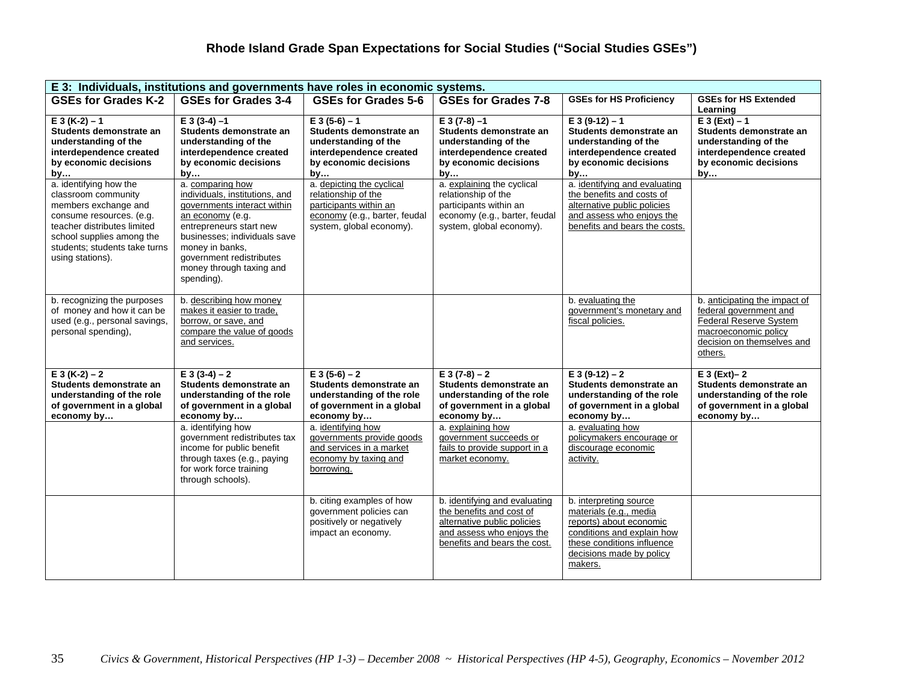# Rhode Island Grade Span Expectations for Social Studies ("Social Studies GSEs")

| E 3: Individuals, institutions and governments have roles in economic systems. | | | | | |
|---|---|---|---|---|---|
| **GSEs for Grades K-2** | **GSEs for Grades 3-4** | **GSEs for Grades 5-6** | **GSEs for Grades 7-8** | **GSEs for HS Proficiency** | **GSEs for HS Extended Learning** |
| **E 3 (K-2) – 1 Students demonstrate an understanding of the interdependence created by economic decisions by…** | **E 3 (3-4) –1 Students demonstrate an understanding of the interdependence created by economic decisions by…** | **E 3 (5-6) – 1 Students demonstrate an understanding of the interdependence created by economic decisions by…** | **E 3 (7-8) –1 Students demonstrate an understanding of the interdependence created by economic decisions by…** | **E 3 (9-12) – 1 Students demonstrate an understanding of the interdependence created by economic decisions by…** | **E 3 (Ext) – 1 Students demonstrate an understanding of the interdependence created by economic decisions by…** |
| a. identifying how the classroom community members exchange and consume resources. (e.g. teacher distributes limited school supplies among the students; students take turns using stations). | a. comparing how individuals, institutions, and governments interact within an economy (e.g. entrepreneurs start new businesses; individuals save money in banks, government redistributes money through taxing and spending). | a. depicting the cyclical relationship of the participants within an economy (e.g., barter, feudal system, global economy). | a. explaining the cyclical relationship of the participants within an economy (e.g., barter, feudal system, global economy). | a. identifying and evaluating the benefits and costs of alternative public policies and assess who enjoys the benefits and bears the costs. | |
| b. recognizing the purposes of money and how it can be used (e.g., personal savings, personal spending), | b. describing how money makes it easier to trade, borrow, or save, and compare the value of goods and services. | | | b. evaluating the government's monetary and fiscal policies. | b. anticipating the impact of federal government and Federal Reserve System macroeconomic policy decision on themselves and others. |
| **E 3 (K-2) – 2 Students demonstrate an understanding of the role of government in a global economy by…** | **E 3 (3-4) – 2 Students demonstrate an understanding of the role of government in a global economy by…** | **E 3 (5-6) – 2 Students demonstrate an understanding of the role of government in a global economy by…** | **E 3 (7-8) – 2 Students demonstrate an understanding of the role of government in a global economy by…** | **E 3 (9-12) – 2 Students demonstrate an understanding of the role of government in a global economy by…** | **E 3 (Ext)– 2 Students demonstrate an understanding of the role of government in a global economy by…** |
| | a. identifying how government redistributes tax income for public benefit through taxes (e.g., paying for work force training through schools). | a. identifying how governments provide goods and services in a market economy by taxing and borrowing. | a. explaining how government succeeds or fails to provide support in a market economy. | a. evaluating how policymakers encourage or discourage economic activity. | |
| | | b. citing examples of how government policies can positively or negatively impact an economy. | b. identifying and evaluating the benefits and cost of alternative public policies and assess who enjoys the benefits and bears the cost. | b. interpreting source materials (e.g., media reports) about economic conditions and explain how these conditions influence decisions made by policy makers. | |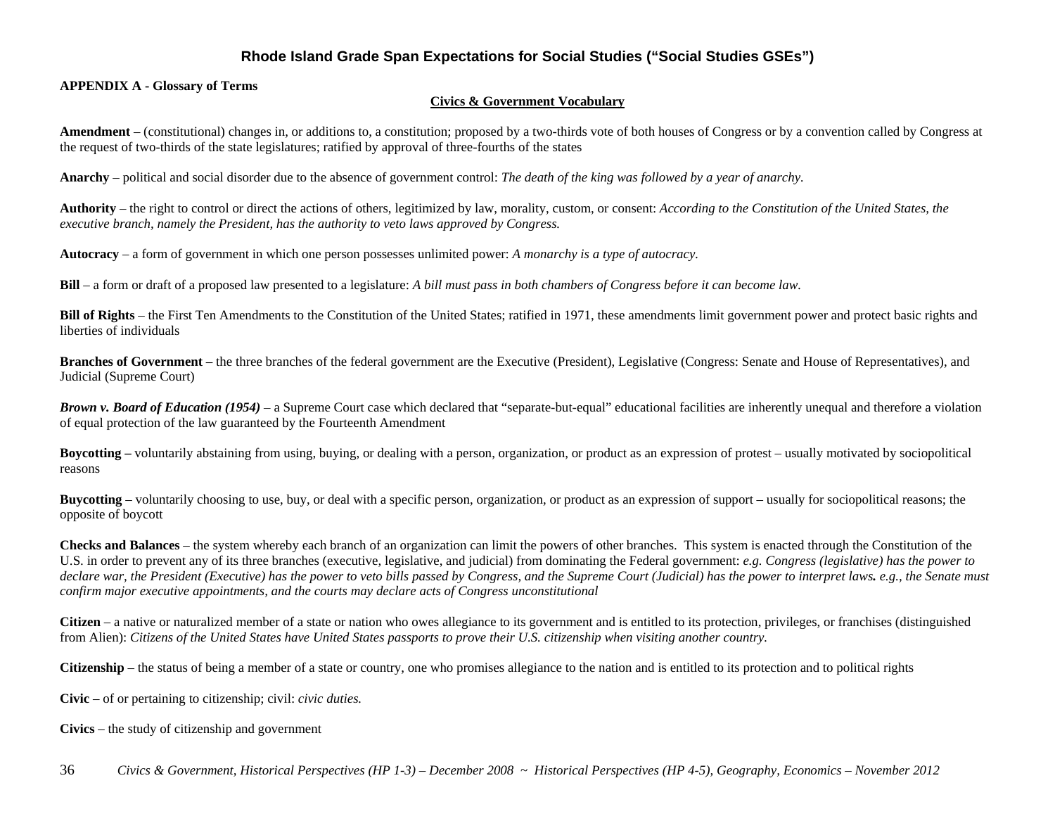## Rhode Island Grade Span Expectations for Social Studies ("Social Studies GSEs")

**APPENDIX A - Glossary of Terms**

### Civics & Government Vocabulary

**Amendment** – (constitutional) changes in, or additions to, a constitution; proposed by a two-thirds vote of both houses of Congress or by a convention called by Congress at the request of two-thirds of the state legislatures; ratified by approval of three-fourths of the states

**Anarchy** – political and social disorder due to the absence of government control: *The death of the king was followed by a year of anarchy.*

**Authority** – the right to control or direct the actions of others, legitimized by law, morality, custom, or consent: *According to the Constitution of the United States, the executive branch, namely the President, has the authority to veto laws approved by Congress.*

**Autocracy** – a form of government in which one person possesses unlimited power: *A monarchy is a type of autocracy.*

**Bill** – a form or draft of a proposed law presented to a legislature: *A bill must pass in both chambers of Congress before it can become law.*

**Bill of Rights** – the First Ten Amendments to the Constitution of the United States; ratified in 1971, these amendments limit government power and protect basic rights and liberties of individuals

**Branches of Government** – the three branches of the federal government are the Executive (President), Legislative (Congress: Senate and House of Representatives), and Judicial (Supreme Court)

***Brown v. Board of Education (1954)*** – a Supreme Court case which declared that "separate-but-equal" educational facilities are inherently unequal and therefore a violation of equal protection of the law guaranteed by the Fourteenth Amendment

**Boycotting –** voluntarily abstaining from using, buying, or dealing with a person, organization, or product as an expression of protest – usually motivated by sociopolitical reasons

**Buycotting** – voluntarily choosing to use, buy, or deal with a specific person, organization, or product as an expression of support – usually for sociopolitical reasons; the opposite of boycott

**Checks and Balances** – the system whereby each branch of an organization can limit the powers of other branches. This system is enacted through the Constitution of the U.S. in order to prevent any of its three branches (executive, legislative, and judicial) from dominating the Federal government: *e.g. Congress (legislative) has the power to declare war, the President (Executive) has the power to veto bills passed by Congress, and the Supreme Court (Judicial) has the power to interpret laws. e.g., the Senate must confirm major executive appointments, and the courts may declare acts of Congress unconstitutional*

**Citizen** – a native or naturalized member of a state or nation who owes allegiance to its government and is entitled to its protection, privileges, or franchises (distinguished from Alien): *Citizens of the United States have United States passports to prove their U.S. citizenship when visiting another country.*

**Citizenship** – the status of being a member of a state or country, one who promises allegiance to the nation and is entitled to its protection and to political rights

**Civic** – of or pertaining to citizenship; civil: *civic duties.*

**Civics** – the study of citizenship and government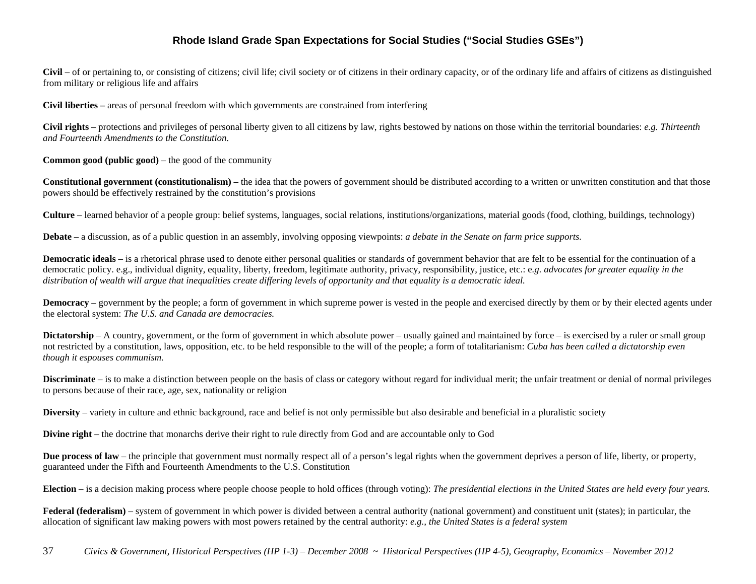**Civil** – of or pertaining to, or consisting of citizens; civil life; civil society or of citizens in their ordinary capacity, or of the ordinary life and affairs of citizens as distinguished from military or religious life and affairs

**Civil liberties –** areas of personal freedom with which governments are constrained from interfering

**Civil rights** – protections and privileges of personal liberty given to all citizens by law, rights bestowed by nations on those within the territorial boundaries: *e.g. Thirteenth and Fourteenth Amendments to the Constitution.*

**Common good (public good)** – the good of the community

**Constitutional government (constitutionalism)** – the idea that the powers of government should be distributed according to a written or unwritten constitution and that those powers should be effectively restrained by the constitution's provisions

**Culture** – learned behavior of a people group: belief systems, languages, social relations, institutions/organizations, material goods (food, clothing, buildings, technology)

**Debate** – a discussion, as of a public question in an assembly, involving opposing viewpoints: *a debate in the Senate on farm price supports.*

**Democratic ideals** – is a rhetorical phrase used to denote either personal qualities or standards of government behavior that are felt to be essential for the continuation of a democratic policy. e.g., individual dignity, equality, liberty, freedom, legitimate authority, privacy, responsibility, justice, etc.: e*.g. advocates for greater equality in the distribution of wealth will argue that inequalities create differing levels of opportunity and that equality is a democratic ideal.*

**Democracy** – government by the people; a form of government in which supreme power is vested in the people and exercised directly by them or by their elected agents under the electoral system: *The U.S. and Canada are democracies.*

**Dictatorship** – A country, government, or the form of government in which absolute power – usually gained and maintained by force – is exercised by a ruler or small group not restricted by a constitution, laws, opposition, etc. to be held responsible to the will of the people; a form of totalitarianism: *Cuba has been called a dictatorship even though it espouses communism.*

**Discriminate** – is to make a distinction between people on the basis of class or category without regard for individual merit; the unfair treatment or denial of normal privileges to persons because of their race, age, sex, nationality or religion

**Diversity** – variety in culture and ethnic background, race and belief is not only permissible but also desirable and beneficial in a pluralistic society

**Divine right** – the doctrine that monarchs derive their right to rule directly from God and are accountable only to God

**Due process of law** – the principle that government must normally respect all of a person's legal rights when the government deprives a person of life, liberty, or property, guaranteed under the Fifth and Fourteenth Amendments to the U.S. Constitution

**Election** – is a decision making process where people choose people to hold offices (through voting): *The presidential elections in the United States are held every four years.*

**Federal (federalism)** – system of government in which power is divided between a central authority (national government) and constituent unit (states); in particular, the allocation of significant law making powers with most powers retained by the central authority: *e.g., the United States is a federal system*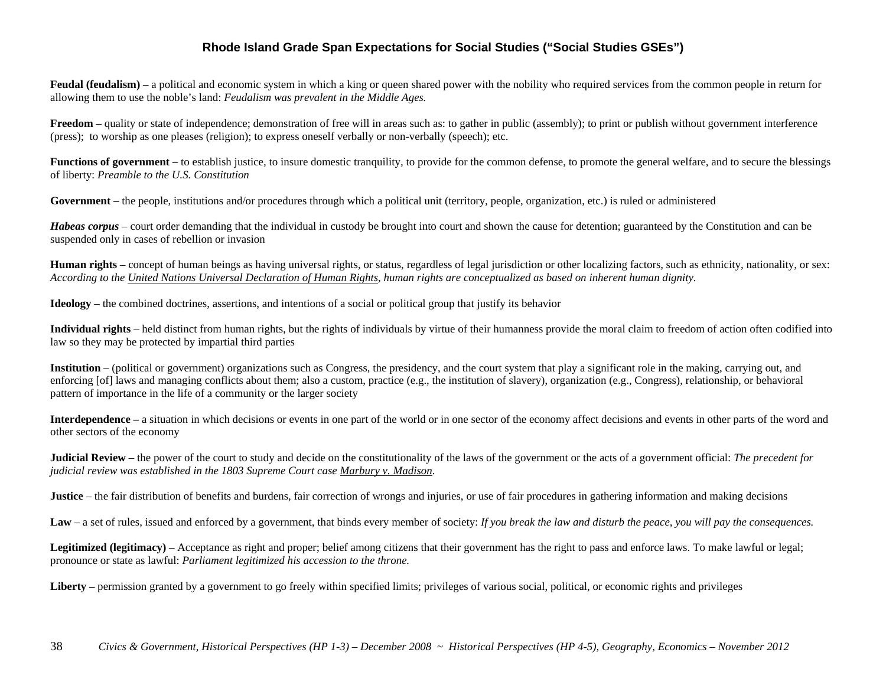Feudal (feudalism) – a political and economic system in which a king or queen shared power with the nobility who required services from the common people in return for allowing them to use the noble's land: *Feudalism was prevalent in the Middle Ages.*

**Freedom –** quality or state of independence; demonstration of free will in areas such as: to gather in public (assembly); to print or publish without government interference (press); to worship as one pleases (religion); to express oneself verbally or non-verbally (speech); etc.

**Functions of government** – to establish justice, to insure domestic tranquility, to provide for the common defense, to promote the general welfare, and to secure the blessings of liberty: *Preamble to the U.S. Constitution*

**Government** – the people, institutions and/or procedures through which a political unit (territory, people, organization, etc.) is ruled or administered

***Habeas corpus*** – court order demanding that the individual in custody be brought into court and shown the cause for detention; guaranteed by the Constitution and can be suspended only in cases of rebellion or invasion

**Human rights** – concept of human beings as having universal rights, or status, regardless of legal jurisdiction or other localizing factors, such as ethnicity, nationality, or sex: *According to the United Nations Universal Declaration of Human Rights, human rights are conceptualized as based on inherent human dignity.*

**Ideology** – the combined doctrines, assertions, and intentions of a social or political group that justify its behavior

**Individual rights** – held distinct from human rights, but the rights of individuals by virtue of their humanness provide the moral claim to freedom of action often codified into law so they may be protected by impartial third parties

**Institution** – (political or government) organizations such as Congress, the presidency, and the court system that play a significant role in the making, carrying out, and enforcing [of] laws and managing conflicts about them; also a custom, practice (e.g., the institution of slavery), organization (e.g., Congress), relationship, or behavioral pattern of importance in the life of a community or the larger society

**Interdependence –** a situation in which decisions or events in one part of the world or in one sector of the economy affect decisions and events in other parts of the word and other sectors of the economy

**Judicial Review** – the power of the court to study and decide on the constitutionality of the laws of the government or the acts of a government official: *The precedent for judicial review was established in the 1803 Supreme Court case Marbury v. Madison.*

**Justice** – the fair distribution of benefits and burdens, fair correction of wrongs and injuries, or use of fair procedures in gathering information and making decisions

**Law** – a set of rules, issued and enforced by a government, that binds every member of society: *If you break the law and disturb the peace, you will pay the consequences.*

**Legitimized (legitimacy)** – Acceptance as right and proper; belief among citizens that their government has the right to pass and enforce laws. To make lawful or legal; pronounce or state as lawful: *Parliament legitimized his accession to the throne.*

**Liberty –** permission granted by a government to go freely within specified limits; privileges of various social, political, or economic rights and privileges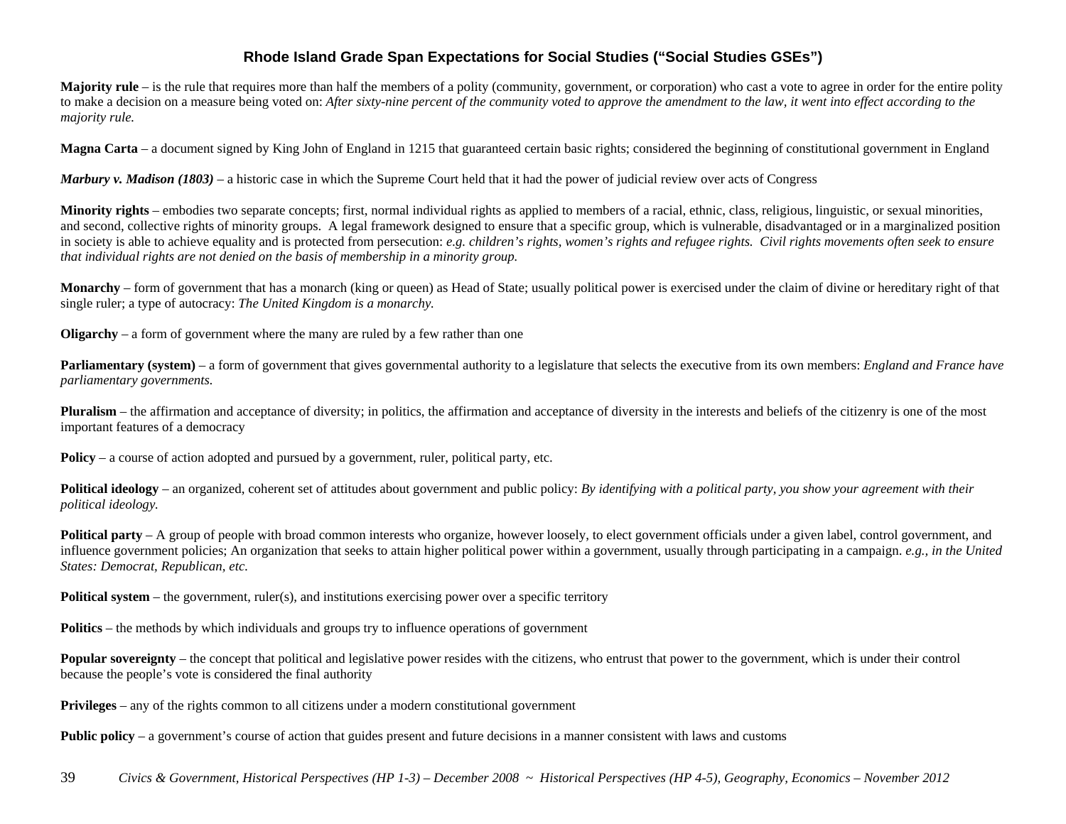**Majority rule** – is the rule that requires more than half the members of a polity (community, government, or corporation) who cast a vote to agree in order for the entire polity to make a decision on a measure being voted on: *After sixty-nine percent of the community voted to approve the amendment to the law, it went into effect according to the majority rule.*

**Magna Carta** – a document signed by King John of England in 1215 that guaranteed certain basic rights; considered the beginning of constitutional government in England

***Marbury v. Madison (1803)*** – a historic case in which the Supreme Court held that it had the power of judicial review over acts of Congress

**Minority rights** – embodies two separate concepts; first, normal individual rights as applied to members of a racial, ethnic, class, religious, linguistic, or sexual minorities, and second, collective rights of minority groups. A legal framework designed to ensure that a specific group, which is vulnerable, disadvantaged or in a marginalized position in society is able to achieve equality and is protected from persecution: *e.g. children's rights, women's rights and refugee rights. Civil rights movements often seek to ensure that individual rights are not denied on the basis of membership in a minority group.*

**Monarchy** – form of government that has a monarch (king or queen) as Head of State; usually political power is exercised under the claim of divine or hereditary right of that single ruler; a type of autocracy: *The United Kingdom is a monarchy.*

**Oligarchy** – a form of government where the many are ruled by a few rather than one

**Parliamentary (system)** – a form of government that gives governmental authority to a legislature that selects the executive from its own members: *England and France have parliamentary governments.*

**Pluralism** – the affirmation and acceptance of diversity; in politics, the affirmation and acceptance of diversity in the interests and beliefs of the citizenry is one of the most important features of a democracy

**Policy** – a course of action adopted and pursued by a government, ruler, political party, etc.

**Political ideology** – an organized, coherent set of attitudes about government and public policy: *By identifying with a political party, you show your agreement with their political ideology.*

**Political party** – A group of people with broad common interests who organize, however loosely, to elect government officials under a given label, control government, and influence government policies; An organization that seeks to attain higher political power within a government, usually through participating in a campaign. *e.g., in the United States: Democrat, Republican, etc.*

**Political system** – the government, ruler(s), and institutions exercising power over a specific territory

**Politics** – the methods by which individuals and groups try to influence operations of government

**Popular sovereignty** – the concept that political and legislative power resides with the citizens, who entrust that power to the government, which is under their control because the people's vote is considered the final authority

**Privileges** – any of the rights common to all citizens under a modern constitutional government

**Public policy** – a government's course of action that guides present and future decisions in a manner consistent with laws and customs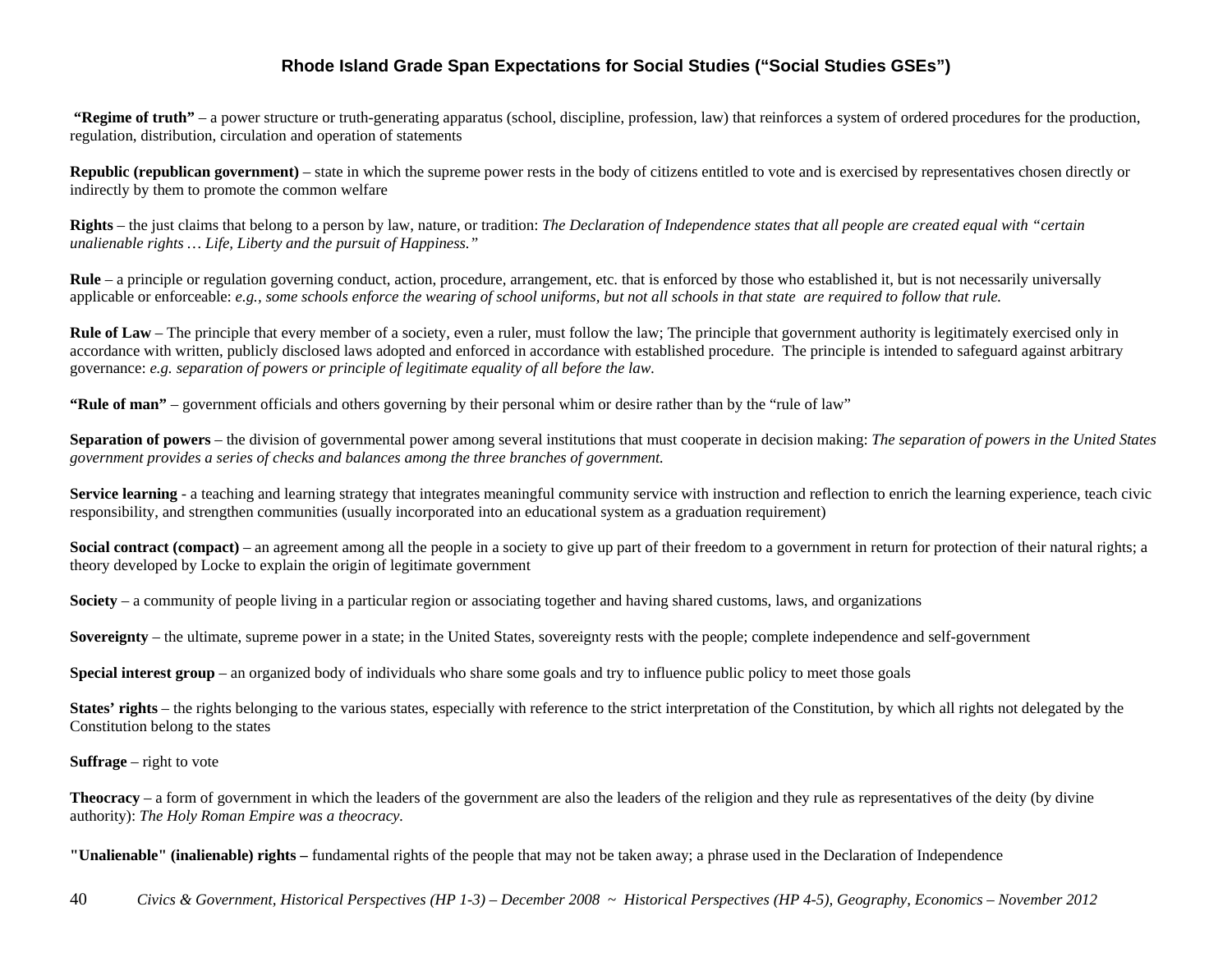**"Regime of truth"** – a power structure or truth-generating apparatus (school, discipline, profession, law) that reinforces a system of ordered procedures for the production, regulation, distribution, circulation and operation of statements

**Republic (republican government)** – state in which the supreme power rests in the body of citizens entitled to vote and is exercised by representatives chosen directly or indirectly by them to promote the common welfare

**Rights** – the just claims that belong to a person by law, nature, or tradition: *The Declaration of Independence states that all people are created equal with "certain unalienable rights … Life, Liberty and the pursuit of Happiness."*

**Rule** – a principle or regulation governing conduct, action, procedure, arrangement, etc. that is enforced by those who established it, but is not necessarily universally applicable or enforceable: *e.g., some schools enforce the wearing of school uniforms, but not all schools in that state are required to follow that rule.*

**Rule of Law** – The principle that every member of a society, even a ruler, must follow the law; The principle that government authority is legitimately exercised only in accordance with written, publicly disclosed laws adopted and enforced in accordance with established procedure. The principle is intended to safeguard against arbitrary governance: *e.g. separation of powers or principle of legitimate equality of all before the law.*

**"Rule of man"** – government officials and others governing by their personal whim or desire rather than by the "rule of law"

**Separation of powers** – the division of governmental power among several institutions that must cooperate in decision making: *The separation of powers in the United States government provides a series of checks and balances among the three branches of government.*

**Service learning** - a teaching and learning strategy that integrates meaningful community service with instruction and reflection to enrich the learning experience, teach civic responsibility, and strengthen communities (usually incorporated into an educational system as a graduation requirement)

**Social contract (compact)** – an agreement among all the people in a society to give up part of their freedom to a government in return for protection of their natural rights; a theory developed by Locke to explain the origin of legitimate government

**Society** – a community of people living in a particular region or associating together and having shared customs, laws, and organizations

**Sovereignty** – the ultimate, supreme power in a state; in the United States, sovereignty rests with the people; complete independence and self-government

**Special interest group** – an organized body of individuals who share some goals and try to influence public policy to meet those goals

**States' rights** – the rights belonging to the various states, especially with reference to the strict interpretation of the Constitution, by which all rights not delegated by the Constitution belong to the states

**Suffrage** – right to vote

**Theocracy** – a form of government in which the leaders of the government are also the leaders of the religion and they rule as representatives of the deity (by divine authority): *The Holy Roman Empire was a theocracy.*

**"Unalienable" (inalienable) rights –** fundamental rights of the people that may not be taken away; a phrase used in the Declaration of Independence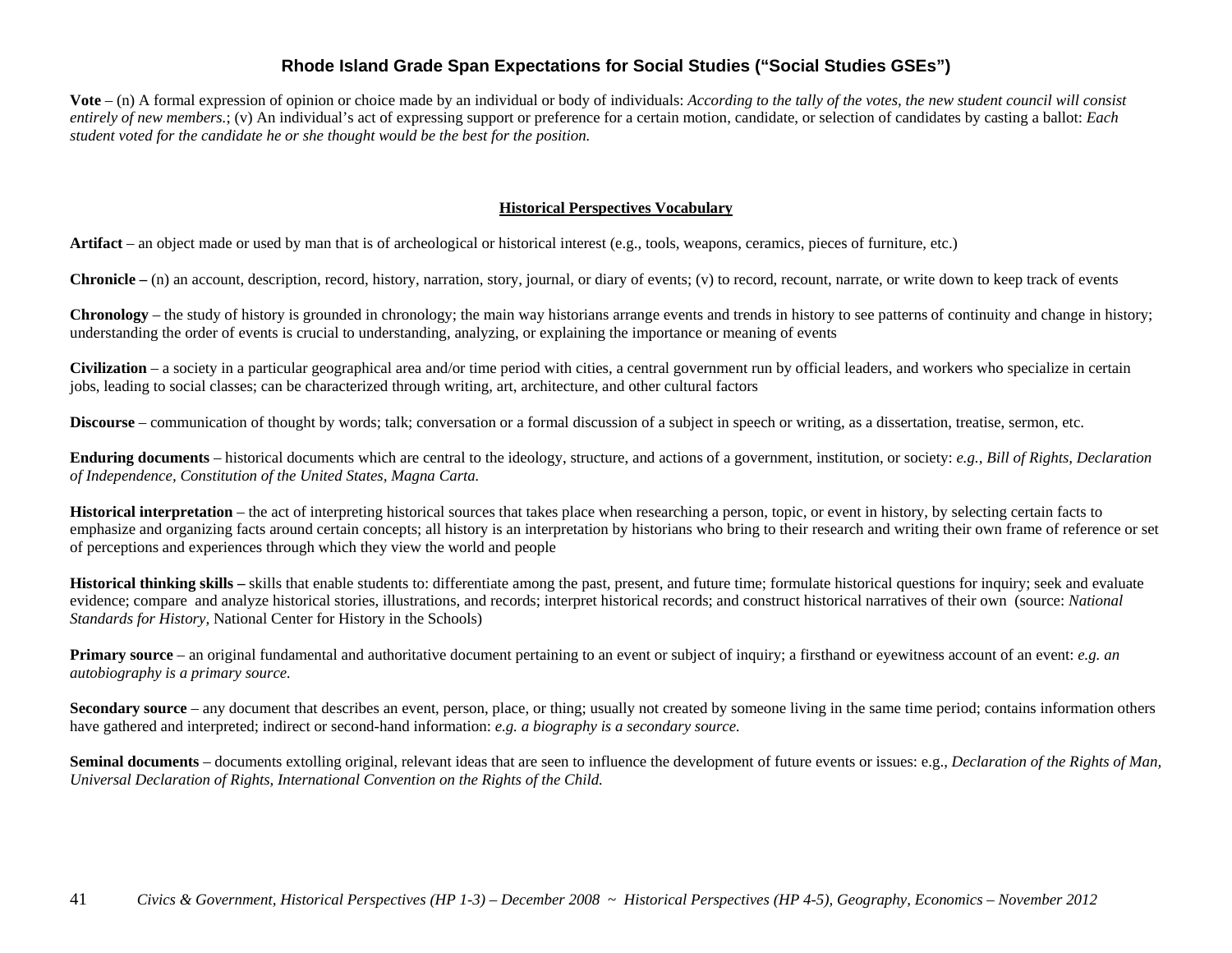**Vote** – (n) A formal expression of opinion or choice made by an individual or body of individuals: *According to the tally of the votes, the new student council will consist entirely of new members.*; (v) An individual's act of expressing support or preference for a certain motion, candidate, or selection of candidates by casting a ballot: *Each student voted for the candidate he or she thought would be the best for the position.*

## Historical Perspectives Vocabulary

**Artifact** – an object made or used by man that is of archeological or historical interest (e.g., tools, weapons, ceramics, pieces of furniture, etc.)

**Chronicle –** (n) an account, description, record, history, narration, story, journal, or diary of events; (v) to record, recount, narrate, or write down to keep track of events

**Chronology** – the study of history is grounded in chronology; the main way historians arrange events and trends in history to see patterns of continuity and change in history; understanding the order of events is crucial to understanding, analyzing, or explaining the importance or meaning of events

**Civilization** – a society in a particular geographical area and/or time period with cities, a central government run by official leaders, and workers who specialize in certain jobs, leading to social classes; can be characterized through writing, art, architecture, and other cultural factors

**Discourse** – communication of thought by words; talk; conversation or a formal discussion of a subject in speech or writing, as a dissertation, treatise, sermon, etc.

**Enduring documents** – historical documents which are central to the ideology, structure, and actions of a government, institution, or society: *e.g., Bill of Rights, Declaration of Independence, Constitution of the United States, Magna Carta.*

**Historical interpretation** – the act of interpreting historical sources that takes place when researching a person, topic, or event in history, by selecting certain facts to emphasize and organizing facts around certain concepts; all history is an interpretation by historians who bring to their research and writing their own frame of reference or set of perceptions and experiences through which they view the world and people

**Historical thinking skills –** skills that enable students to: differentiate among the past, present, and future time; formulate historical questions for inquiry; seek and evaluate evidence; compare and analyze historical stories, illustrations, and records; interpret historical records; and construct historical narratives of their own (source: *National Standards for History,* National Center for History in the Schools)

**Primary source** – an original fundamental and authoritative document pertaining to an event or subject of inquiry; a firsthand or eyewitness account of an event: *e.g. an autobiography is a primary source.*

**Secondary source** – any document that describes an event, person, place, or thing; usually not created by someone living in the same time period; contains information others have gathered and interpreted; indirect or second-hand information: *e.g. a biography is a secondary source.*

**Seminal documents** – documents extolling original, relevant ideas that are seen to influence the development of future events or issues: e.g., *Declaration of the Rights of Man, Universal Declaration of Rights, International Convention on the Rights of the Child.*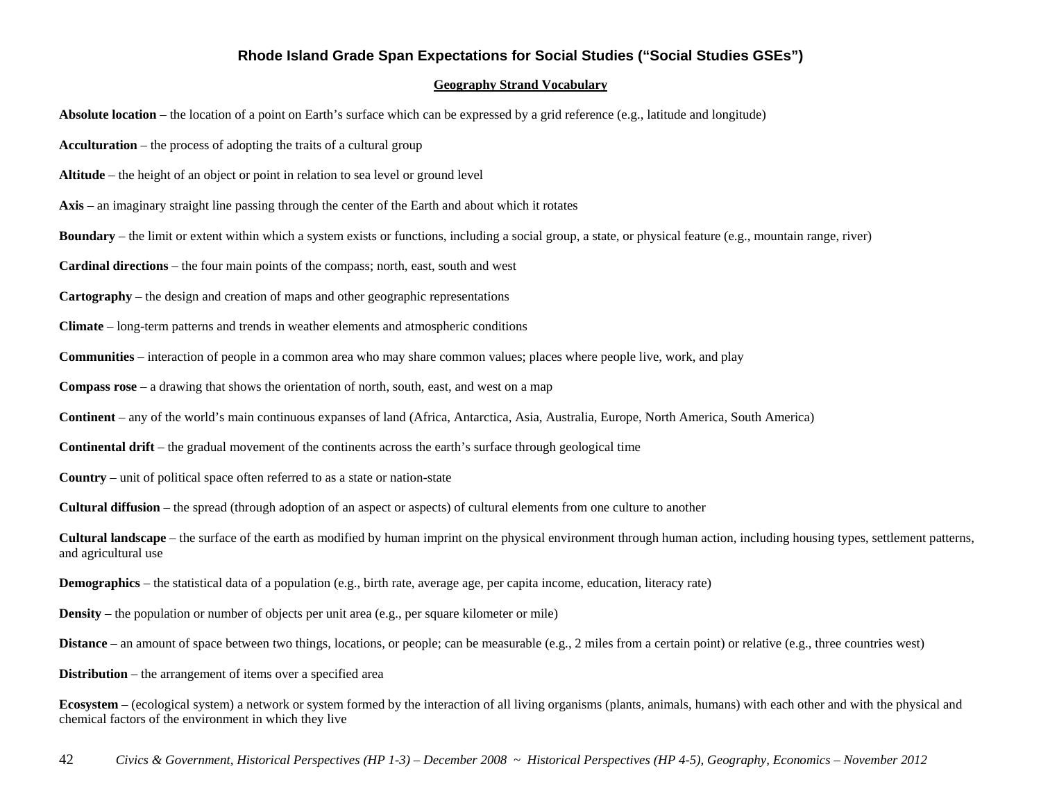# Rhode Island Grade Span Expectations for Social Studies ("Social Studies GSEs")

## Geography Strand Vocabulary

**Absolute location** – the location of a point on Earth's surface which can be expressed by a grid reference (e.g., latitude and longitude)

**Acculturation** – the process of adopting the traits of a cultural group

**Altitude** – the height of an object or point in relation to sea level or ground level

**Axis** – an imaginary straight line passing through the center of the Earth and about which it rotates

**Boundary** – the limit or extent within which a system exists or functions, including a social group, a state, or physical feature (e.g., mountain range, river)

**Cardinal directions** – the four main points of the compass; north, east, south and west

**Cartography** – the design and creation of maps and other geographic representations

**Climate** – long-term patterns and trends in weather elements and atmospheric conditions

**Communities** – interaction of people in a common area who may share common values; places where people live, work, and play

**Compass rose** – a drawing that shows the orientation of north, south, east, and west on a map

**Continent** – any of the world's main continuous expanses of land (Africa, Antarctica, Asia, Australia, Europe, North America, South America)

**Continental drift** – the gradual movement of the continents across the earth's surface through geological time

**Country** – unit of political space often referred to as a state or nation-state

**Cultural diffusion** – the spread (through adoption of an aspect or aspects) of cultural elements from one culture to another

**Cultural landscape** – the surface of the earth as modified by human imprint on the physical environment through human action, including housing types, settlement patterns, and agricultural use

**Demographics** – the statistical data of a population (e.g., birth rate, average age, per capita income, education, literacy rate)

**Density** – the population or number of objects per unit area (e.g., per square kilometer or mile)

**Distance** – an amount of space between two things, locations, or people; can be measurable (e.g., 2 miles from a certain point) or relative (e.g., three countries west)

**Distribution** – the arrangement of items over a specified area

**Ecosystem** – (ecological system) a network or system formed by the interaction of all living organisms (plants, animals, humans) with each other and with the physical and chemical factors of the environment in which they live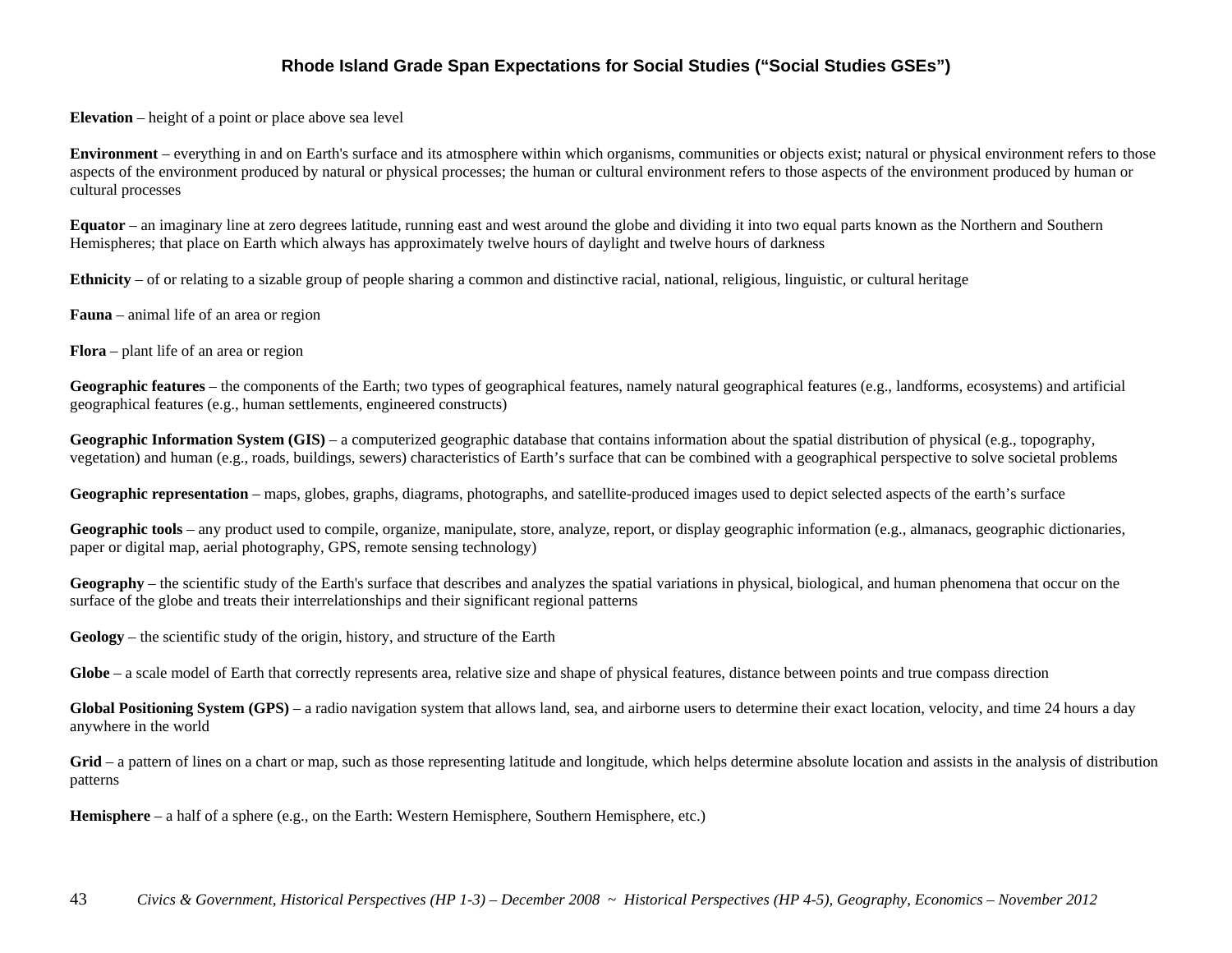**Elevation** – height of a point or place above sea level

**Environment** – everything in and on Earth's surface and its atmosphere within which organisms, communities or objects exist; natural or physical environment refers to those aspects of the environment produced by natural or physical processes; the human or cultural environment refers to those aspects of the environment produced by human or cultural processes

**Equator** – an imaginary line at zero degrees latitude, running east and west around the globe and dividing it into two equal parts known as the Northern and Southern Hemispheres; that place on Earth which always has approximately twelve hours of daylight and twelve hours of darkness

**Ethnicity** – of or relating to a sizable group of people sharing a common and distinctive racial, national, religious, linguistic, or cultural heritage

**Fauna** – animal life of an area or region

**Flora** – plant life of an area or region

**Geographic features** – the components of the Earth; two types of geographical features, namely natural geographical features (e.g., landforms, ecosystems) and artificial geographical features (e.g., human settlements, engineered constructs)

**Geographic Information System (GIS)** – a computerized geographic database that contains information about the spatial distribution of physical (e.g., topography, vegetation) and human (e.g., roads, buildings, sewers) characteristics of Earth's surface that can be combined with a geographical perspective to solve societal problems

**Geographic representation** – maps, globes, graphs, diagrams, photographs, and satellite-produced images used to depict selected aspects of the earth's surface

**Geographic tools** – any product used to compile, organize, manipulate, store, analyze, report, or display geographic information (e.g., almanacs, geographic dictionaries, paper or digital map, aerial photography, GPS, remote sensing technology)

**Geography** – the scientific study of the Earth's surface that describes and analyzes the spatial variations in physical, biological, and human phenomena that occur on the surface of the globe and treats their interrelationships and their significant regional patterns

**Geology** – the scientific study of the origin, history, and structure of the Earth

**Globe** – a scale model of Earth that correctly represents area, relative size and shape of physical features, distance between points and true compass direction

**Global Positioning System (GPS)** – a radio navigation system that allows land, sea, and airborne users to determine their exact location, velocity, and time 24 hours a day anywhere in the world

**Grid** – a pattern of lines on a chart or map, such as those representing latitude and longitude, which helps determine absolute location and assists in the analysis of distribution patterns

**Hemisphere** – a half of a sphere (e.g., on the Earth: Western Hemisphere, Southern Hemisphere, etc.)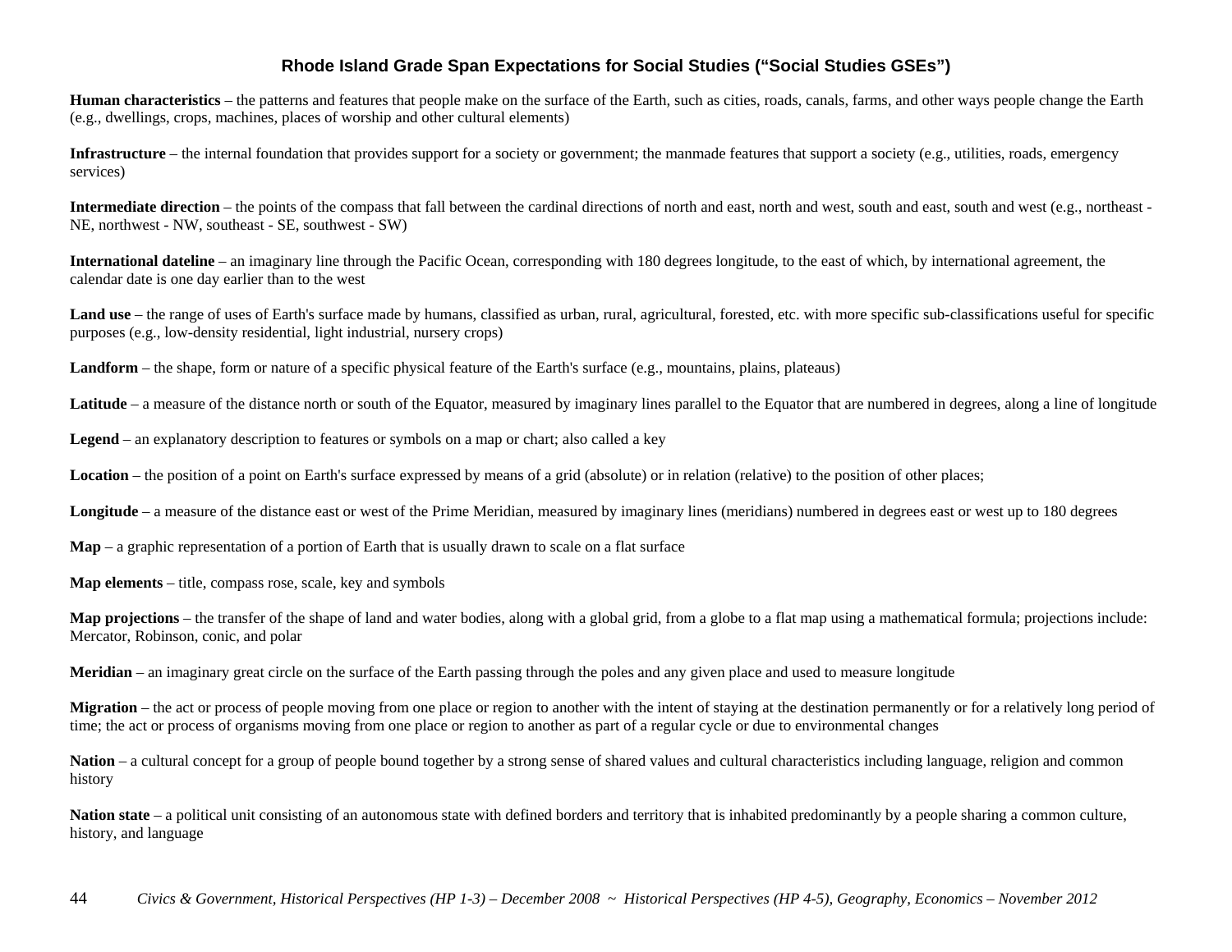**Human characteristics** – the patterns and features that people make on the surface of the Earth, such as cities, roads, canals, farms, and other ways people change the Earth (e.g., dwellings, crops, machines, places of worship and other cultural elements)

**Infrastructure** – the internal foundation that provides support for a society or government; the manmade features that support a society (e.g., utilities, roads, emergency services)

**Intermediate direction** – the points of the compass that fall between the cardinal directions of north and east, north and west, south and east, south and west (e.g., northeast - NE, northwest - NW, southeast - SE, southwest - SW)

**International dateline** – an imaginary line through the Pacific Ocean, corresponding with 180 degrees longitude, to the east of which, by international agreement, the calendar date is one day earlier than to the west

**Land use** – the range of uses of Earth's surface made by humans, classified as urban, rural, agricultural, forested, etc. with more specific sub-classifications useful for specific purposes (e.g., low-density residential, light industrial, nursery crops)

**Landform** – the shape, form or nature of a specific physical feature of the Earth's surface (e.g., mountains, plains, plateaus)

**Latitude** – a measure of the distance north or south of the Equator, measured by imaginary lines parallel to the Equator that are numbered in degrees, along a line of longitude

**Legend** – an explanatory description to features or symbols on a map or chart; also called a key

**Location** – the position of a point on Earth's surface expressed by means of a grid (absolute) or in relation (relative) to the position of other places;

**Longitude** – a measure of the distance east or west of the Prime Meridian, measured by imaginary lines (meridians) numbered in degrees east or west up to 180 degrees

**Map** – a graphic representation of a portion of Earth that is usually drawn to scale on a flat surface

**Map elements** – title, compass rose, scale, key and symbols

**Map projections** – the transfer of the shape of land and water bodies, along with a global grid, from a globe to a flat map using a mathematical formula; projections include: Mercator, Robinson, conic, and polar

**Meridian** – an imaginary great circle on the surface of the Earth passing through the poles and any given place and used to measure longitude

**Migration** – the act or process of people moving from one place or region to another with the intent of staying at the destination permanently or for a relatively long period of time; the act or process of organisms moving from one place or region to another as part of a regular cycle or due to environmental changes

**Nation** – a cultural concept for a group of people bound together by a strong sense of shared values and cultural characteristics including language, religion and common history

**Nation state** – a political unit consisting of an autonomous state with defined borders and territory that is inhabited predominantly by a people sharing a common culture, history, and language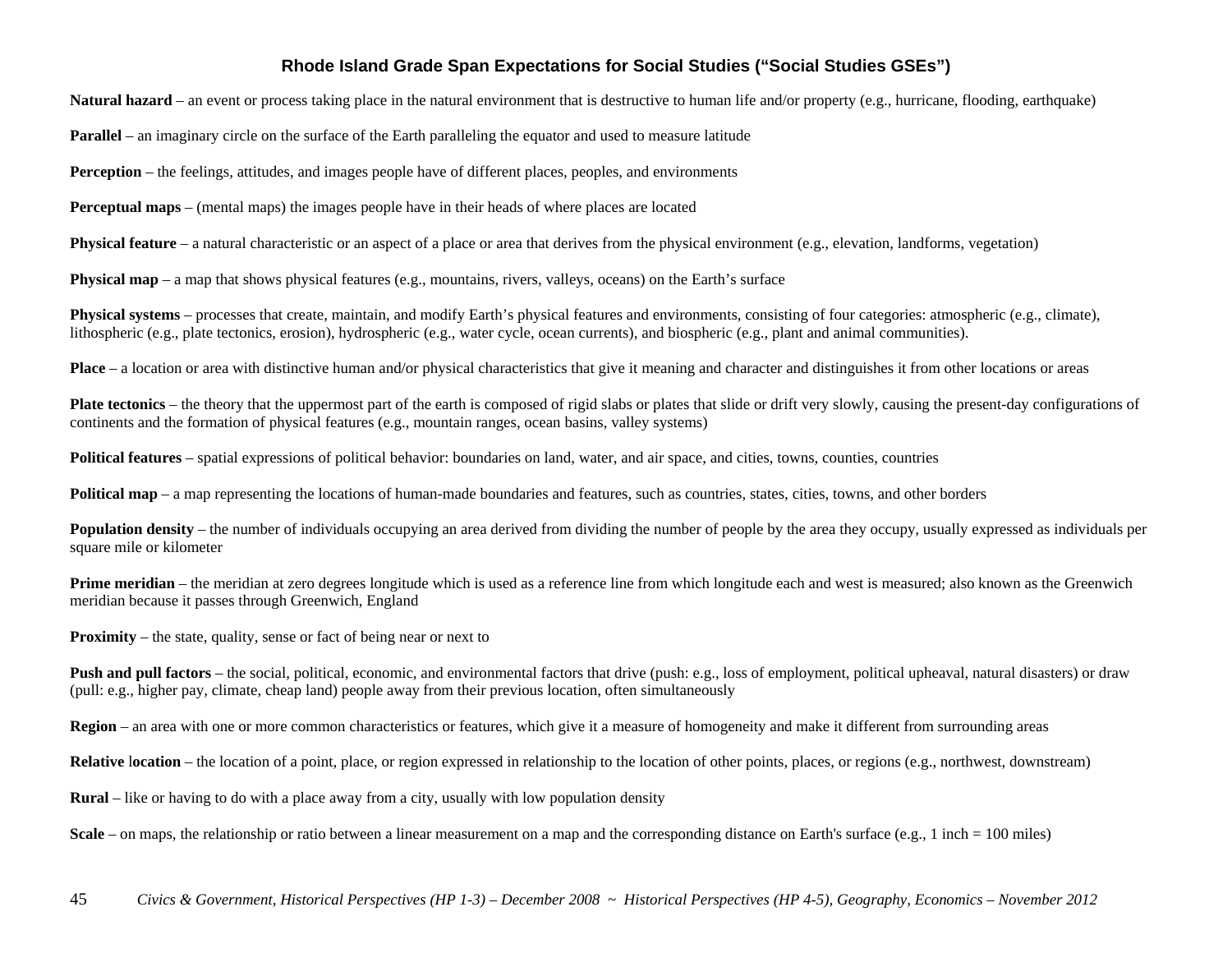**Natural hazard** – an event or process taking place in the natural environment that is destructive to human life and/or property (e.g., hurricane, flooding, earthquake)

**Parallel** – an imaginary circle on the surface of the Earth paralleling the equator and used to measure latitude

**Perception** – the feelings, attitudes, and images people have of different places, peoples, and environments

**Perceptual maps** – (mental maps) the images people have in their heads of where places are located

**Physical feature** – a natural characteristic or an aspect of a place or area that derives from the physical environment (e.g., elevation, landforms, vegetation)

**Physical map** – a map that shows physical features (e.g., mountains, rivers, valleys, oceans) on the Earth's surface

**Physical systems** – processes that create, maintain, and modify Earth's physical features and environments, consisting of four categories: atmospheric (e.g., climate), lithospheric (e.g., plate tectonics, erosion), hydrospheric (e.g., water cycle, ocean currents), and biospheric (e.g., plant and animal communities).

**Place** – a location or area with distinctive human and/or physical characteristics that give it meaning and character and distinguishes it from other locations or areas

**Plate tectonics** – the theory that the uppermost part of the earth is composed of rigid slabs or plates that slide or drift very slowly, causing the present-day configurations of continents and the formation of physical features (e.g., mountain ranges, ocean basins, valley systems)

**Political features** – spatial expressions of political behavior: boundaries on land, water, and air space, and cities, towns, counties, countries

**Political map** – a map representing the locations of human-made boundaries and features, such as countries, states, cities, towns, and other borders

**Population density** – the number of individuals occupying an area derived from dividing the number of people by the area they occupy, usually expressed as individuals per square mile or kilometer

**Prime meridian** – the meridian at zero degrees longitude which is used as a reference line from which longitude each and west is measured; also known as the Greenwich meridian because it passes through Greenwich, England

**Proximity** – the state, quality, sense or fact of being near or next to

**Push and pull factors** – the social, political, economic, and environmental factors that drive (push: e.g., loss of employment, political upheaval, natural disasters) or draw (pull: e.g., higher pay, climate, cheap land) people away from their previous location, often simultaneously

**Region** – an area with one or more common characteristics or features, which give it a measure of homogeneity and make it different from surrounding areas

**Relative location** – the location of a point, place, or region expressed in relationship to the location of other points, places, or regions (e.g., northwest, downstream)

**Rural** – like or having to do with a place away from a city, usually with low population density

**Scale** – on maps, the relationship or ratio between a linear measurement on a map and the corresponding distance on Earth's surface (e.g., 1 inch = 100 miles)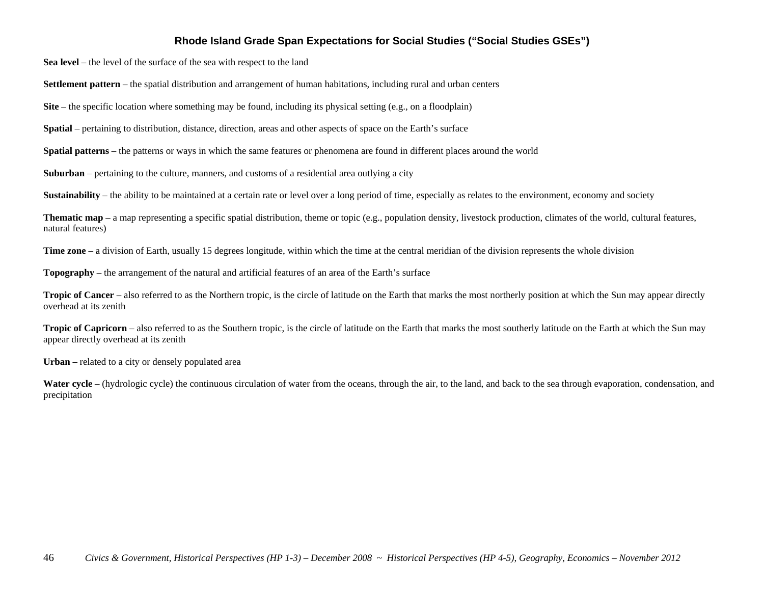**Sea level** – the level of the surface of the sea with respect to the land

**Settlement pattern** – the spatial distribution and arrangement of human habitations, including rural and urban centers

**Site** – the specific location where something may be found, including its physical setting (e.g., on a floodplain)

**Spatial** – pertaining to distribution, distance, direction, areas and other aspects of space on the Earth's surface

**Spatial patterns** – the patterns or ways in which the same features or phenomena are found in different places around the world

**Suburban** – pertaining to the culture, manners, and customs of a residential area outlying a city

**Sustainability** – the ability to be maintained at a certain rate or level over a long period of time, especially as relates to the environment, economy and society

**Thematic map** – a map representing a specific spatial distribution, theme or topic (e.g., population density, livestock production, climates of the world, cultural features, natural features)

**Time zone** – a division of Earth, usually 15 degrees longitude, within which the time at the central meridian of the division represents the whole division

**Topography** – the arrangement of the natural and artificial features of an area of the Earth's surface

**Tropic of Cancer** – also referred to as the Northern tropic, is the circle of latitude on the Earth that marks the most northerly position at which the Sun may appear directly overhead at its zenith

**Tropic of Capricorn** – also referred to as the Southern tropic, is the circle of latitude on the Earth that marks the most southerly latitude on the Earth at which the Sun may appear directly overhead at its zenith

**Urban** – related to a city or densely populated area

**Water cycle** – (hydrologic cycle) the continuous circulation of water from the oceans, through the air, to the land, and back to the sea through evaporation, condensation, and precipitation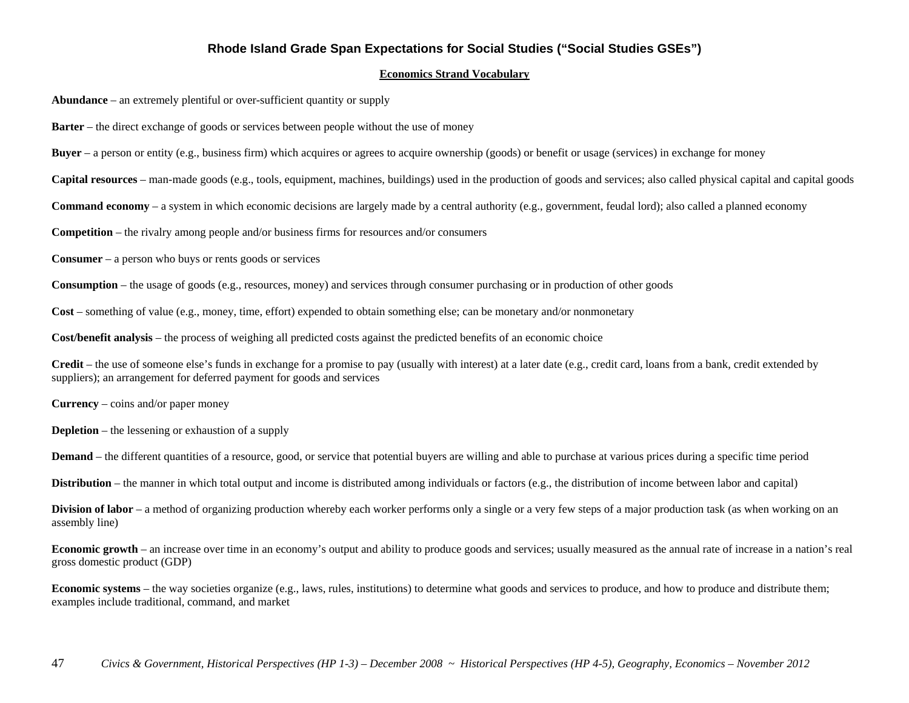# Rhode Island Grade Span Expectations for Social Studies ("Social Studies GSEs")

## Economics Strand Vocabulary

**Abundance** – an extremely plentiful or over-sufficient quantity or supply

**Barter** – the direct exchange of goods or services between people without the use of money

**Buyer** – a person or entity (e.g., business firm) which acquires or agrees to acquire ownership (goods) or benefit or usage (services) in exchange for money

**Capital resources** – man-made goods (e.g., tools, equipment, machines, buildings) used in the production of goods and services; also called physical capital and capital goods

**Command economy** – a system in which economic decisions are largely made by a central authority (e.g., government, feudal lord); also called a planned economy

**Competition** – the rivalry among people and/or business firms for resources and/or consumers

**Consumer** – a person who buys or rents goods or services

**Consumption** – the usage of goods (e.g., resources, money) and services through consumer purchasing or in production of other goods

**Cost** – something of value (e.g., money, time, effort) expended to obtain something else; can be monetary and/or nonmonetary

**Cost/benefit analysis** – the process of weighing all predicted costs against the predicted benefits of an economic choice

**Credit** – the use of someone else's funds in exchange for a promise to pay (usually with interest) at a later date (e.g., credit card, loans from a bank, credit extended by suppliers); an arrangement for deferred payment for goods and services

**Currency** – coins and/or paper money

**Depletion** – the lessening or exhaustion of a supply

**Demand** – the different quantities of a resource, good, or service that potential buyers are willing and able to purchase at various prices during a specific time period

**Distribution** – the manner in which total output and income is distributed among individuals or factors (e.g., the distribution of income between labor and capital)

**Division of labor** – a method of organizing production whereby each worker performs only a single or a very few steps of a major production task (as when working on an assembly line)

**Economic growth** – an increase over time in an economy's output and ability to produce goods and services; usually measured as the annual rate of increase in a nation's real gross domestic product (GDP)

**Economic systems** – the way societies organize (e.g., laws, rules, institutions) to determine what goods and services to produce, and how to produce and distribute them; examples include traditional, command, and market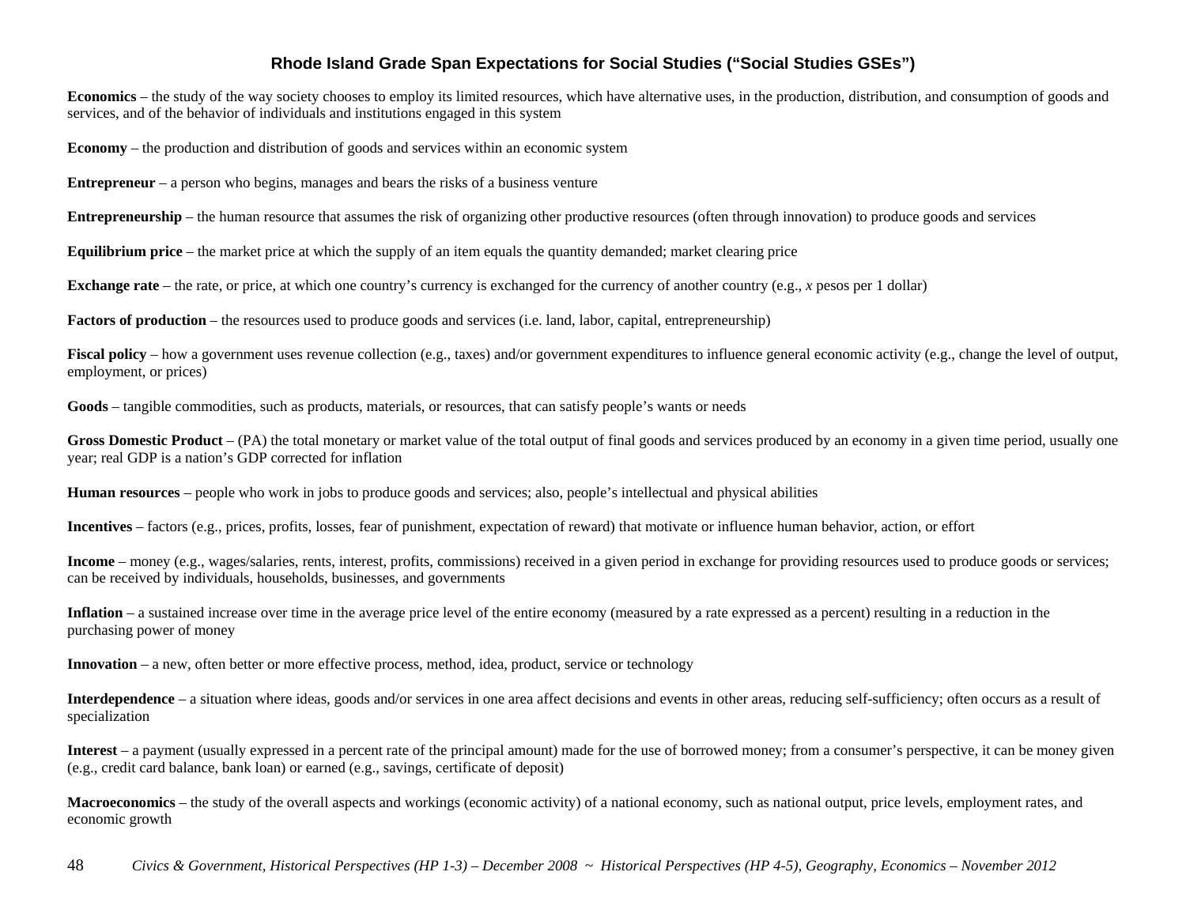# Rhode Island Grade Span Expectations for Social Studies ("Social Studies GSEs")

**Economics** – the study of the way society chooses to employ its limited resources, which have alternative uses, in the production, distribution, and consumption of goods and services, and of the behavior of individuals and institutions engaged in this system

**Economy** – the production and distribution of goods and services within an economic system

**Entrepreneur** – a person who begins, manages and bears the risks of a business venture

**Entrepreneurship** – the human resource that assumes the risk of organizing other productive resources (often through innovation) to produce goods and services

**Equilibrium price** – the market price at which the supply of an item equals the quantity demanded; market clearing price

**Exchange rate** – the rate, or price, at which one country's currency is exchanged for the currency of another country (e.g., *x* pesos per 1 dollar)

**Factors of production** – the resources used to produce goods and services (i.e. land, labor, capital, entrepreneurship)

**Fiscal policy** – how a government uses revenue collection (e.g., taxes) and/or government expenditures to influence general economic activity (e.g., change the level of output, employment, or prices)

**Goods** – tangible commodities, such as products, materials, or resources, that can satisfy people's wants or needs

**Gross Domestic Product** – (PA) the total monetary or market value of the total output of final goods and services produced by an economy in a given time period, usually one year; real GDP is a nation's GDP corrected for inflation

**Human resources** – people who work in jobs to produce goods and services; also, people's intellectual and physical abilities

**Incentives** – factors (e.g., prices, profits, losses, fear of punishment, expectation of reward) that motivate or influence human behavior, action, or effort

**Income** – money (e.g., wages/salaries, rents, interest, profits, commissions) received in a given period in exchange for providing resources used to produce goods or services; can be received by individuals, households, businesses, and governments

**Inflation** – a sustained increase over time in the average price level of the entire economy (measured by a rate expressed as a percent) resulting in a reduction in the purchasing power of money

**Innovation** – a new, often better or more effective process, method, idea, product, service or technology

**Interdependence** – a situation where ideas, goods and/or services in one area affect decisions and events in other areas, reducing self-sufficiency; often occurs as a result of specialization

**Interest** – a payment (usually expressed in a percent rate of the principal amount) made for the use of borrowed money; from a consumer's perspective, it can be money given (e.g., credit card balance, bank loan) or earned (e.g., savings, certificate of deposit)

**Macroeconomics** – the study of the overall aspects and workings (economic activity) of a national economy, such as national output, price levels, employment rates, and economic growth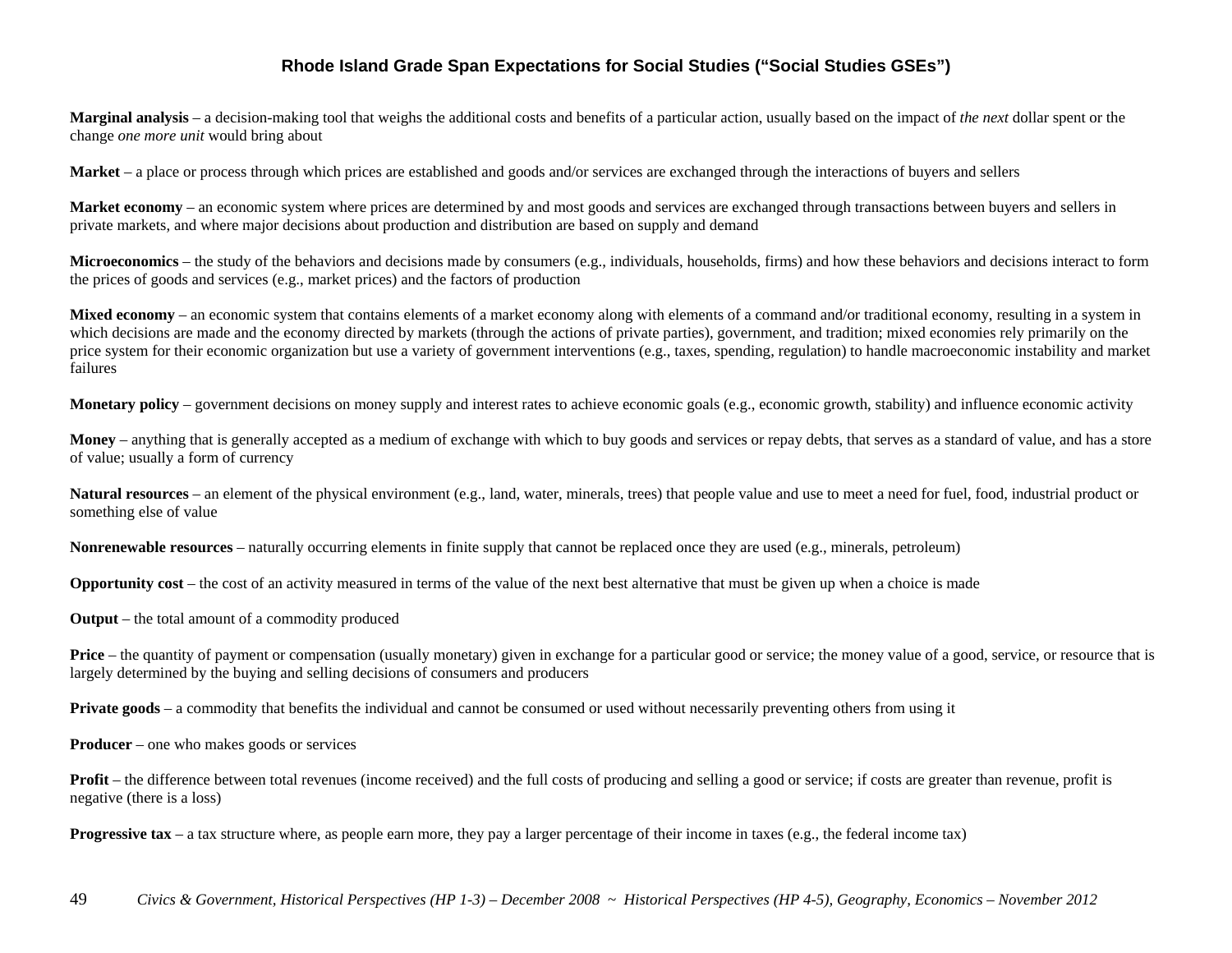**Marginal analysis** – a decision-making tool that weighs the additional costs and benefits of a particular action, usually based on the impact of *the next* dollar spent or the change *one more unit* would bring about

**Market** – a place or process through which prices are established and goods and/or services are exchanged through the interactions of buyers and sellers

**Market economy** – an economic system where prices are determined by and most goods and services are exchanged through transactions between buyers and sellers in private markets, and where major decisions about production and distribution are based on supply and demand

**Microeconomics** – the study of the behaviors and decisions made by consumers (e.g., individuals, households, firms) and how these behaviors and decisions interact to form the prices of goods and services (e.g., market prices) and the factors of production

**Mixed economy** – an economic system that contains elements of a market economy along with elements of a command and/or traditional economy, resulting in a system in which decisions are made and the economy directed by markets (through the actions of private parties), government, and tradition; mixed economies rely primarily on the price system for their economic organization but use a variety of government interventions (e.g., taxes, spending, regulation) to handle macroeconomic instability and market failures

**Monetary policy** – government decisions on money supply and interest rates to achieve economic goals (e.g., economic growth, stability) and influence economic activity

**Money** – anything that is generally accepted as a medium of exchange with which to buy goods and services or repay debts, that serves as a standard of value, and has a store of value; usually a form of currency

**Natural resources** – an element of the physical environment (e.g., land, water, minerals, trees) that people value and use to meet a need for fuel, food, industrial product or something else of value

**Nonrenewable resources** – naturally occurring elements in finite supply that cannot be replaced once they are used (e.g., minerals, petroleum)

**Opportunity cost** – the cost of an activity measured in terms of the value of the next best alternative that must be given up when a choice is made

**Output** – the total amount of a commodity produced

**Price** – the quantity of payment or compensation (usually monetary) given in exchange for a particular good or service; the money value of a good, service, or resource that is largely determined by the buying and selling decisions of consumers and producers

**Private goods** – a commodity that benefits the individual and cannot be consumed or used without necessarily preventing others from using it

**Producer** – one who makes goods or services

**Profit** – the difference between total revenues (income received) and the full costs of producing and selling a good or service; if costs are greater than revenue, profit is negative (there is a loss)

**Progressive tax** – a tax structure where, as people earn more, they pay a larger percentage of their income in taxes (e.g., the federal income tax)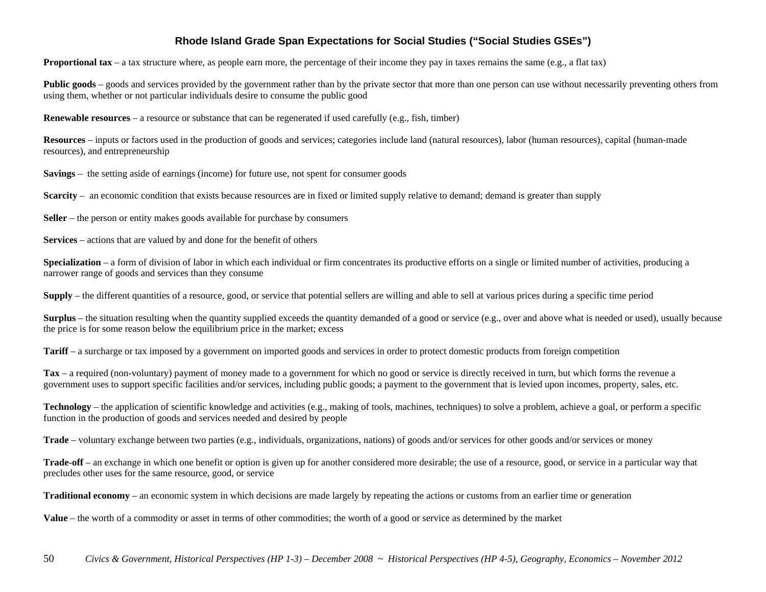**Proportional tax** – a tax structure where, as people earn more, the percentage of their income they pay in taxes remains the same (e.g., a flat tax)

**Public goods** – goods and services provided by the government rather than by the private sector that more than one person can use without necessarily preventing others from using them, whether or not particular individuals desire to consume the public good

**Renewable resources** – a resource or substance that can be regenerated if used carefully (e.g., fish, timber)

**Resources** – inputs or factors used in the production of goods and services; categories include land (natural resources), labor (human resources), capital (human-made resources), and entrepreneurship

**Savings** – the setting aside of earnings (income) for future use, not spent for consumer goods

**Scarcity** – an economic condition that exists because resources are in fixed or limited supply relative to demand; demand is greater than supply

**Seller** – the person or entity makes goods available for purchase by consumers

**Services** – actions that are valued by and done for the benefit of others

**Specialization** – a form of division of labor in which each individual or firm concentrates its productive efforts on a single or limited number of activities, producing a narrower range of goods and services than they consume

**Supply** – the different quantities of a resource, good, or service that potential sellers are willing and able to sell at various prices during a specific time period

**Surplus** – the situation resulting when the quantity supplied exceeds the quantity demanded of a good or service (e.g., over and above what is needed or used), usually because the price is for some reason below the equilibrium price in the market; excess

**Tariff** – a surcharge or tax imposed by a government on imported goods and services in order to protect domestic products from foreign competition

**Tax** – a required (non-voluntary) payment of money made to a government for which no good or service is directly received in turn, but which forms the revenue a government uses to support specific facilities and/or services, including public goods; a payment to the government that is levied upon incomes, property, sales, etc.

**Technology** – the application of scientific knowledge and activities (e.g., making of tools, machines, techniques) to solve a problem, achieve a goal, or perform a specific function in the production of goods and services needed and desired by people

**Trade** – voluntary exchange between two parties (e.g., individuals, organizations, nations) of goods and/or services for other goods and/or services or money

**Trade-off** – an exchange in which one benefit or option is given up for another considered more desirable; the use of a resource, good, or service in a particular way that precludes other uses for the same resource, good, or service

**Traditional economy** – an economic system in which decisions are made largely by repeating the actions or customs from an earlier time or generation

**Value** – the worth of a commodity or asset in terms of other commodities; the worth of a good or service as determined by the market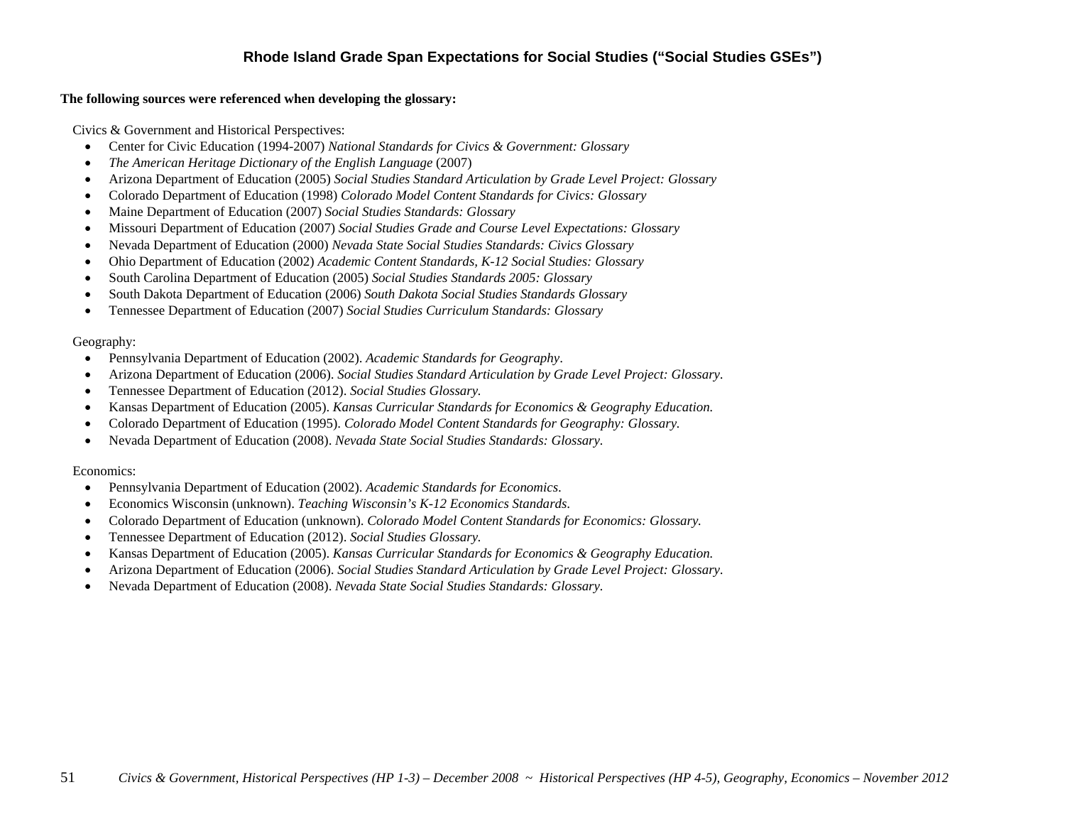**The following sources were referenced when developing the glossary:**

Civics & Government and Historical Perspectives:

- Center for Civic Education (1994-2007) *National Standards for Civics & Government: Glossary*
- *The American Heritage Dictionary of the English Language* (2007)
- Arizona Department of Education (2005) *Social Studies Standard Articulation by Grade Level Project: Glossary*
- Colorado Department of Education (1998) *Colorado Model Content Standards for Civics: Glossary*
- Maine Department of Education (2007) *Social Studies Standards: Glossary*
- Missouri Department of Education (2007) *Social Studies Grade and Course Level Expectations: Glossary*
- Nevada Department of Education (2000) *Nevada State Social Studies Standards: Civics Glossary*
- Ohio Department of Education (2002) *Academic Content Standards, K-12 Social Studies: Glossary*
- South Carolina Department of Education (2005) *Social Studies Standards 2005: Glossary*
- South Dakota Department of Education (2006) *South Dakota Social Studies Standards Glossary*
- Tennessee Department of Education (2007) *Social Studies Curriculum Standards: Glossary*

Geography:

- Pennsylvania Department of Education (2002). *Academic Standards for Geography*.
- Arizona Department of Education (2006). *Social Studies Standard Articulation by Grade Level Project: Glossary*.
- Tennessee Department of Education (2012). *Social Studies Glossary.*
- Kansas Department of Education (2005). *Kansas Curricular Standards for Economics & Geography Education.*
- Colorado Department of Education (1995). *Colorado Model Content Standards for Geography: Glossary.*
- Nevada Department of Education (2008). *Nevada State Social Studies Standards: Glossary.*

Economics:

- Pennsylvania Department of Education (2002). *Academic Standards for Economics*.
- Economics Wisconsin (unknown). *Teaching Wisconsin's K-12 Economics Standards*.
- Colorado Department of Education (unknown). *Colorado Model Content Standards for Economics: Glossary.*
- Tennessee Department of Education (2012). *Social Studies Glossary.*
- Kansas Department of Education (2005). *Kansas Curricular Standards for Economics & Geography Education.*
- Arizona Department of Education (2006). *Social Studies Standard Articulation by Grade Level Project: Glossary*.
- Nevada Department of Education (2008). *Nevada State Social Studies Standards: Glossary.*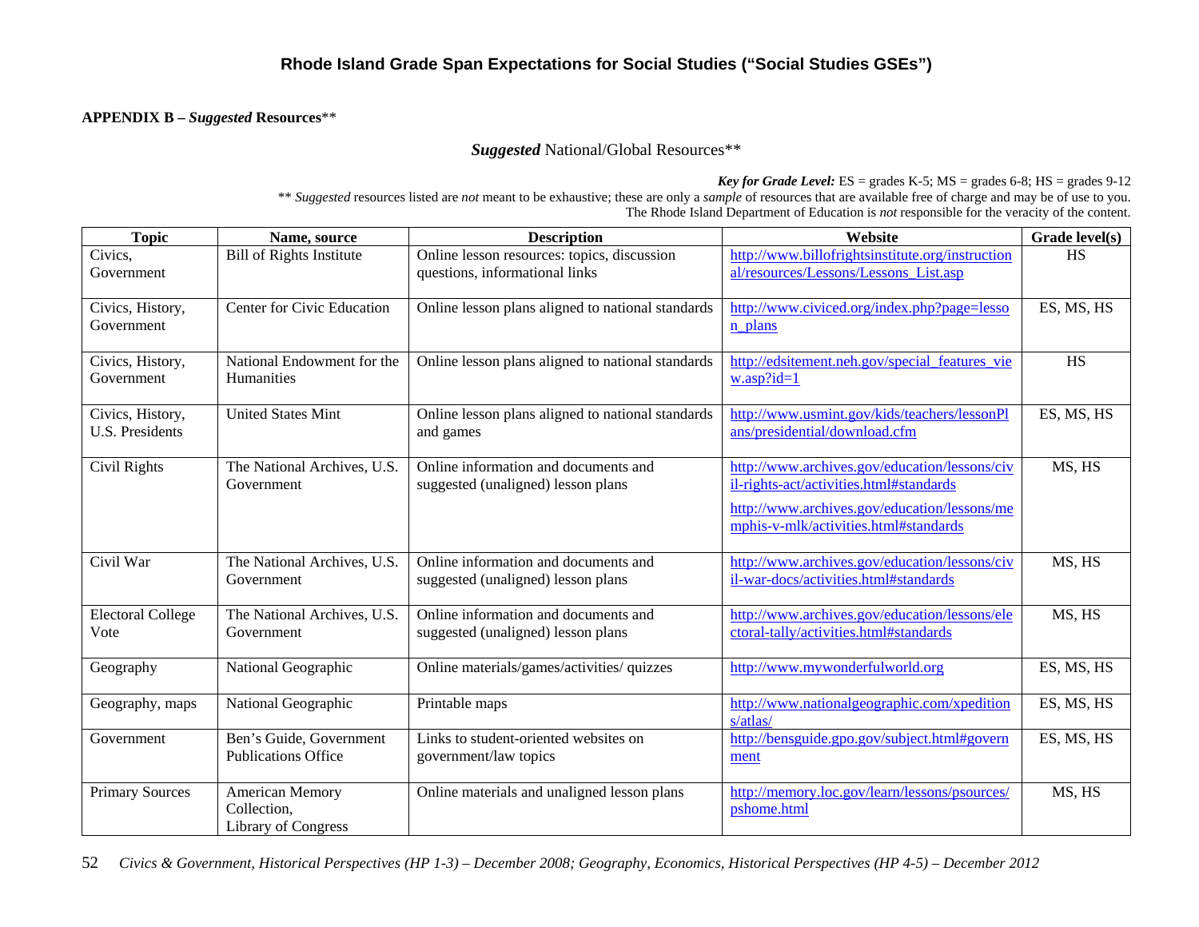# Rhode Island Grade Span Expectations for Social Studies ("Social Studies GSEs")

**APPENDIX B – *Suggested* Resources****

## ***Suggested*** National/Global Resources**

***Key for Grade Level:*** ES = grades K-5; MS = grades 6-8; HS = grades 9-12

** *Suggested* resources listed are *not* meant to be exhaustive; these are only a *sample* of resources that are available free of charge and may be of use to you. The Rhode Island Department of Education is *not* responsible for the veracity of the content.

| Topic | Name, source | Description | Website | Grade level(s) |
|---|---|---|---|---|
| Civics, Government | Bill of Rights Institute | Online lesson resources: topics, discussion questions, informational links | http://www.billofrightsinstitute.org/instructional/resources/Lessons/Lessons_List.asp | HS |
| Civics, History, Government | Center for Civic Education | Online lesson plans aligned to national standards | http://www.civiced.org/index.php?page=lesson_plans | ES, MS, HS |
| Civics, History, Government | National Endowment for the Humanities | Online lesson plans aligned to national standards | http://edsitement.neh.gov/special_features_view.asp?id=1 | HS |
| Civics, History, U.S. Presidents | United States Mint | Online lesson plans aligned to national standards and games | http://www.usmint.gov/kids/teachers/lessonPlans/presidential/download.cfm | ES, MS, HS |
| Civil Rights | The National Archives, U.S. Government | Online information and documents and suggested (unaligned) lesson plans | http://www.archives.gov/education/lessons/civil-rights-act/activities.html#standards<br>http://www.archives.gov/education/lessons/memphis-v-mlk/activities.html#standards | MS, HS |
| Civil War | The National Archives, U.S. Government | Online information and documents and suggested (unaligned) lesson plans | http://www.archives.gov/education/lessons/civil-war-docs/activities.html#standards | MS, HS |
| Electoral College Vote | The National Archives, U.S. Government | Online information and documents and suggested (unaligned) lesson plans | http://www.archives.gov/education/lessons/electoral-tally/activities.html#standards | MS, HS |
| Geography | National Geographic | Online materials/games/activities/ quizzes | http://www.mywonderfulworld.org | ES, MS, HS |
| Geography, maps | National Geographic | Printable maps | http://www.nationalgeographic.com/xpeditions/atlas/ | ES, MS, HS |
| Government | Ben's Guide, Government Publications Office | Links to student-oriented websites on government/law topics | http://bensguide.gpo.gov/subject.html#government | ES, MS, HS |
| Primary Sources | American Memory Collection, Library of Congress | Online materials and unaligned lesson plans | http://memory.loc.gov/learn/lessons/psources/pshome.html | MS, HS |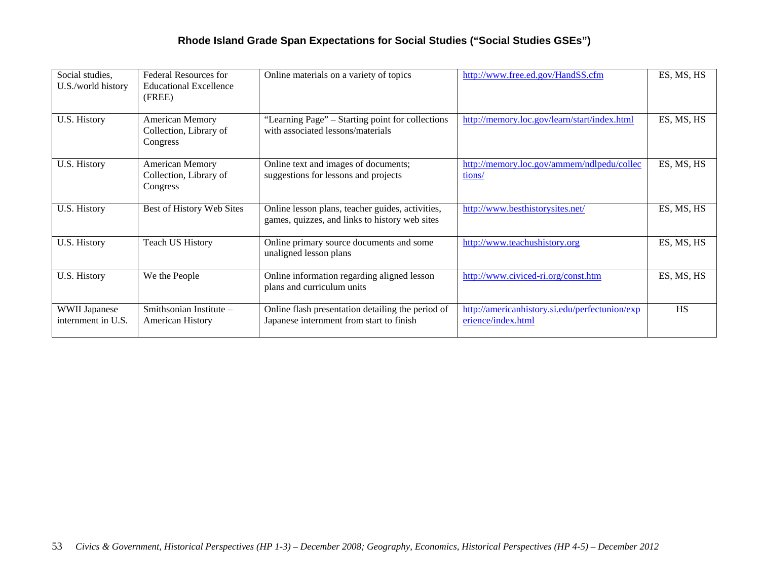| Social studies, U.S./world history | Federal Resources for Educational Excellence (FREE) | Online materials on a variety of topics | http://www.free.ed.gov/HandSS.cfm | ES, MS, HS |
|---|---|---|---|---|
| U.S. History | American Memory Collection, Library of Congress | "Learning Page" – Starting point for collections with associated lessons/materials | http://memory.loc.gov/learn/start/index.html | ES, MS, HS |
| U.S. History | American Memory Collection, Library of Congress | Online text and images of documents; suggestions for lessons and projects | http://memory.loc.gov/ammem/ndlpedu/collections/ | ES, MS, HS |
| U.S. History | Best of History Web Sites | Online lesson plans, teacher guides, activities, games, quizzes, and links to history web sites | http://www.besthistorysites.net/ | ES, MS, HS |
| U.S. History | Teach US History | Online primary source documents and some unaligned lesson plans | http://www.teachushistory.org | ES, MS, HS |
| U.S. History | We the People | Online information regarding aligned lesson plans and curriculum units | http://www.civiced-ri.org/const.htm | ES, MS, HS |
| WWII Japanese internment in U.S. | Smithsonian Institute – American History | Online flash presentation detailing the period of Japanese internment from start to finish | http://americanhistory.si.edu/perfectunion/experience/index.html | HS |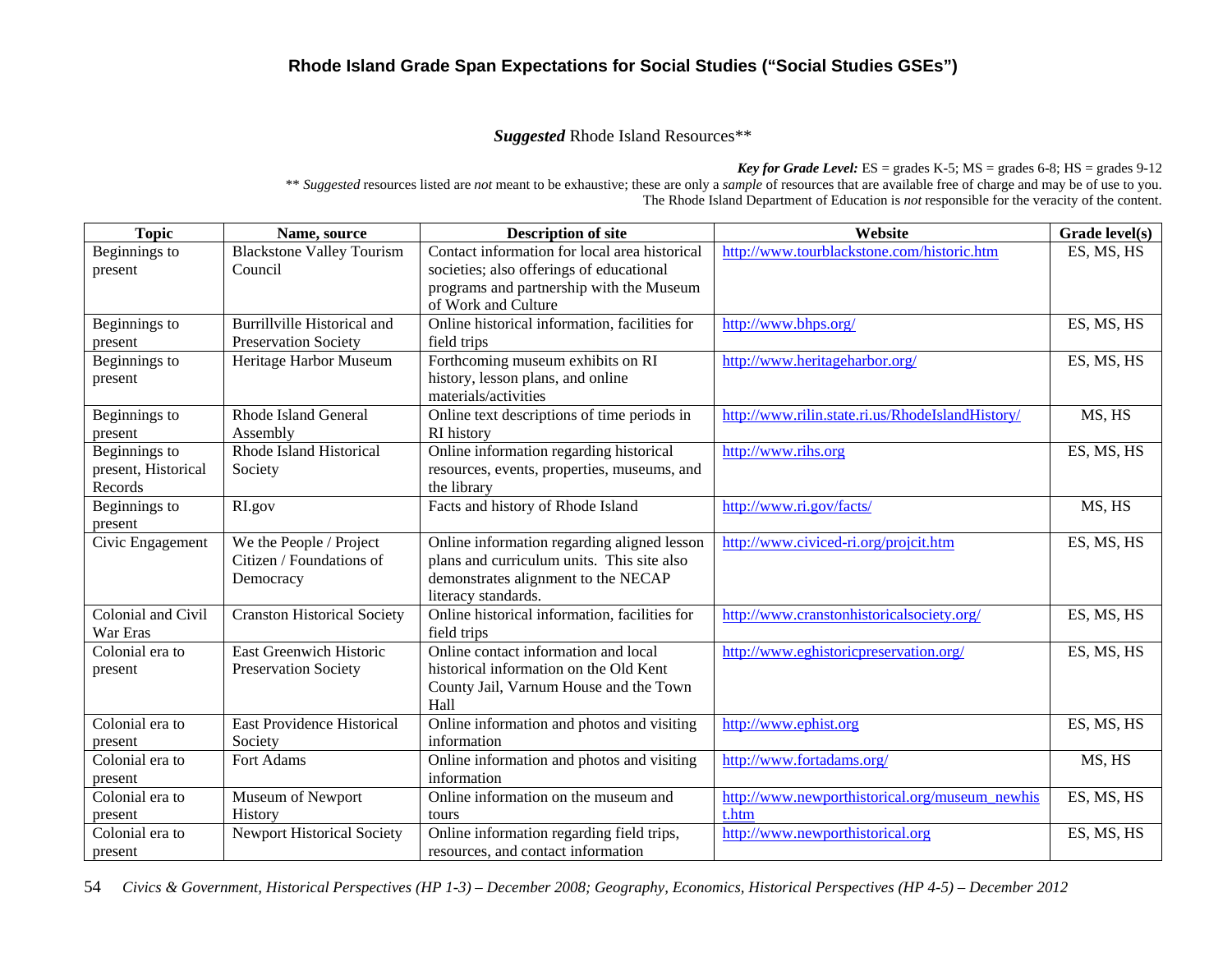# Rhode Island Grade Span Expectations for Social Studies ("Social Studies GSEs")

## *Suggested* Rhode Island Resources**

***Key for Grade Level:*** ES = grades K-5; MS = grades 6-8; HS = grades 9-12

** *Suggested* resources listed are *not* meant to be exhaustive; these are only a *sample* of resources that are available free of charge and may be of use to you. The Rhode Island Department of Education is *not* responsible for the veracity of the content.

| Topic | Name, source | Description of site | Website | Grade level(s) |
|---|---|---|---|---|
| Beginnings to present | Blackstone Valley Tourism Council | Contact information for local area historical societies; also offerings of educational programs and partnership with the Museum of Work and Culture | http://www.tourblackstone.com/historic.htm | ES, MS, HS |
| Beginnings to present | Burrillville Historical and Preservation Society | Online historical information, facilities for field trips | http://www.bhps.org/ | ES, MS, HS |
| Beginnings to present | Heritage Harbor Museum | Forthcoming museum exhibits on RI history, lesson plans, and online materials/activities | http://www.heritageharbor.org/ | ES, MS, HS |
| Beginnings to present | Rhode Island General Assembly | Online text descriptions of time periods in RI history | http://www.rilin.state.ri.us/RhodeIslandHistory/ | MS, HS |
| Beginnings to present, Historical Records | Rhode Island Historical Society | Online information regarding historical resources, events, properties, museums, and the library | http://www.rihs.org | ES, MS, HS |
| Beginnings to present | RI.gov | Facts and history of Rhode Island | http://www.ri.gov/facts/ | MS, HS |
| Civic Engagement | We the People / Project Citizen / Foundations of Democracy | Online information regarding aligned lesson plans and curriculum units. This site also demonstrates alignment to the NECAP literacy standards. | http://www.civiced-ri.org/projcit.htm | ES, MS, HS |
| Colonial and Civil War Eras | Cranston Historical Society | Online historical information, facilities for field trips | http://www.cranstonhistoricalsociety.org/ | ES, MS, HS |
| Colonial era to present | East Greenwich Historic Preservation Society | Online contact information and local historical information on the Old Kent County Jail, Varnum House and the Town Hall | http://www.eghistoricpreservation.org/ | ES, MS, HS |
| Colonial era to present | East Providence Historical Society | Online information and photos and visiting information | http://www.ephist.org | ES, MS, HS |
| Colonial era to present | Fort Adams | Online information and photos and visiting information | http://www.fortadams.org/ | MS, HS |
| Colonial era to present | Museum of Newport History | Online information on the museum and tours | http://www.newporthistorical.org/museum_newhist.htm | ES, MS, HS |
| Colonial era to present | Newport Historical Society | Online information regarding field trips, resources, and contact information | http://www.newporthistorical.org | ES, MS, HS |

*Civics & Government, Historical Perspectives (HP 1-3) – December 2008; Geography, Economics, Historical Perspectives (HP 4-5) – December 2012*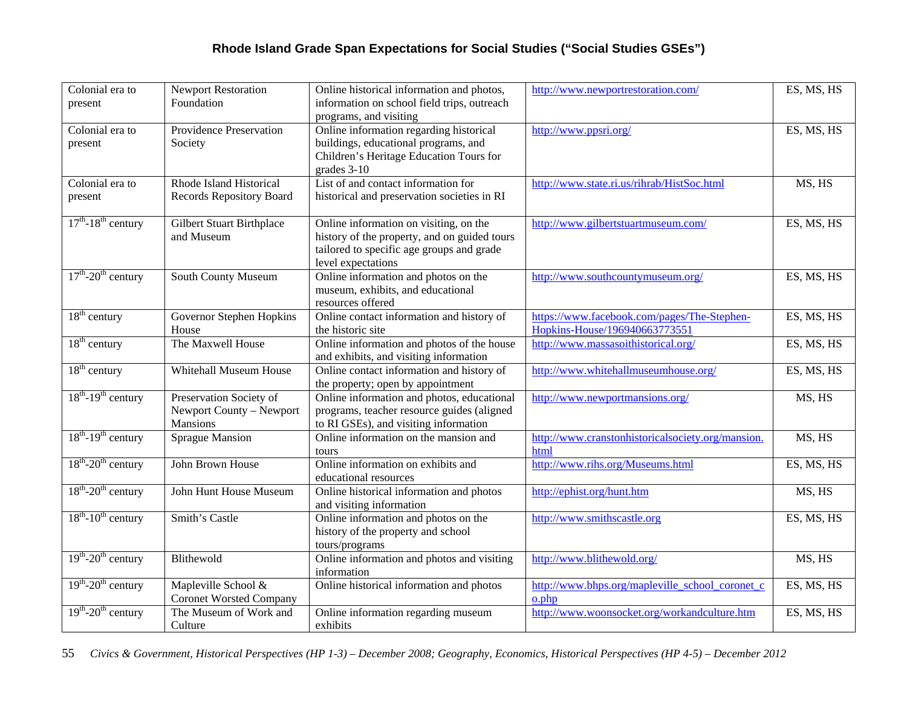| Colonial era to present | Newport Restoration Foundation | Online historical information and photos, information on school field trips, outreach programs, and visiting | http://www.newportrestoration.com/ | ES, MS, HS |
|---|---|---|---|---|
| Colonial era to present | Providence Preservation Society | Online information regarding historical buildings, educational programs, and Children's Heritage Education Tours for grades 3-10 | http://www.ppsri.org/ | ES, MS, HS |
| Colonial era to present | Rhode Island Historical Records Repository Board | List of and contact information for historical and preservation societies in RI | http://www.state.ri.us/rihrab/HistSoc.html | MS, HS |
| 17th-18th century | Gilbert Stuart Birthplace and Museum | Online information on visiting, on the history of the property, and on guided tours tailored to specific age groups and grade level expectations | http://www.gilbertstuartmuseum.com/ | ES, MS, HS |
| 17th-20th century | South County Museum | Online information and photos on the museum, exhibits, and educational resources offered | http://www.southcountymuseum.org/ | ES, MS, HS |
| 18th century | Governor Stephen Hopkins House | Online contact information and history of the historic site | https://www.facebook.com/pages/The-Stephen-Hopkins-House/196940663773551 | ES, MS, HS |
| 18th century | The Maxwell House | Online information and photos of the house and exhibits, and visiting information | http://www.massasoithistorical.org/ | ES, MS, HS |
| 18th century | Whitehall Museum House | Online contact information and history of the property; open by appointment | http://www.whitehallmuseumhouse.org/ | ES, MS, HS |
| 18th-19th century | Preservation Society of Newport County – Newport Mansions | Online information and photos, educational programs, teacher resource guides (aligned to RI GSEs), and visiting information | http://www.newportmansions.org/ | MS, HS |
| 18th-19th century | Sprague Mansion | Online information on the mansion and tours | http://www.cranstonhistoricalsociety.org/mansion.html | MS, HS |
| 18th-20th century | John Brown House | Online information on exhibits and educational resources | http://www.rihs.org/Museums.html | ES, MS, HS |
| 18th-20th century | John Hunt House Museum | Online historical information and photos and visiting information | http://ephist.org/hunt.htm | MS, HS |
| 18th-10th century | Smith's Castle | Online information and photos on the history of the property and school tours/programs | http://www.smithscastle.org | ES, MS, HS |
| 19th-20th century | Blithewold | Online information and photos and visiting information | http://www.blithewold.org/ | MS, HS |
| 19th-20th century | Mapleville School & Coronet Worsted Company | Online historical information and photos | http://www.bhps.org/mapleville_school_coronet_co.php | ES, MS, HS |
| 19th-20th century | The Museum of Work and Culture | Online information regarding museum exhibits | http://www.woonsocket.org/workandculture.htm | ES, MS, HS |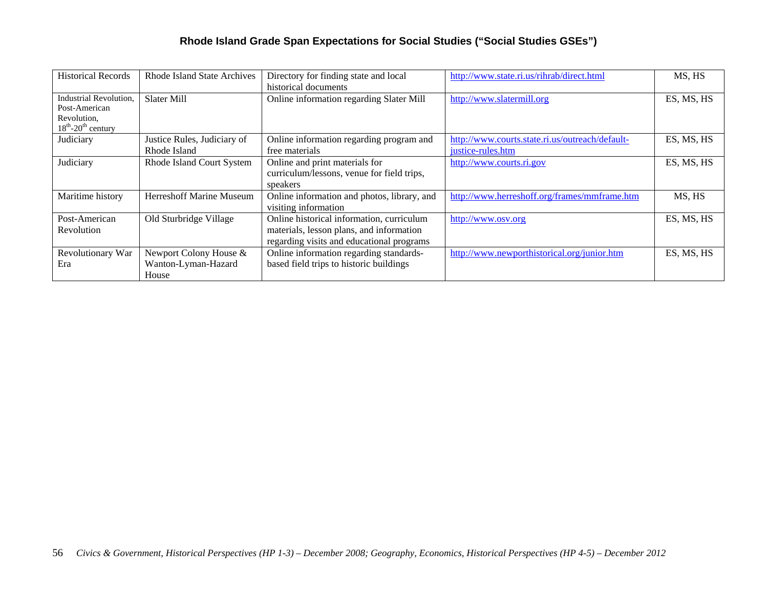| | | | | |
|---|---|---|---|---|
| Historical Records | Rhode Island State Archives | Directory for finding state and local historical documents | http://www.state.ri.us/rihrab/direct.html | MS, HS |
| Industrial Revolution, Post-American Revolution, 18th-20th century | Slater Mill | Online information regarding Slater Mill | http://www.slatermill.org | ES, MS, HS |
| Judiciary | Justice Rules, Judiciary of Rhode Island | Online information regarding program and free materials | http://www.courts.state.ri.us/outreach/default-justice-rules.htm | ES, MS, HS |
| Judiciary | Rhode Island Court System | Online and print materials for curriculum/lessons, venue for field trips, speakers | http://www.courts.ri.gov | ES, MS, HS |
| Maritime history | Herreshoff Marine Museum | Online information and photos, library, and visiting information | http://www.herreshoff.org/frames/mmframe.htm | MS, HS |
| Post-American Revolution | Old Sturbridge Village | Online historical information, curriculum materials, lesson plans, and information regarding visits and educational programs | http://www.osv.org | ES, MS, HS |
| Revolutionary War Era | Newport Colony House & Wanton-Lyman-Hazard House | Online information regarding standards-based field trips to historic buildings | http://www.newporthistorical.org/junior.htm | ES, MS, HS |